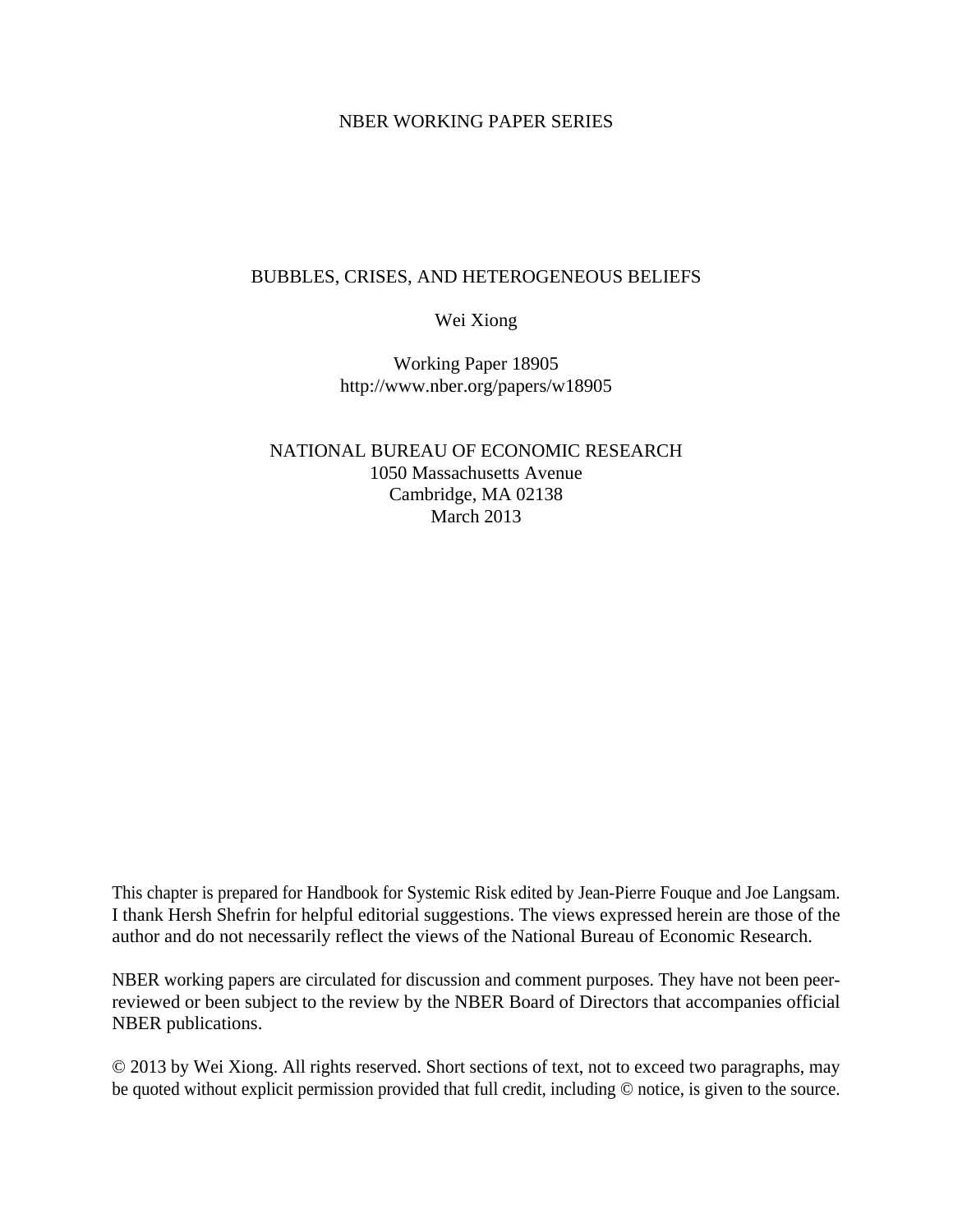NBER WORKING PAPER SERIES

# BUBBLES, CRISES, AND HETEROGENEOUS BELIEFS

Wei Xiong

Working Paper 18905
http://www.nber.org/papers/w18905

NATIONAL BUREAU OF ECONOMIC RESEARCH
1050 Massachusetts Avenue
Cambridge, MA 02138
March 2013

This chapter is prepared for Handbook for Systemic Risk edited by Jean-Pierre Fouque and Joe Langsam. I thank Hersh Shefrin for helpful editorial suggestions. The views expressed herein are those of the author and do not necessarily reflect the views of the National Bureau of Economic Research.

NBER working papers are circulated for discussion and comment purposes. They have not been peer-reviewed or been subject to the review by the NBER Board of Directors that accompanies official NBER publications.

© 2013 by Wei Xiong. All rights reserved. Short sections of text, not to exceed two paragraphs, may be quoted without explicit permission provided that full credit, including © notice, is given to the source.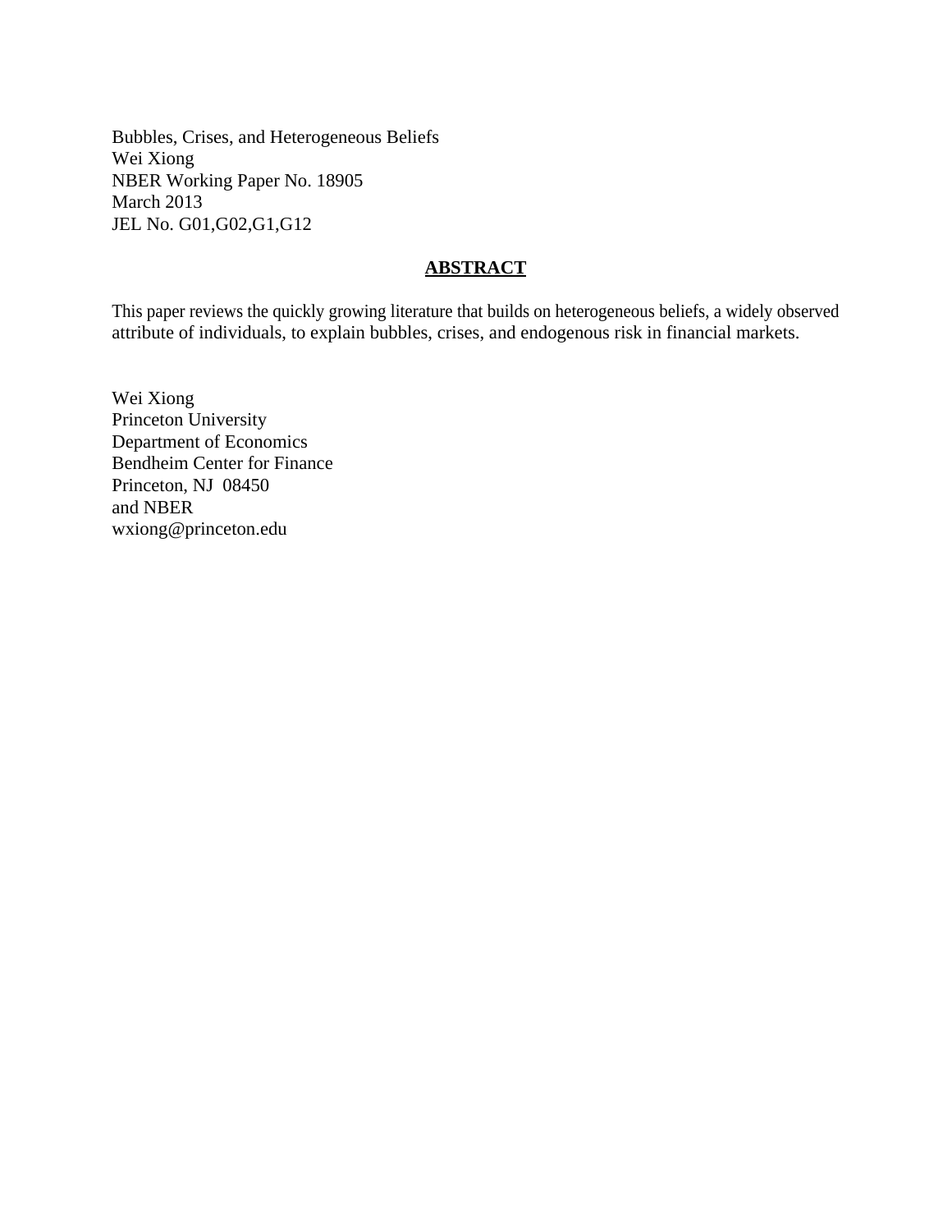Bubbles, Crises, and Heterogeneous Beliefs
Wei Xiong
NBER Working Paper No. 18905
March 2013
JEL No. G01,G02,G1,G12

## ABSTRACT

This paper reviews the quickly growing literature that builds on heterogeneous beliefs, a widely observed attribute of individuals, to explain bubbles, crises, and endogenous risk in financial markets.

Wei Xiong
Princeton University
Department of Economics
Bendheim Center for Finance
Princeton, NJ 08450
and NBER
wxiong@princeton.edu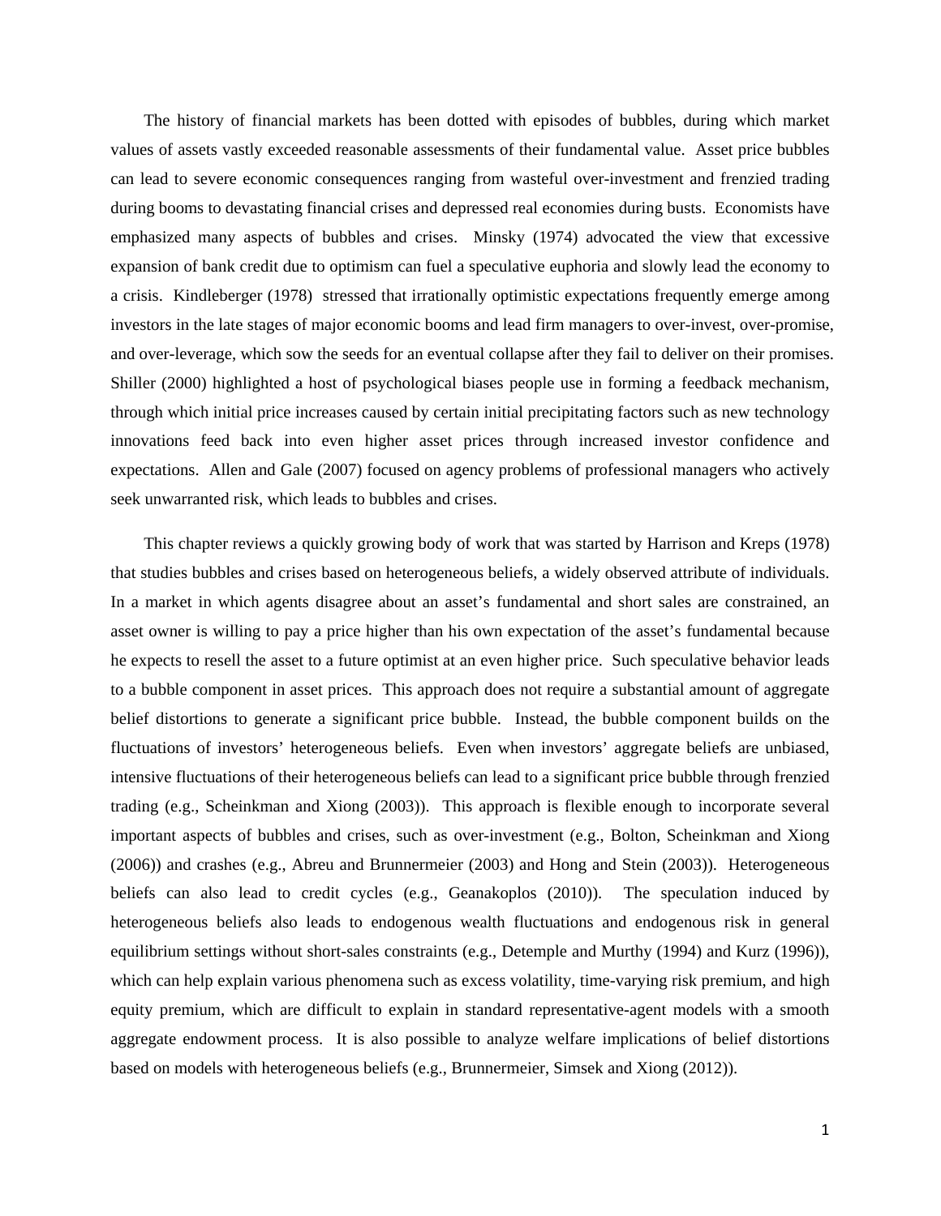The history of financial markets has been dotted with episodes of bubbles, during which market values of assets vastly exceeded reasonable assessments of their fundamental value. Asset price bubbles can lead to severe economic consequences ranging from wasteful over-investment and frenzied trading during booms to devastating financial crises and depressed real economies during busts. Economists have emphasized many aspects of bubbles and crises. Minsky (1974) advocated the view that excessive expansion of bank credit due to optimism can fuel a speculative euphoria and slowly lead the economy to a crisis. Kindleberger (1978) stressed that irrationally optimistic expectations frequently emerge among investors in the late stages of major economic booms and lead firm managers to over-invest, over-promise, and over-leverage, which sow the seeds for an eventual collapse after they fail to deliver on their promises. Shiller (2000) highlighted a host of psychological biases people use in forming a feedback mechanism, through which initial price increases caused by certain initial precipitating factors such as new technology innovations feed back into even higher asset prices through increased investor confidence and expectations. Allen and Gale (2007) focused on agency problems of professional managers who actively seek unwarranted risk, which leads to bubbles and crises.

This chapter reviews a quickly growing body of work that was started by Harrison and Kreps (1978) that studies bubbles and crises based on heterogeneous beliefs, a widely observed attribute of individuals. In a market in which agents disagree about an asset's fundamental and short sales are constrained, an asset owner is willing to pay a price higher than his own expectation of the asset's fundamental because he expects to resell the asset to a future optimist at an even higher price. Such speculative behavior leads to a bubble component in asset prices. This approach does not require a substantial amount of aggregate belief distortions to generate a significant price bubble. Instead, the bubble component builds on the fluctuations of investors' heterogeneous beliefs. Even when investors' aggregate beliefs are unbiased, intensive fluctuations of their heterogeneous beliefs can lead to a significant price bubble through frenzied trading (e.g., Scheinkman and Xiong (2003)). This approach is flexible enough to incorporate several important aspects of bubbles and crises, such as over-investment (e.g., Bolton, Scheinkman and Xiong (2006)) and crashes (e.g., Abreu and Brunnermeier (2003) and Hong and Stein (2003)). Heterogeneous beliefs can also lead to credit cycles (e.g., Geanakoplos (2010)). The speculation induced by heterogeneous beliefs also leads to endogenous wealth fluctuations and endogenous risk in general equilibrium settings without short-sales constraints (e.g., Detemple and Murthy (1994) and Kurz (1996)), which can help explain various phenomena such as excess volatility, time-varying risk premium, and high equity premium, which are difficult to explain in standard representative-agent models with a smooth aggregate endowment process. It is also possible to analyze welfare implications of belief distortions based on models with heterogeneous beliefs (e.g., Brunnermeier, Simsek and Xiong (2012)).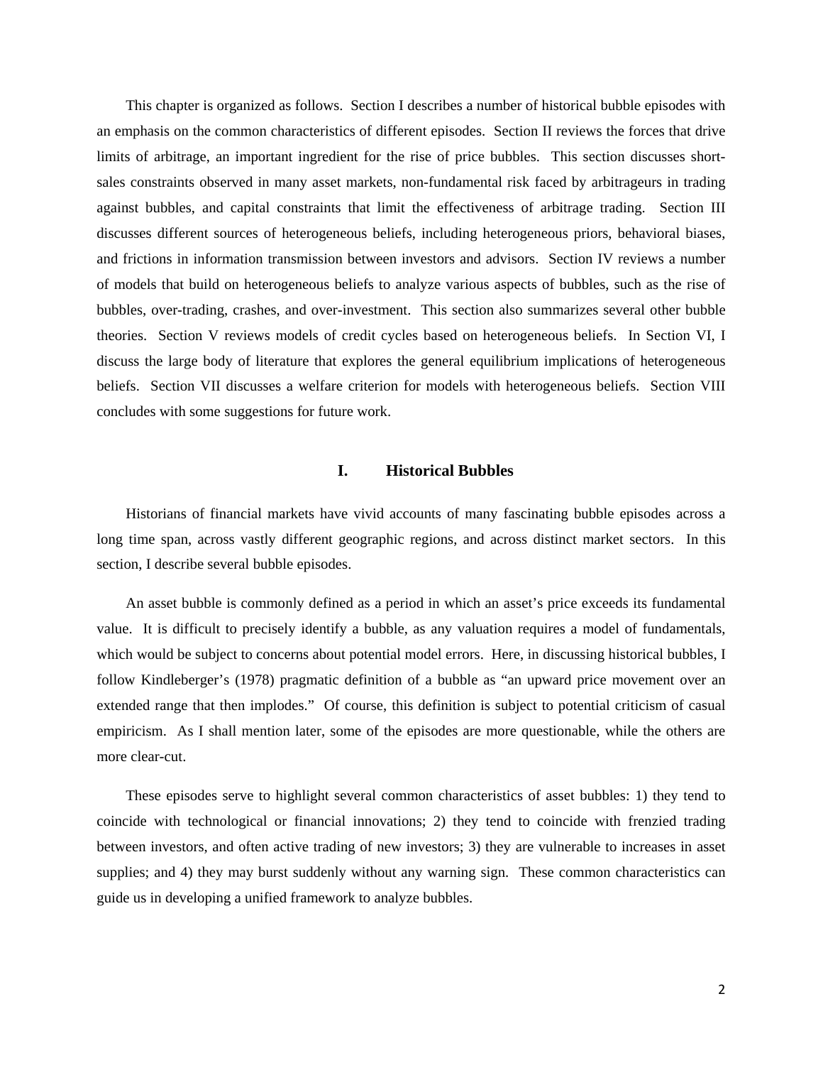This chapter is organized as follows. Section I describes a number of historical bubble episodes with an emphasis on the common characteristics of different episodes. Section II reviews the forces that drive limits of arbitrage, an important ingredient for the rise of price bubbles. This section discusses short-sales constraints observed in many asset markets, non-fundamental risk faced by arbitrageurs in trading against bubbles, and capital constraints that limit the effectiveness of arbitrage trading. Section III discusses different sources of heterogeneous beliefs, including heterogeneous priors, behavioral biases, and frictions in information transmission between investors and advisors. Section IV reviews a number of models that build on heterogeneous beliefs to analyze various aspects of bubbles, such as the rise of bubbles, over-trading, crashes, and over-investment. This section also summarizes several other bubble theories. Section V reviews models of credit cycles based on heterogeneous beliefs. In Section VI, I discuss the large body of literature that explores the general equilibrium implications of heterogeneous beliefs. Section VII discusses a welfare criterion for models with heterogeneous beliefs. Section VIII concludes with some suggestions for future work.

## I. Historical Bubbles

Historians of financial markets have vivid accounts of many fascinating bubble episodes across a long time span, across vastly different geographic regions, and across distinct market sectors. In this section, I describe several bubble episodes.

An asset bubble is commonly defined as a period in which an asset's price exceeds its fundamental value. It is difficult to precisely identify a bubble, as any valuation requires a model of fundamentals, which would be subject to concerns about potential model errors. Here, in discussing historical bubbles, I follow Kindleberger's (1978) pragmatic definition of a bubble as "an upward price movement over an extended range that then implodes." Of course, this definition is subject to potential criticism of casual empiricism. As I shall mention later, some of the episodes are more questionable, while the others are more clear-cut.

These episodes serve to highlight several common characteristics of asset bubbles: 1) they tend to coincide with technological or financial innovations; 2) they tend to coincide with frenzied trading between investors, and often active trading of new investors; 3) they are vulnerable to increases in asset supplies; and 4) they may burst suddenly without any warning sign. These common characteristics can guide us in developing a unified framework to analyze bubbles.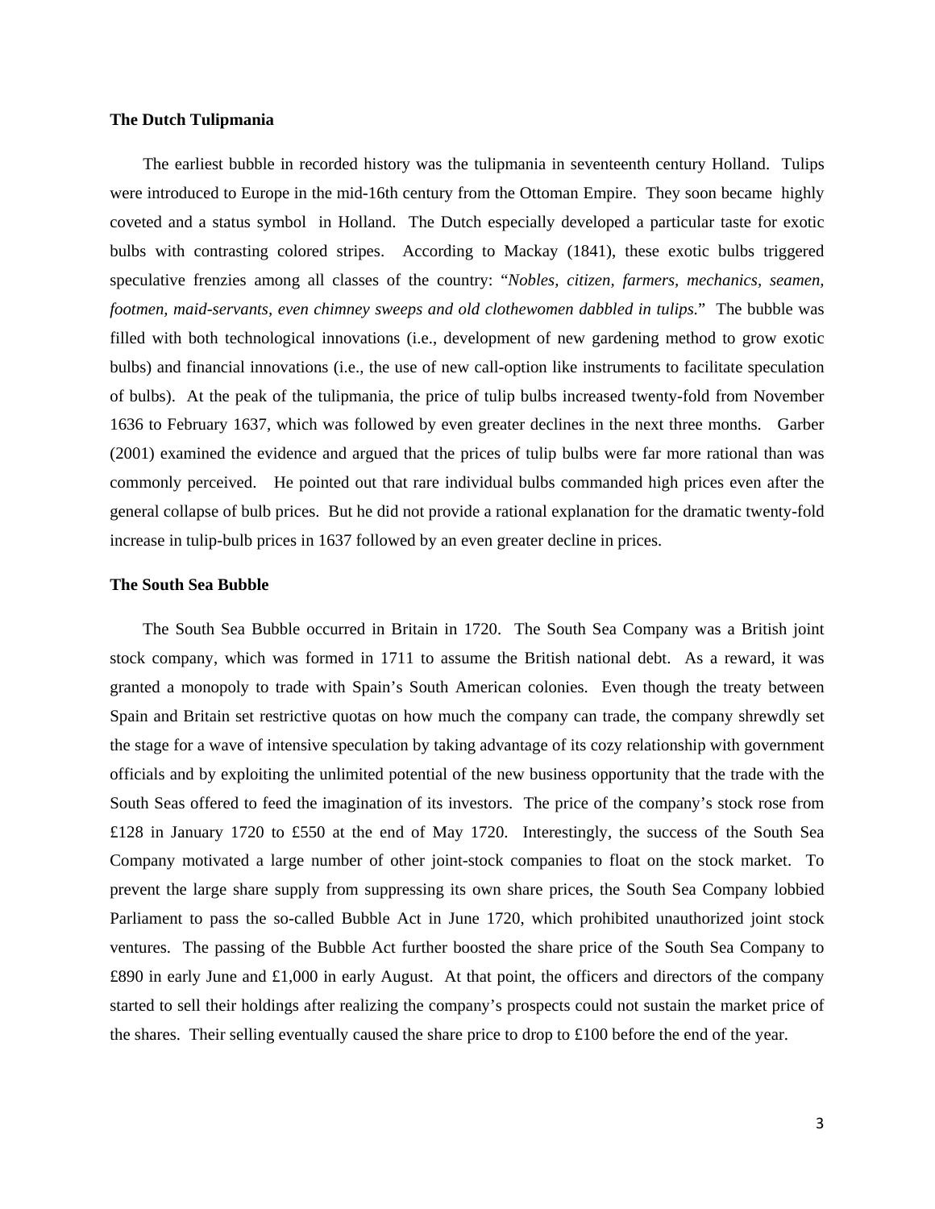### The Dutch Tulipmania

The earliest bubble in recorded history was the tulipmania in seventeenth century Holland. Tulips were introduced to Europe in the mid-16th century from the Ottoman Empire. They soon became highly coveted and a status symbol in Holland. The Dutch especially developed a particular taste for exotic bulbs with contrasting colored stripes. According to Mackay (1841), these exotic bulbs triggered speculative frenzies among all classes of the country: "*Nobles, citizen, farmers, mechanics, seamen, footmen, maid-servants, even chimney sweeps and old clothewomen dabbled in tulips.*" The bubble was filled with both technological innovations (i.e., development of new gardening method to grow exotic bulbs) and financial innovations (i.e., the use of new call-option like instruments to facilitate speculation of bulbs). At the peak of the tulipmania, the price of tulip bulbs increased twenty-fold from November 1636 to February 1637, which was followed by even greater declines in the next three months. Garber (2001) examined the evidence and argued that the prices of tulip bulbs were far more rational than was commonly perceived. He pointed out that rare individual bulbs commanded high prices even after the general collapse of bulb prices. But he did not provide a rational explanation for the dramatic twenty-fold increase in tulip-bulb prices in 1637 followed by an even greater decline in prices.

### The South Sea Bubble

The South Sea Bubble occurred in Britain in 1720. The South Sea Company was a British joint stock company, which was formed in 1711 to assume the British national debt. As a reward, it was granted a monopoly to trade with Spain's South American colonies. Even though the treaty between Spain and Britain set restrictive quotas on how much the company can trade, the company shrewdly set the stage for a wave of intensive speculation by taking advantage of its cozy relationship with government officials and by exploiting the unlimited potential of the new business opportunity that the trade with the South Seas offered to feed the imagination of its investors. The price of the company's stock rose from £128 in January 1720 to £550 at the end of May 1720. Interestingly, the success of the South Sea Company motivated a large number of other joint-stock companies to float on the stock market. To prevent the large share supply from suppressing its own share prices, the South Sea Company lobbied Parliament to pass the so-called Bubble Act in June 1720, which prohibited unauthorized joint stock ventures. The passing of the Bubble Act further boosted the share price of the South Sea Company to £890 in early June and £1,000 in early August. At that point, the officers and directors of the company started to sell their holdings after realizing the company's prospects could not sustain the market price of the shares. Their selling eventually caused the share price to drop to £100 before the end of the year.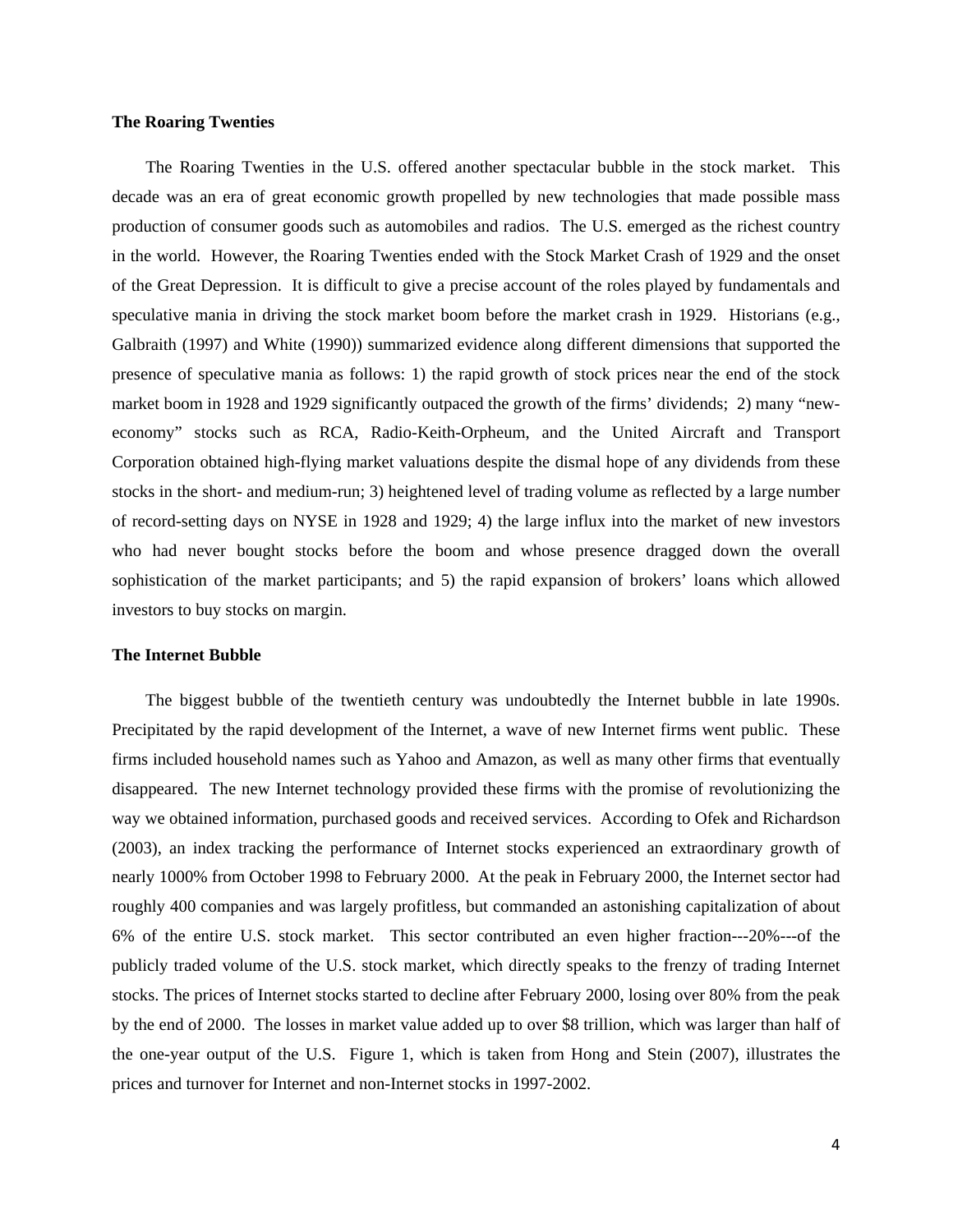### The Roaring Twenties

The Roaring Twenties in the U.S. offered another spectacular bubble in the stock market. This decade was an era of great economic growth propelled by new technologies that made possible mass production of consumer goods such as automobiles and radios. The U.S. emerged as the richest country in the world. However, the Roaring Twenties ended with the Stock Market Crash of 1929 and the onset of the Great Depression. It is difficult to give a precise account of the roles played by fundamentals and speculative mania in driving the stock market boom before the market crash in 1929. Historians (e.g., Galbraith (1997) and White (1990)) summarized evidence along different dimensions that supported the presence of speculative mania as follows: 1) the rapid growth of stock prices near the end of the stock market boom in 1928 and 1929 significantly outpaced the growth of the firms' dividends; 2) many "new-economy" stocks such as RCA, Radio-Keith-Orpheum, and the United Aircraft and Transport Corporation obtained high-flying market valuations despite the dismal hope of any dividends from these stocks in the short- and medium-run; 3) heightened level of trading volume as reflected by a large number of record-setting days on NYSE in 1928 and 1929; 4) the large influx into the market of new investors who had never bought stocks before the boom and whose presence dragged down the overall sophistication of the market participants; and 5) the rapid expansion of brokers' loans which allowed investors to buy stocks on margin.

### The Internet Bubble

The biggest bubble of the twentieth century was undoubtedly the Internet bubble in late 1990s. Precipitated by the rapid development of the Internet, a wave of new Internet firms went public. These firms included household names such as Yahoo and Amazon, as well as many other firms that eventually disappeared. The new Internet technology provided these firms with the promise of revolutionizing the way we obtained information, purchased goods and received services. According to Ofek and Richardson (2003), an index tracking the performance of Internet stocks experienced an extraordinary growth of nearly 1000% from October 1998 to February 2000. At the peak in February 2000, the Internet sector had roughly 400 companies and was largely profitless, but commanded an astonishing capitalization of about 6% of the entire U.S. stock market. This sector contributed an even higher fraction---20%---of the publicly traded volume of the U.S. stock market, which directly speaks to the frenzy of trading Internet stocks. The prices of Internet stocks started to decline after February 2000, losing over 80% from the peak by the end of 2000. The losses in market value added up to over $8 trillion, which was larger than half of the one-year output of the U.S. Figure 1, which is taken from Hong and Stein (2007), illustrates the prices and turnover for Internet and non-Internet stocks in 1997-2002.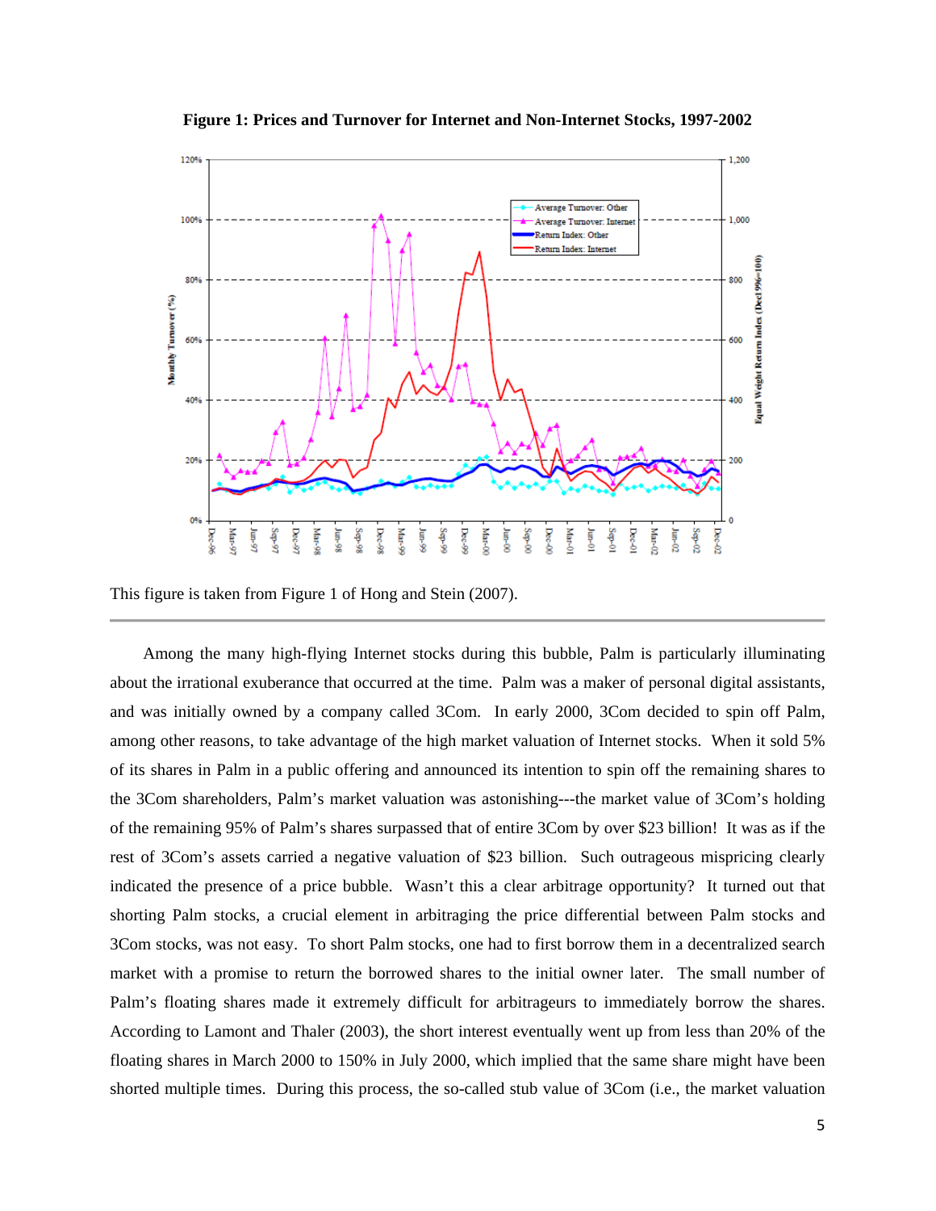**Figure 1: Prices and Turnover for Internet and Non-Internet Stocks, 1997-2002**

This figure is taken from Figure 1 of Hong and Stein (2007).

---

Among the many high-flying Internet stocks during this bubble, Palm is particularly illuminating about the irrational exuberance that occurred at the time. Palm was a maker of personal digital assistants, and was initially owned by a company called 3Com. In early 2000, 3Com decided to spin off Palm, among other reasons, to take advantage of the high market valuation of Internet stocks. When it sold 5% of its shares in Palm in a public offering and announced its intention to spin off the remaining shares to the 3Com shareholders, Palm's market valuation was astonishing---the market value of 3Com's holding of the remaining 95% of Palm's shares surpassed that of entire 3Com by over $23 billion! It was as if the rest of 3Com's assets carried a negative valuation of $23 billion. Such outrageous mispricing clearly indicated the presence of a price bubble. Wasn't this a clear arbitrage opportunity? It turned out that shorting Palm stocks, a crucial element in arbitraging the price differential between Palm stocks and 3Com stocks, was not easy. To short Palm stocks, one had to first borrow them in a decentralized search market with a promise to return the borrowed shares to the initial owner later. The small number of Palm's floating shares made it extremely difficult for arbitrageurs to immediately borrow the shares. According to Lamont and Thaler (2003), the short interest eventually went up from less than 20% of the floating shares in March 2000 to 150% in July 2000, which implied that the same share might have been shorted multiple times. During this process, the so-called stub value of 3Com (i.e., the market valuation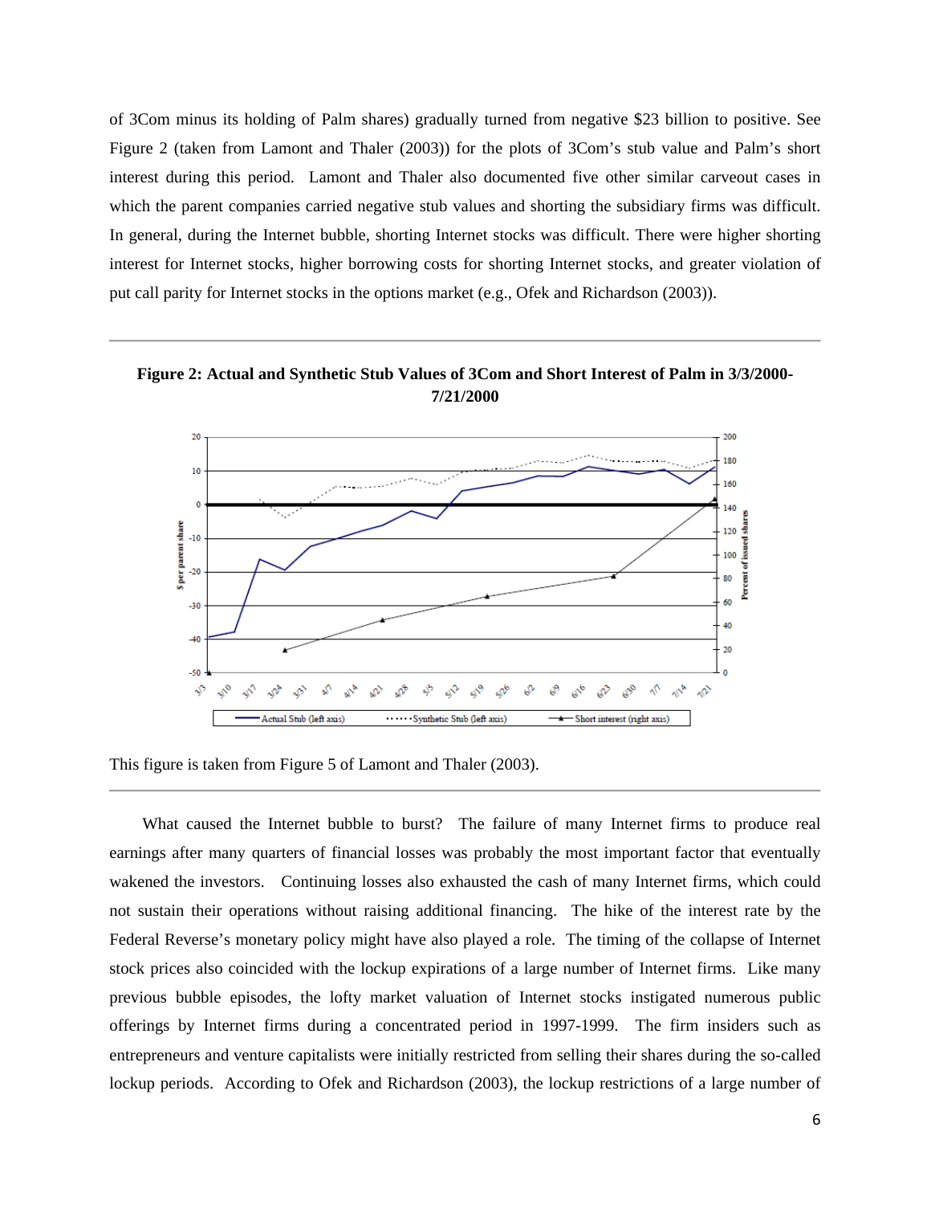of 3Com minus its holding of Palm shares) gradually turned from negative $23 billion to positive. See Figure 2 (taken from Lamont and Thaler (2003)) for the plots of 3Com's stub value and Palm's short interest during this period. Lamont and Thaler also documented five other similar carveout cases in which the parent companies carried negative stub values and shorting the subsidiary firms was difficult. In general, during the Internet bubble, shorting Internet stocks was difficult. There were higher shorting interest for Internet stocks, higher borrowing costs for shorting Internet stocks, and greater violation of put call parity for Internet stocks in the options market (e.g., Ofek and Richardson (2003)).

**Figure 2: Actual and Synthetic Stub Values of 3Com and Short Interest of Palm in 3/3/2000-7/21/2000**

This figure is taken from Figure 5 of Lamont and Thaler (2003).

What caused the Internet bubble to burst? The failure of many Internet firms to produce real earnings after many quarters of financial losses was probably the most important factor that eventually wakened the investors. Continuing losses also exhausted the cash of many Internet firms, which could not sustain their operations without raising additional financing. The hike of the interest rate by the Federal Reverse's monetary policy might have also played a role. The timing of the collapse of Internet stock prices also coincided with the lockup expirations of a large number of Internet firms. Like many previous bubble episodes, the lofty market valuation of Internet stocks instigated numerous public offerings by Internet firms during a concentrated period in 1997-1999. The firm insiders such as entrepreneurs and venture capitalists were initially restricted from selling their shares during the so-called lockup periods. According to Ofek and Richardson (2003), the lockup restrictions of a large number of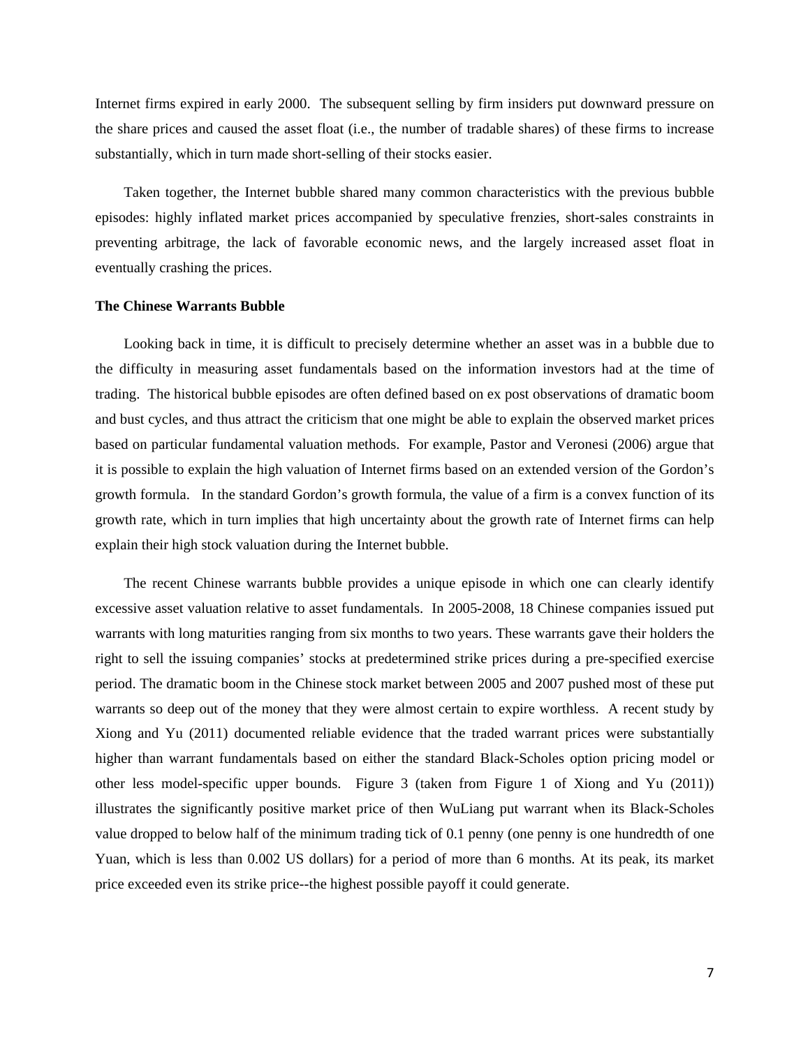Internet firms expired in early 2000. The subsequent selling by firm insiders put downward pressure on the share prices and caused the asset float (i.e., the number of tradable shares) of these firms to increase substantially, which in turn made short-selling of their stocks easier.

Taken together, the Internet bubble shared many common characteristics with the previous bubble episodes: highly inflated market prices accompanied by speculative frenzies, short-sales constraints in preventing arbitrage, the lack of favorable economic news, and the largely increased asset float in eventually crashing the prices.

**The Chinese Warrants Bubble**

Looking back in time, it is difficult to precisely determine whether an asset was in a bubble due to the difficulty in measuring asset fundamentals based on the information investors had at the time of trading. The historical bubble episodes are often defined based on ex post observations of dramatic boom and bust cycles, and thus attract the criticism that one might be able to explain the observed market prices based on particular fundamental valuation methods. For example, Pastor and Veronesi (2006) argue that it is possible to explain the high valuation of Internet firms based on an extended version of the Gordon's growth formula. In the standard Gordon's growth formula, the value of a firm is a convex function of its growth rate, which in turn implies that high uncertainty about the growth rate of Internet firms can help explain their high stock valuation during the Internet bubble.

The recent Chinese warrants bubble provides a unique episode in which one can clearly identify excessive asset valuation relative to asset fundamentals. In 2005-2008, 18 Chinese companies issued put warrants with long maturities ranging from six months to two years. These warrants gave their holders the right to sell the issuing companies' stocks at predetermined strike prices during a pre-specified exercise period. The dramatic boom in the Chinese stock market between 2005 and 2007 pushed most of these put warrants so deep out of the money that they were almost certain to expire worthless. A recent study by Xiong and Yu (2011) documented reliable evidence that the traded warrant prices were substantially higher than warrant fundamentals based on either the standard Black-Scholes option pricing model or other less model-specific upper bounds. Figure 3 (taken from Figure 1 of Xiong and Yu (2011)) illustrates the significantly positive market price of then WuLiang put warrant when its Black-Scholes value dropped to below half of the minimum trading tick of 0.1 penny (one penny is one hundredth of one Yuan, which is less than 0.002 US dollars) for a period of more than 6 months. At its peak, its market price exceeded even its strike price--the highest possible payoff it could generate.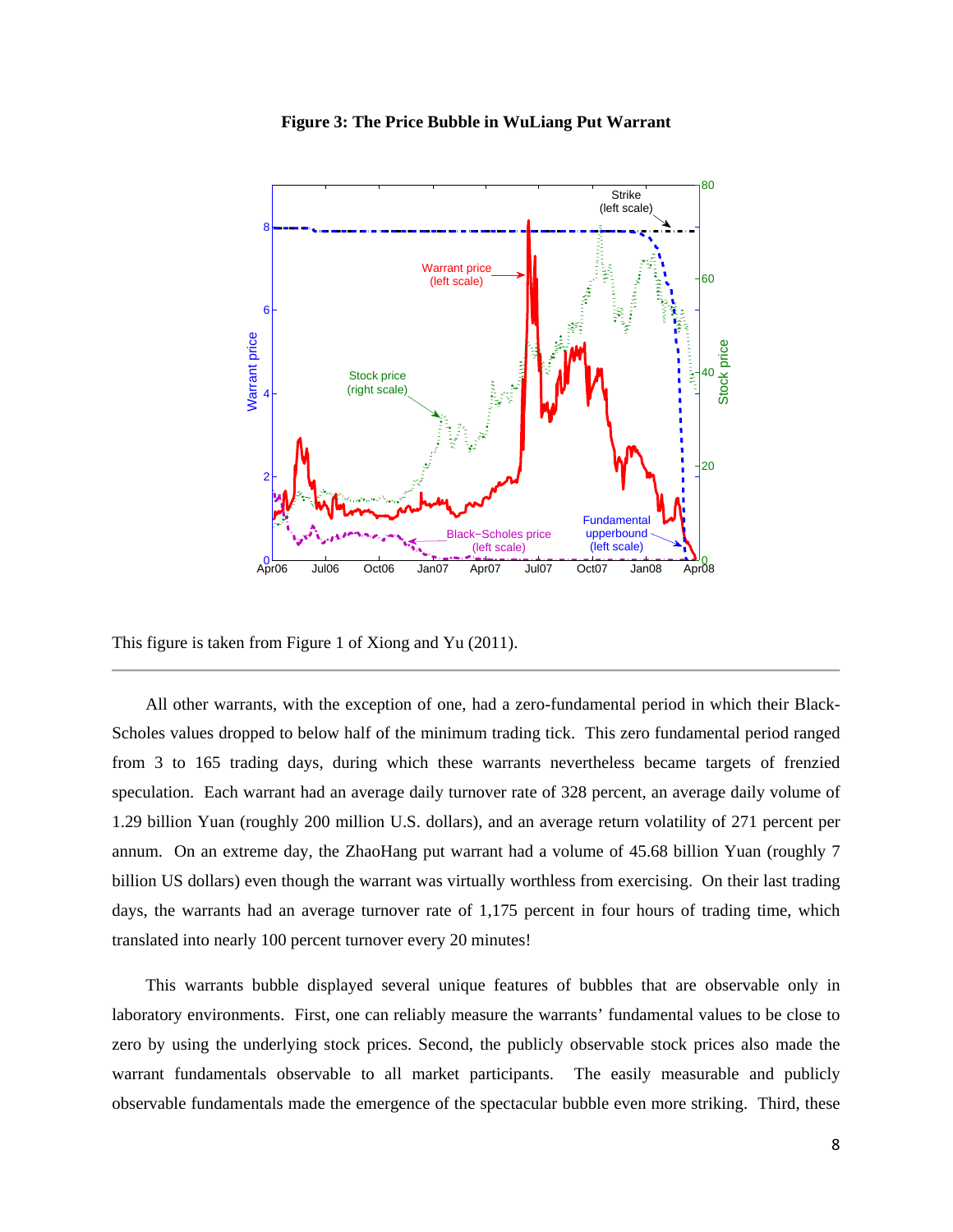**Figure 3: The Price Bubble in WuLiang Put Warrant**

This figure is taken from Figure 1 of Xiong and Yu (2011).

---

All other warrants, with the exception of one, had a zero-fundamental period in which their Black-Scholes values dropped to below half of the minimum trading tick. This zero fundamental period ranged from 3 to 165 trading days, during which these warrants nevertheless became targets of frenzied speculation. Each warrant had an average daily turnover rate of 328 percent, an average daily volume of 1.29 billion Yuan (roughly 200 million U.S. dollars), and an average return volatility of 271 percent per annum. On an extreme day, the ZhaoHang put warrant had a volume of 45.68 billion Yuan (roughly 7 billion US dollars) even though the warrant was virtually worthless from exercising. On their last trading days, the warrants had an average turnover rate of 1,175 percent in four hours of trading time, which translated into nearly 100 percent turnover every 20 minutes!

This warrants bubble displayed several unique features of bubbles that are observable only in laboratory environments. First, one can reliably measure the warrants' fundamental values to be close to zero by using the underlying stock prices. Second, the publicly observable stock prices also made the warrant fundamentals observable to all market participants. The easily measurable and publicly observable fundamentals made the emergence of the spectacular bubble even more striking. Third, these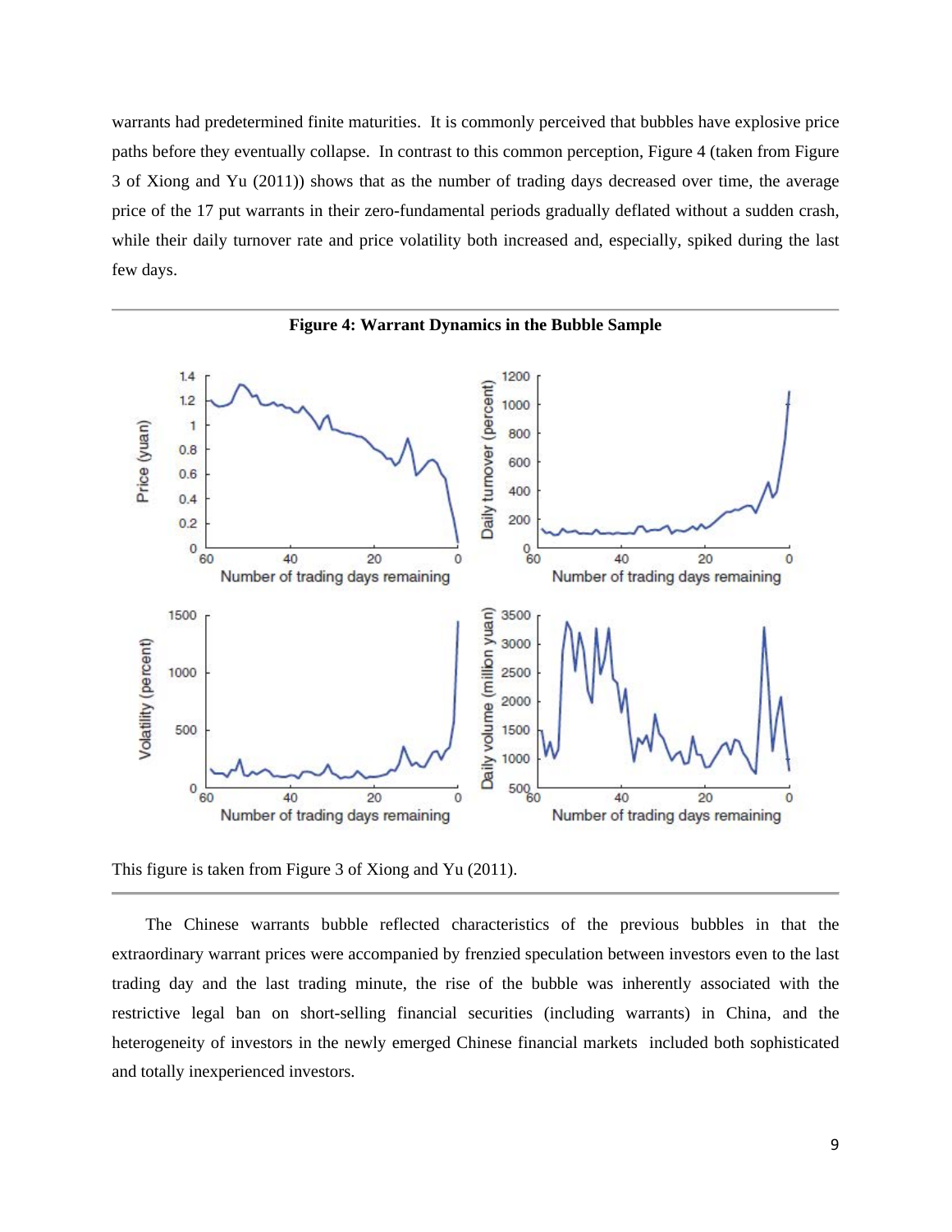warrants had predetermined finite maturities. It is commonly perceived that bubbles have explosive price paths before they eventually collapse. In contrast to this common perception, Figure 4 (taken from Figure 3 of Xiong and Yu (2011)) shows that as the number of trading days decreased over time, the average price of the 17 put warrants in their zero-fundamental periods gradually deflated without a sudden crash, while their daily turnover rate and price volatility both increased and, especially, spiked during the last few days.

**Figure 4: Warrant Dynamics in the Bubble Sample**

This figure is taken from Figure 3 of Xiong and Yu (2011).

The Chinese warrants bubble reflected characteristics of the previous bubbles in that the extraordinary warrant prices were accompanied by frenzied speculation between investors even to the last trading day and the last trading minute, the rise of the bubble was inherently associated with the restrictive legal ban on short-selling financial securities (including warrants) in China, and the heterogeneity of investors in the newly emerged Chinese financial markets included both sophisticated and totally inexperienced investors.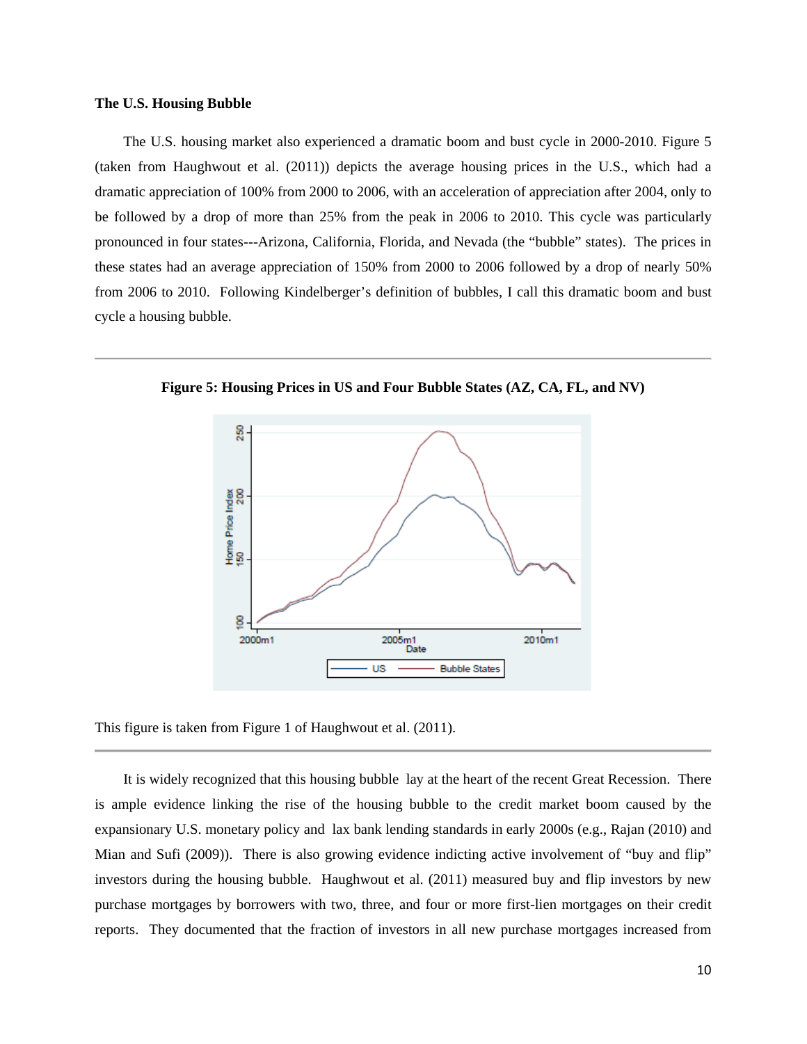**The U.S. Housing Bubble**

The U.S. housing market also experienced a dramatic boom and bust cycle in 2000-2010. Figure 5 (taken from Haughwout et al. (2011)) depicts the average housing prices in the U.S., which had a dramatic appreciation of 100% from 2000 to 2006, with an acceleration of appreciation after 2004, only to be followed by a drop of more than 25% from the peak in 2006 to 2010. This cycle was particularly pronounced in four states---Arizona, California, Florida, and Nevada (the "bubble" states). The prices in these states had an average appreciation of 150% from 2000 to 2006 followed by a drop of nearly 50% from 2006 to 2010. Following Kindelberger's definition of bubbles, I call this dramatic boom and bust cycle a housing bubble.

**Figure 5: Housing Prices in US and Four Bubble States (AZ, CA, FL, and NV)**

This figure is taken from Figure 1 of Haughwout et al. (2011).

It is widely recognized that this housing bubble lay at the heart of the recent Great Recession. There is ample evidence linking the rise of the housing bubble to the credit market boom caused by the expansionary U.S. monetary policy and lax bank lending standards in early 2000s (e.g., Rajan (2010) and Mian and Sufi (2009)). There is also growing evidence indicting active involvement of "buy and flip" investors during the housing bubble. Haughwout et al. (2011) measured buy and flip investors by new purchase mortgages by borrowers with two, three, and four or more first-lien mortgages on their credit reports. They documented that the fraction of investors in all new purchase mortgages increased from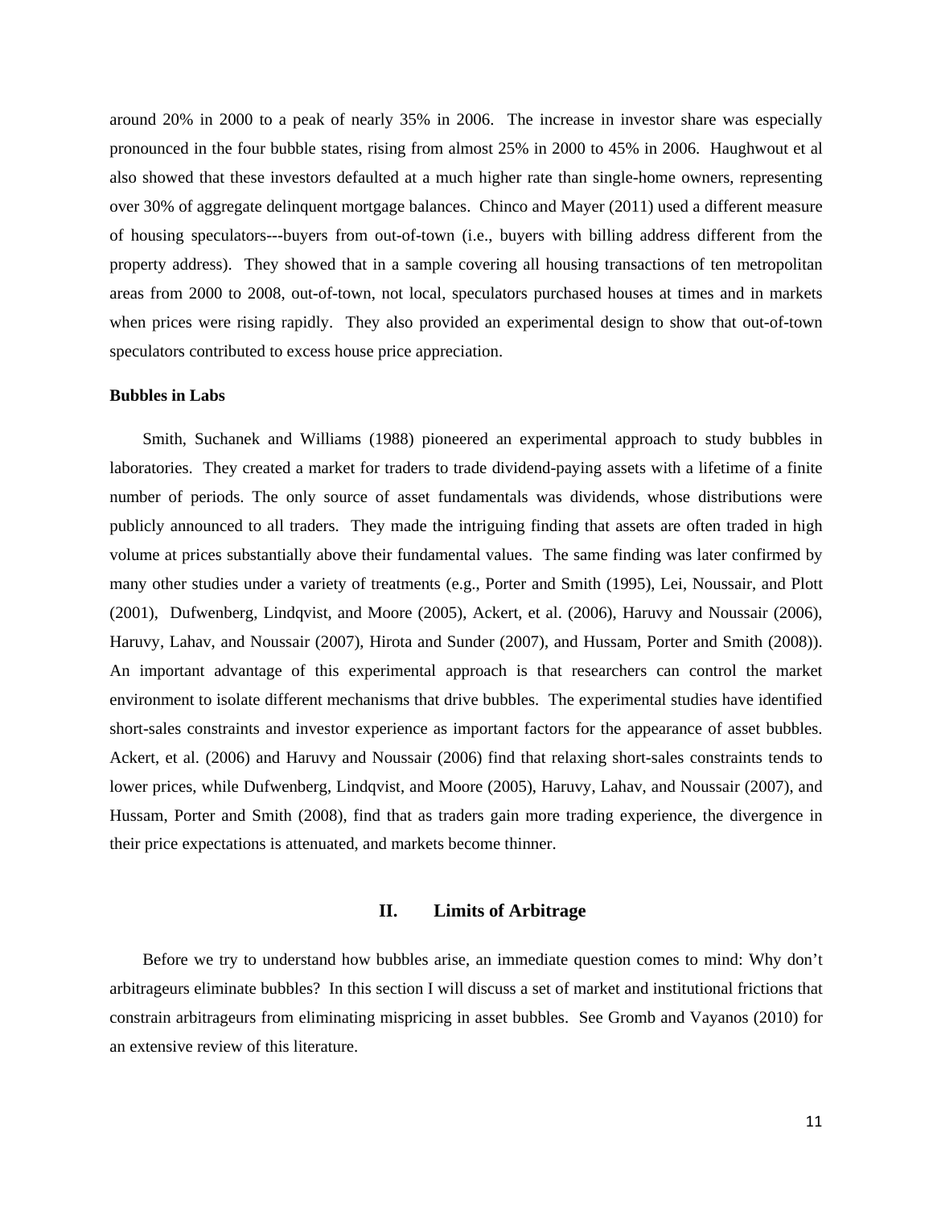around 20% in 2000 to a peak of nearly 35% in 2006. The increase in investor share was especially pronounced in the four bubble states, rising from almost 25% in 2000 to 45% in 2006. Haughwout et al also showed that these investors defaulted at a much higher rate than single-home owners, representing over 30% of aggregate delinquent mortgage balances. Chinco and Mayer (2011) used a different measure of housing speculators---buyers from out-of-town (i.e., buyers with billing address different from the property address). They showed that in a sample covering all housing transactions of ten metropolitan areas from 2000 to 2008, out-of-town, not local, speculators purchased houses at times and in markets when prices were rising rapidly. They also provided an experimental design to show that out-of-town speculators contributed to excess house price appreciation.

**Bubbles in Labs**

Smith, Suchanek and Williams (1988) pioneered an experimental approach to study bubbles in laboratories. They created a market for traders to trade dividend-paying assets with a lifetime of a finite number of periods. The only source of asset fundamentals was dividends, whose distributions were publicly announced to all traders. They made the intriguing finding that assets are often traded in high volume at prices substantially above their fundamental values. The same finding was later confirmed by many other studies under a variety of treatments (e.g., Porter and Smith (1995), Lei, Noussair, and Plott (2001), Dufwenberg, Lindqvist, and Moore (2005), Ackert, et al. (2006), Haruvy and Noussair (2006), Haruvy, Lahav, and Noussair (2007), Hirota and Sunder (2007), and Hussam, Porter and Smith (2008)). An important advantage of this experimental approach is that researchers can control the market environment to isolate different mechanisms that drive bubbles. The experimental studies have identified short-sales constraints and investor experience as important factors for the appearance of asset bubbles. Ackert, et al. (2006) and Haruvy and Noussair (2006) find that relaxing short-sales constraints tends to lower prices, while Dufwenberg, Lindqvist, and Moore (2005), Haruvy, Lahav, and Noussair (2007), and Hussam, Porter and Smith (2008), find that as traders gain more trading experience, the divergence in their price expectations is attenuated, and markets become thinner.

## II. Limits of Arbitrage

Before we try to understand how bubbles arise, an immediate question comes to mind: Why don't arbitrageurs eliminate bubbles? In this section I will discuss a set of market and institutional frictions that constrain arbitrageurs from eliminating mispricing in asset bubbles. See Gromb and Vayanos (2010) for an extensive review of this literature.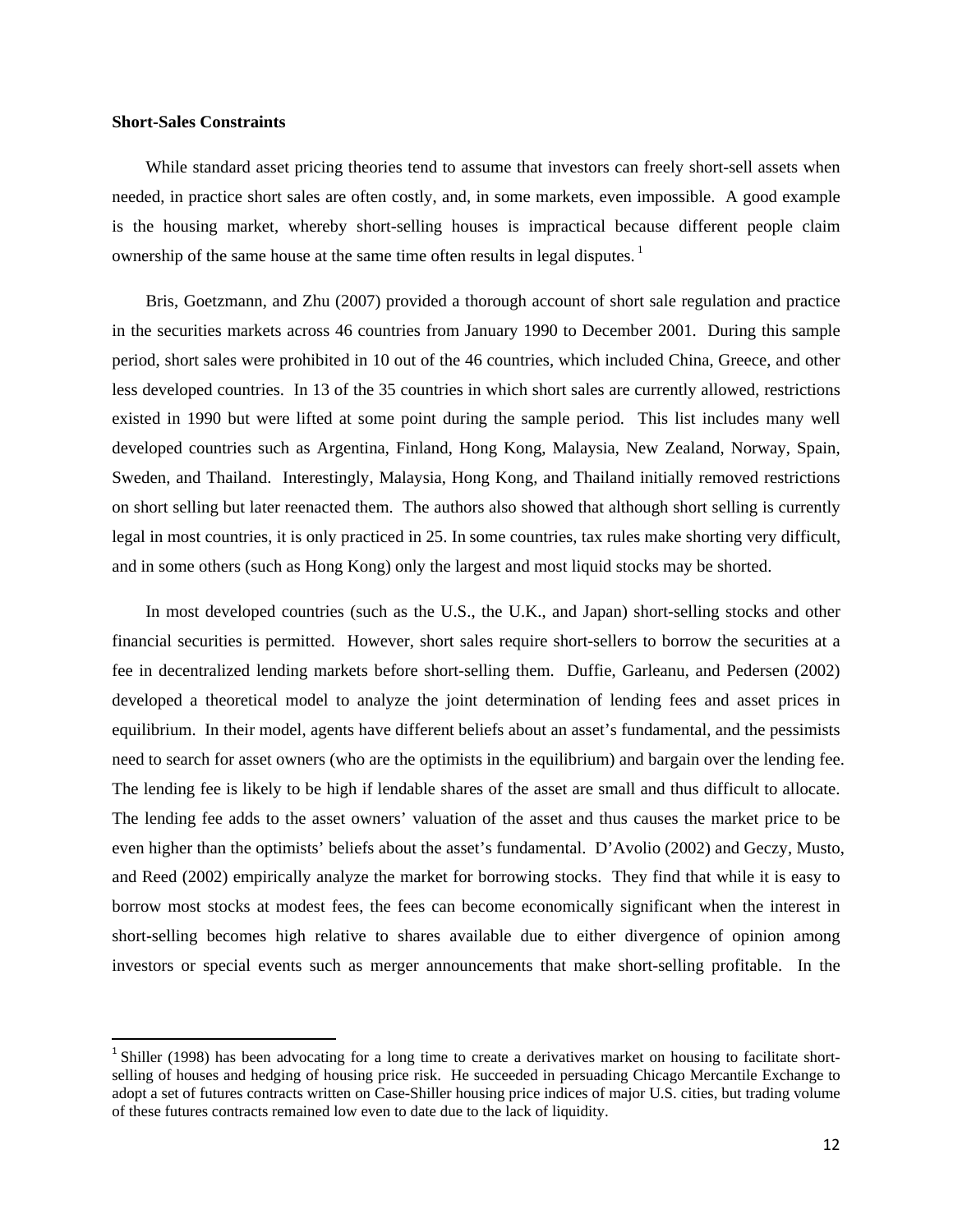**Short-Sales Constraints**

While standard asset pricing theories tend to assume that investors can freely short-sell assets when needed, in practice short sales are often costly, and, in some markets, even impossible. A good example is the housing market, whereby short-selling houses is impractical because different people claim ownership of the same house at the same time often results in legal disputes. [1]

Bris, Goetzmann, and Zhu (2007) provided a thorough account of short sale regulation and practice in the securities markets across 46 countries from January 1990 to December 2001. During this sample period, short sales were prohibited in 10 out of the 46 countries, which included China, Greece, and other less developed countries. In 13 of the 35 countries in which short sales are currently allowed, restrictions existed in 1990 but were lifted at some point during the sample period. This list includes many well developed countries such as Argentina, Finland, Hong Kong, Malaysia, New Zealand, Norway, Spain, Sweden, and Thailand. Interestingly, Malaysia, Hong Kong, and Thailand initially removed restrictions on short selling but later reenacted them. The authors also showed that although short selling is currently legal in most countries, it is only practiced in 25. In some countries, tax rules make shorting very difficult, and in some others (such as Hong Kong) only the largest and most liquid stocks may be shorted.

In most developed countries (such as the U.S., the U.K., and Japan) short-selling stocks and other financial securities is permitted. However, short sales require short-sellers to borrow the securities at a fee in decentralized lending markets before short-selling them. Duffie, Garleanu, and Pedersen (2002) developed a theoretical model to analyze the joint determination of lending fees and asset prices in equilibrium. In their model, agents have different beliefs about an asset's fundamental, and the pessimists need to search for asset owners (who are the optimists in the equilibrium) and bargain over the lending fee. The lending fee is likely to be high if lendable shares of the asset are small and thus difficult to allocate. The lending fee adds to the asset owners' valuation of the asset and thus causes the market price to be even higher than the optimists' beliefs about the asset's fundamental. D'Avolio (2002) and Geczy, Musto, and Reed (2002) empirically analyze the market for borrowing stocks. They find that while it is easy to borrow most stocks at modest fees, the fees can become economically significant when the interest in short-selling becomes high relative to shares available due to either divergence of opinion among investors or special events such as merger announcements that make short-selling profitable. In the

---

[1] Shiller (1998) has been advocating for a long time to create a derivatives market on housing to facilitate short-selling of houses and hedging of housing price risk. He succeeded in persuading Chicago Mercantile Exchange to adopt a set of futures contracts written on Case-Shiller housing price indices of major U.S. cities, but trading volume of these futures contracts remained low even to date due to the lack of liquidity.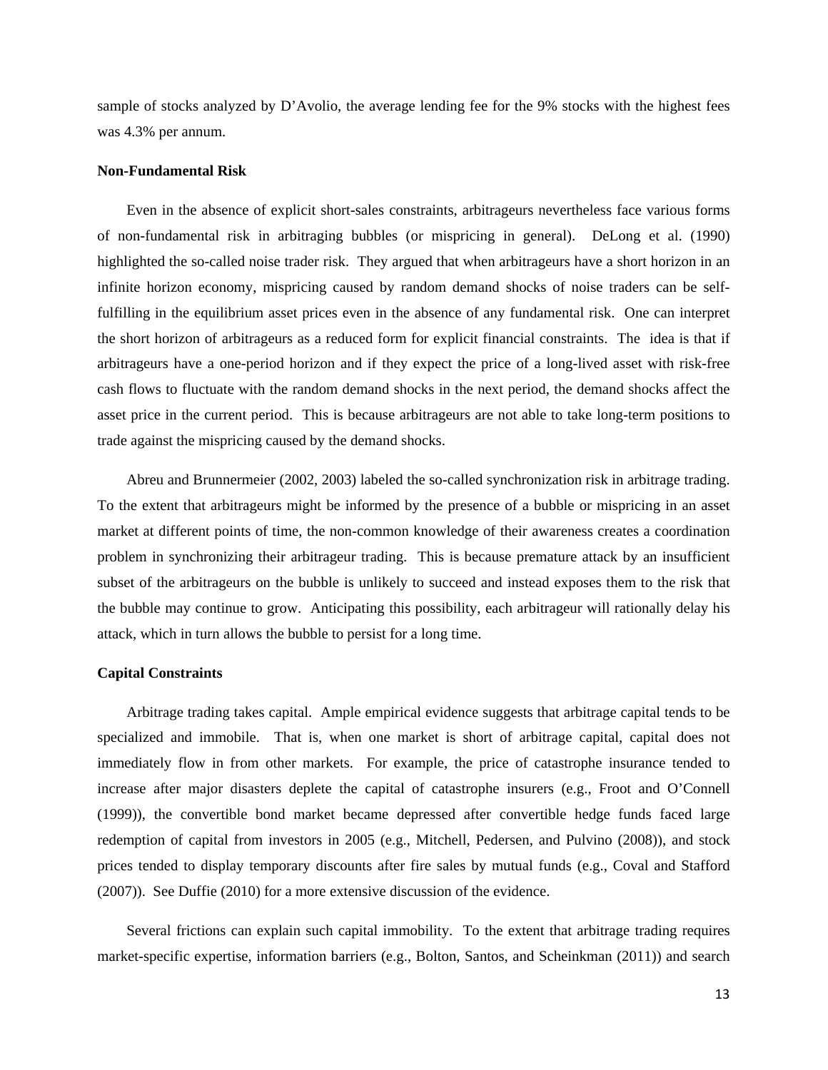sample of stocks analyzed by D'Avolio, the average lending fee for the 9% stocks with the highest fees was 4.3% per annum.

**Non-Fundamental Risk**

Even in the absence of explicit short-sales constraints, arbitrageurs nevertheless face various forms of non-fundamental risk in arbitraging bubbles (or mispricing in general). DeLong et al. (1990) highlighted the so-called noise trader risk. They argued that when arbitrageurs have a short horizon in an infinite horizon economy, mispricing caused by random demand shocks of noise traders can be self-fulfilling in the equilibrium asset prices even in the absence of any fundamental risk. One can interpret the short horizon of arbitrageurs as a reduced form for explicit financial constraints. The idea is that if arbitrageurs have a one-period horizon and if they expect the price of a long-lived asset with risk-free cash flows to fluctuate with the random demand shocks in the next period, the demand shocks affect the asset price in the current period. This is because arbitrageurs are not able to take long-term positions to trade against the mispricing caused by the demand shocks.

Abreu and Brunnermeier (2002, 2003) labeled the so-called synchronization risk in arbitrage trading. To the extent that arbitrageurs might be informed by the presence of a bubble or mispricing in an asset market at different points of time, the non-common knowledge of their awareness creates a coordination problem in synchronizing their arbitrageur trading. This is because premature attack by an insufficient subset of the arbitrageurs on the bubble is unlikely to succeed and instead exposes them to the risk that the bubble may continue to grow. Anticipating this possibility, each arbitrageur will rationally delay his attack, which in turn allows the bubble to persist for a long time.

**Capital Constraints**

Arbitrage trading takes capital. Ample empirical evidence suggests that arbitrage capital tends to be specialized and immobile. That is, when one market is short of arbitrage capital, capital does not immediately flow in from other markets. For example, the price of catastrophe insurance tended to increase after major disasters deplete the capital of catastrophe insurers (e.g., Froot and O'Connell (1999)), the convertible bond market became depressed after convertible hedge funds faced large redemption of capital from investors in 2005 (e.g., Mitchell, Pedersen, and Pulvino (2008)), and stock prices tended to display temporary discounts after fire sales by mutual funds (e.g., Coval and Stafford (2007)). See Duffie (2010) for a more extensive discussion of the evidence.

Several frictions can explain such capital immobility. To the extent that arbitrage trading requires market-specific expertise, information barriers (e.g., Bolton, Santos, and Scheinkman (2011)) and search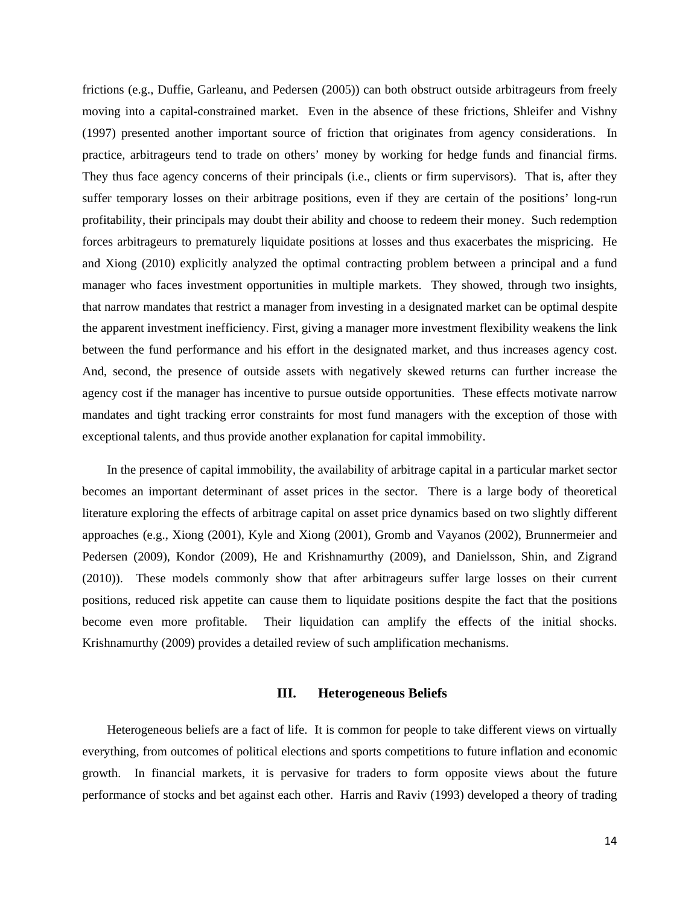frictions (e.g., Duffie, Garleanu, and Pedersen (2005)) can both obstruct outside arbitrageurs from freely moving into a capital-constrained market. Even in the absence of these frictions, Shleifer and Vishny (1997) presented another important source of friction that originates from agency considerations. In practice, arbitrageurs tend to trade on others' money by working for hedge funds and financial firms. They thus face agency concerns of their principals (i.e., clients or firm supervisors). That is, after they suffer temporary losses on their arbitrage positions, even if they are certain of the positions' long-run profitability, their principals may doubt their ability and choose to redeem their money. Such redemption forces arbitrageurs to prematurely liquidate positions at losses and thus exacerbates the mispricing. He and Xiong (2010) explicitly analyzed the optimal contracting problem between a principal and a fund manager who faces investment opportunities in multiple markets. They showed, through two insights, that narrow mandates that restrict a manager from investing in a designated market can be optimal despite the apparent investment inefficiency. First, giving a manager more investment flexibility weakens the link between the fund performance and his effort in the designated market, and thus increases agency cost. And, second, the presence of outside assets with negatively skewed returns can further increase the agency cost if the manager has incentive to pursue outside opportunities. These effects motivate narrow mandates and tight tracking error constraints for most fund managers with the exception of those with exceptional talents, and thus provide another explanation for capital immobility.

In the presence of capital immobility, the availability of arbitrage capital in a particular market sector becomes an important determinant of asset prices in the sector. There is a large body of theoretical literature exploring the effects of arbitrage capital on asset price dynamics based on two slightly different approaches (e.g., Xiong (2001), Kyle and Xiong (2001), Gromb and Vayanos (2002), Brunnermeier and Pedersen (2009), Kondor (2009), He and Krishnamurthy (2009), and Danielsson, Shin, and Zigrand (2010)). These models commonly show that after arbitrageurs suffer large losses on their current positions, reduced risk appetite can cause them to liquidate positions despite the fact that the positions become even more profitable. Their liquidation can amplify the effects of the initial shocks. Krishnamurthy (2009) provides a detailed review of such amplification mechanisms.

## III. Heterogeneous Beliefs

Heterogeneous beliefs are a fact of life. It is common for people to take different views on virtually everything, from outcomes of political elections and sports competitions to future inflation and economic growth. In financial markets, it is pervasive for traders to form opposite views about the future performance of stocks and bet against each other. Harris and Raviv (1993) developed a theory of trading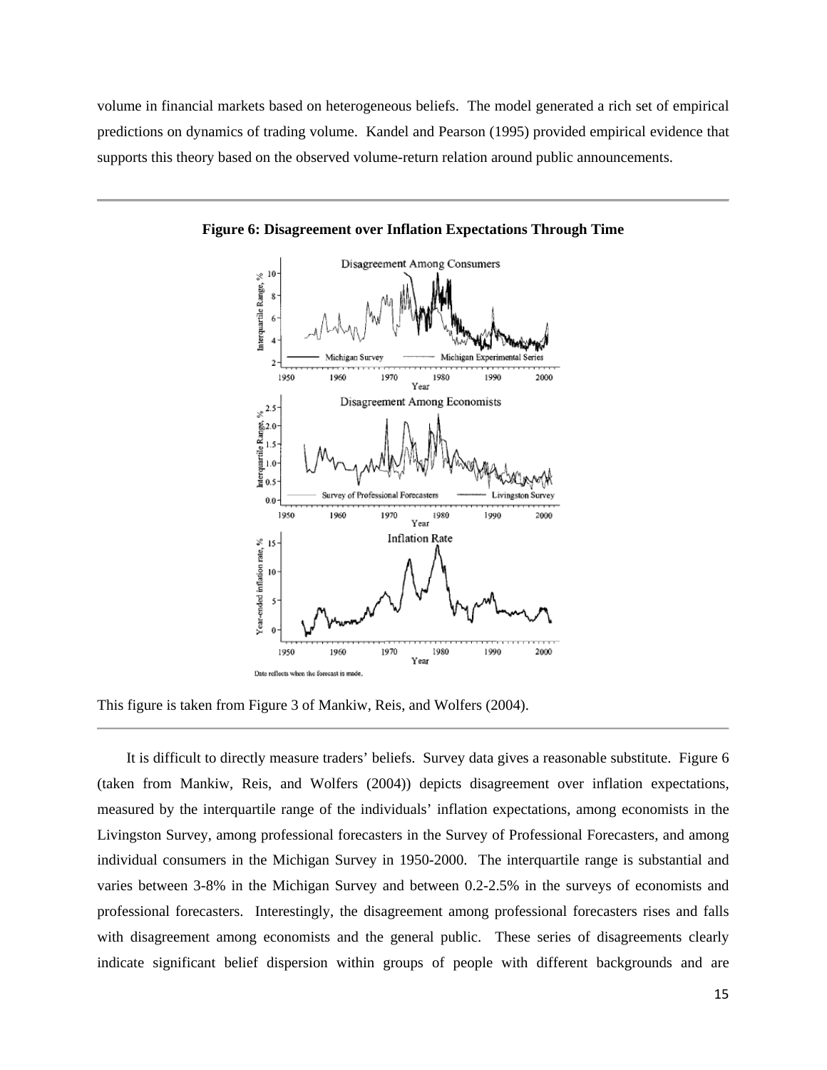volume in financial markets based on heterogeneous beliefs. The model generated a rich set of empirical predictions on dynamics of trading volume. Kandel and Pearson (1995) provided empirical evidence that supports this theory based on the observed volume-return relation around public announcements.

**Figure 6: Disagreement over Inflation Expectations Through Time**

This figure is taken from Figure 3 of Mankiw, Reis, and Wolfers (2004).

It is difficult to directly measure traders' beliefs. Survey data gives a reasonable substitute. Figure 6 (taken from Mankiw, Reis, and Wolfers (2004)) depicts disagreement over inflation expectations, measured by the interquartile range of the individuals' inflation expectations, among economists in the Livingston Survey, among professional forecasters in the Survey of Professional Forecasters, and among individual consumers in the Michigan Survey in 1950-2000. The interquartile range is substantial and varies between 3-8% in the Michigan Survey and between 0.2-2.5% in the surveys of economists and professional forecasters. Interestingly, the disagreement among professional forecasters rises and falls with disagreement among economists and the general public. These series of disagreements clearly indicate significant belief dispersion within groups of people with different backgrounds and are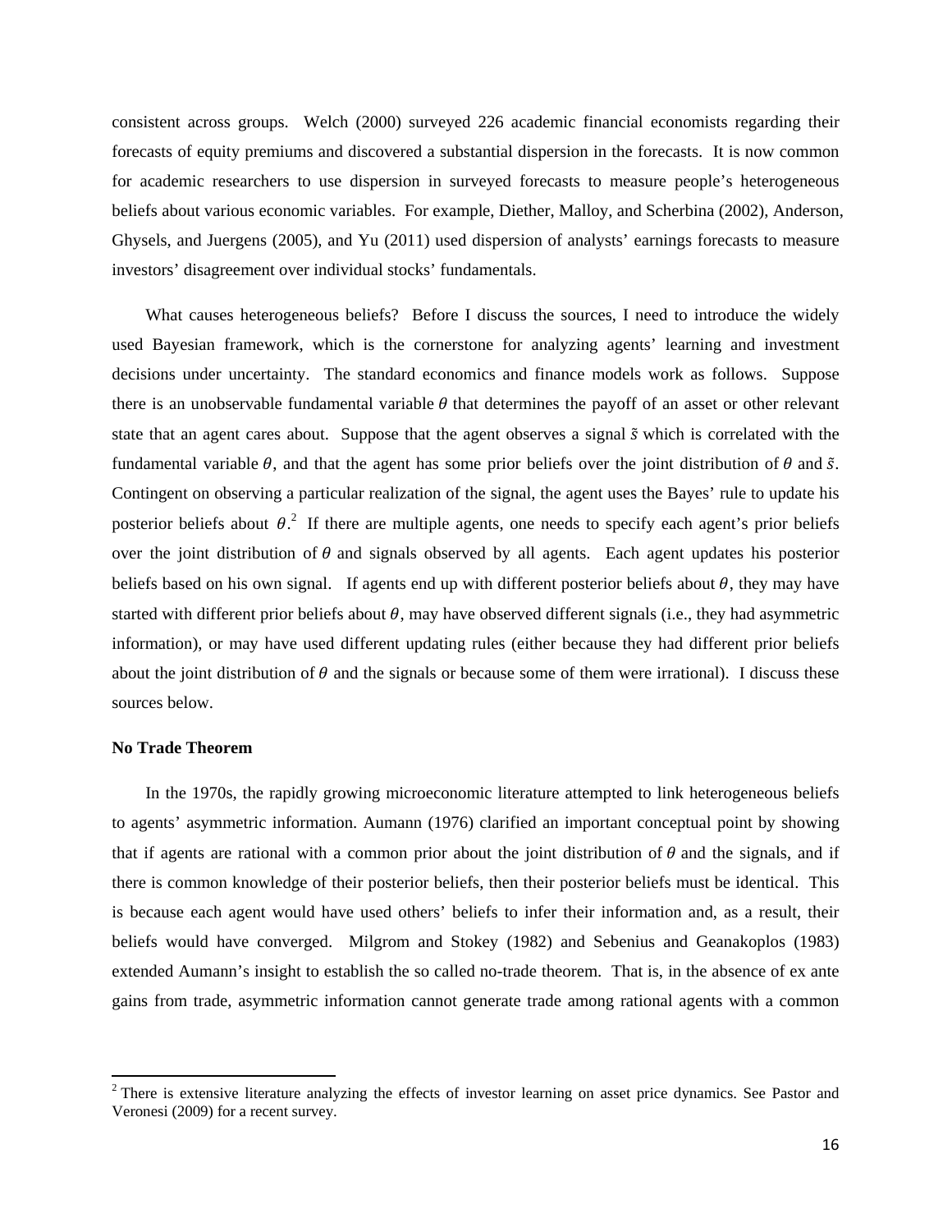consistent across groups. Welch (2000) surveyed 226 academic financial economists regarding their forecasts of equity premiums and discovered a substantial dispersion in the forecasts. It is now common for academic researchers to use dispersion in surveyed forecasts to measure people's heterogeneous beliefs about various economic variables. For example, Diether, Malloy, and Scherbina (2002), Anderson, Ghysels, and Juergens (2005), and Yu (2011) used dispersion of analysts' earnings forecasts to measure investors' disagreement over individual stocks' fundamentals.

What causes heterogeneous beliefs? Before I discuss the sources, I need to introduce the widely used Bayesian framework, which is the cornerstone for analyzing agents' learning and investment decisions under uncertainty. The standard economics and finance models work as follows. Suppose there is an unobservable fundamental variable $\theta$ that determines the payoff of an asset or other relevant state that an agent cares about. Suppose that the agent observes a signal $\tilde{s}$ which is correlated with the fundamental variable $\theta$, and that the agent has some prior beliefs over the joint distribution of $\theta$ and $\tilde{s}$. Contingent on observing a particular realization of the signal, the agent uses the Bayes' rule to update his posterior beliefs about $\theta$.[2] If there are multiple agents, one needs to specify each agent's prior beliefs over the joint distribution of $\theta$ and signals observed by all agents. Each agent updates his posterior beliefs based on his own signal. If agents end up with different posterior beliefs about $\theta$, they may have started with different prior beliefs about $\theta$, may have observed different signals (i.e., they had asymmetric information), or may have used different updating rules (either because they had different prior beliefs about the joint distribution of $\theta$ and the signals or because some of them were irrational). I discuss these sources below.

**No Trade Theorem**

In the 1970s, the rapidly growing microeconomic literature attempted to link heterogeneous beliefs to agents' asymmetric information. Aumann (1976) clarified an important conceptual point by showing that if agents are rational with a common prior about the joint distribution of $\theta$ and the signals, and if there is common knowledge of their posterior beliefs, then their posterior beliefs must be identical. This is because each agent would have used others' beliefs to infer their information and, as a result, their beliefs would have converged. Milgrom and Stokey (1982) and Sebenius and Geanakoplos (1983) extended Aumann's insight to establish the so called no-trade theorem. That is, in the absence of ex ante gains from trade, asymmetric information cannot generate trade among rational agents with a common

[2] There is extensive literature analyzing the effects of investor learning on asset price dynamics. See Pastor and Veronesi (2009) for a recent survey.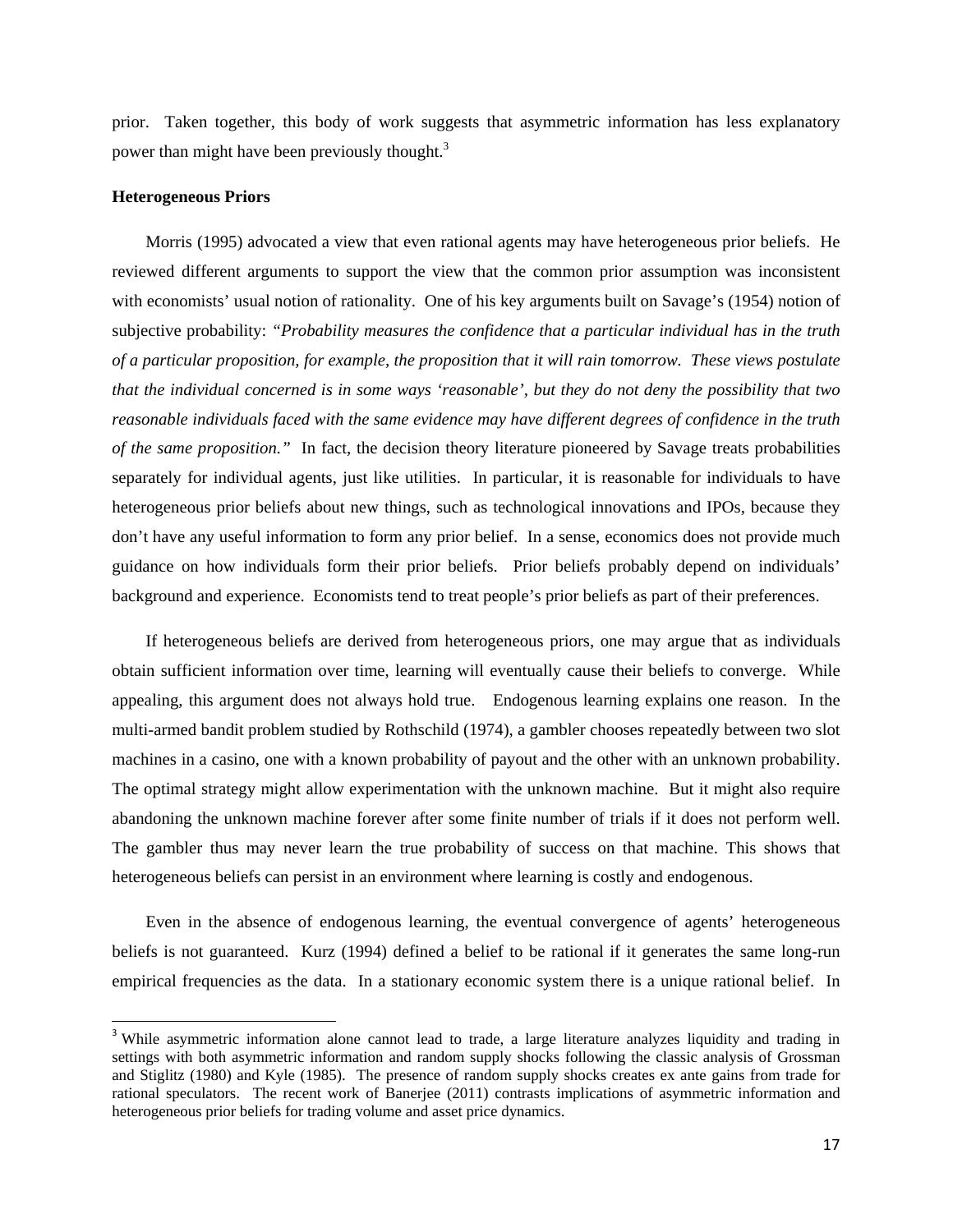prior. Taken together, this body of work suggests that asymmetric information has less explanatory power than might have been previously thought.[3]

**Heterogeneous Priors**

Morris (1995) advocated a view that even rational agents may have heterogeneous prior beliefs. He reviewed different arguments to support the view that the common prior assumption was inconsistent with economists' usual notion of rationality. One of his key arguments built on Savage's (1954) notion of subjective probability: *"Probability measures the confidence that a particular individual has in the truth of a particular proposition, for example, the proposition that it will rain tomorrow. These views postulate that the individual concerned is in some ways 'reasonable', but they do not deny the possibility that two reasonable individuals faced with the same evidence may have different degrees of confidence in the truth of the same proposition."* In fact, the decision theory literature pioneered by Savage treats probabilities separately for individual agents, just like utilities. In particular, it is reasonable for individuals to have heterogeneous prior beliefs about new things, such as technological innovations and IPOs, because they don't have any useful information to form any prior belief. In a sense, economics does not provide much guidance on how individuals form their prior beliefs. Prior beliefs probably depend on individuals' background and experience. Economists tend to treat people's prior beliefs as part of their preferences.

If heterogeneous beliefs are derived from heterogeneous priors, one may argue that as individuals obtain sufficient information over time, learning will eventually cause their beliefs to converge. While appealing, this argument does not always hold true. Endogenous learning explains one reason. In the multi-armed bandit problem studied by Rothschild (1974), a gambler chooses repeatedly between two slot machines in a casino, one with a known probability of payout and the other with an unknown probability. The optimal strategy might allow experimentation with the unknown machine. But it might also require abandoning the unknown machine forever after some finite number of trials if it does not perform well. The gambler thus may never learn the true probability of success on that machine. This shows that heterogeneous beliefs can persist in an environment where learning is costly and endogenous.

Even in the absence of endogenous learning, the eventual convergence of agents' heterogeneous beliefs is not guaranteed. Kurz (1994) defined a belief to be rational if it generates the same long-run empirical frequencies as the data. In a stationary economic system there is a unique rational belief. In

[3] While asymmetric information alone cannot lead to trade, a large literature analyzes liquidity and trading in settings with both asymmetric information and random supply shocks following the classic analysis of Grossman and Stiglitz (1980) and Kyle (1985). The presence of random supply shocks creates ex ante gains from trade for rational speculators. The recent work of Banerjee (2011) contrasts implications of asymmetric information and heterogeneous prior beliefs for trading volume and asset price dynamics.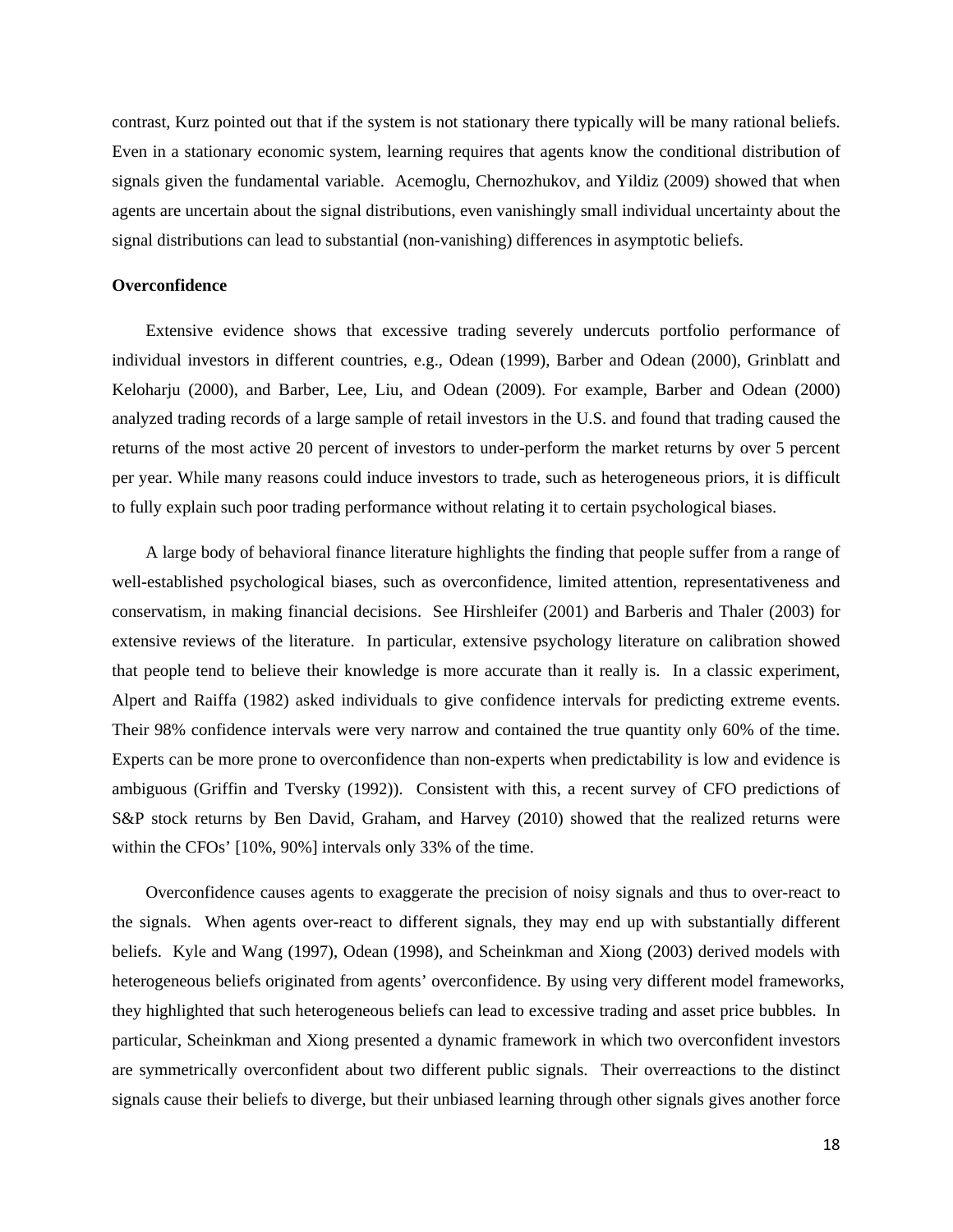contrast, Kurz pointed out that if the system is not stationary there typically will be many rational beliefs. Even in a stationary economic system, learning requires that agents know the conditional distribution of signals given the fundamental variable. Acemoglu, Chernozhukov, and Yildiz (2009) showed that when agents are uncertain about the signal distributions, even vanishingly small individual uncertainty about the signal distributions can lead to substantial (non-vanishing) differences in asymptotic beliefs.

**Overconfidence**

Extensive evidence shows that excessive trading severely undercuts portfolio performance of individual investors in different countries, e.g., Odean (1999), Barber and Odean (2000), Grinblatt and Keloharju (2000), and Barber, Lee, Liu, and Odean (2009). For example, Barber and Odean (2000) analyzed trading records of a large sample of retail investors in the U.S. and found that trading caused the returns of the most active 20 percent of investors to under-perform the market returns by over 5 percent per year. While many reasons could induce investors to trade, such as heterogeneous priors, it is difficult to fully explain such poor trading performance without relating it to certain psychological biases.

A large body of behavioral finance literature highlights the finding that people suffer from a range of well-established psychological biases, such as overconfidence, limited attention, representativeness and conservatism, in making financial decisions. See Hirshleifer (2001) and Barberis and Thaler (2003) for extensive reviews of the literature. In particular, extensive psychology literature on calibration showed that people tend to believe their knowledge is more accurate than it really is. In a classic experiment, Alpert and Raiffa (1982) asked individuals to give confidence intervals for predicting extreme events. Their 98% confidence intervals were very narrow and contained the true quantity only 60% of the time. Experts can be more prone to overconfidence than non-experts when predictability is low and evidence is ambiguous (Griffin and Tversky (1992)). Consistent with this, a recent survey of CFO predictions of S&P stock returns by Ben David, Graham, and Harvey (2010) showed that the realized returns were within the CFOs' [10%, 90%] intervals only 33% of the time.

Overconfidence causes agents to exaggerate the precision of noisy signals and thus to over-react to the signals. When agents over-react to different signals, they may end up with substantially different beliefs. Kyle and Wang (1997), Odean (1998), and Scheinkman and Xiong (2003) derived models with heterogeneous beliefs originated from agents' overconfidence. By using very different model frameworks, they highlighted that such heterogeneous beliefs can lead to excessive trading and asset price bubbles. In particular, Scheinkman and Xiong presented a dynamic framework in which two overconfident investors are symmetrically overconfident about two different public signals. Their overreactions to the distinct signals cause their beliefs to diverge, but their unbiased learning through other signals gives another force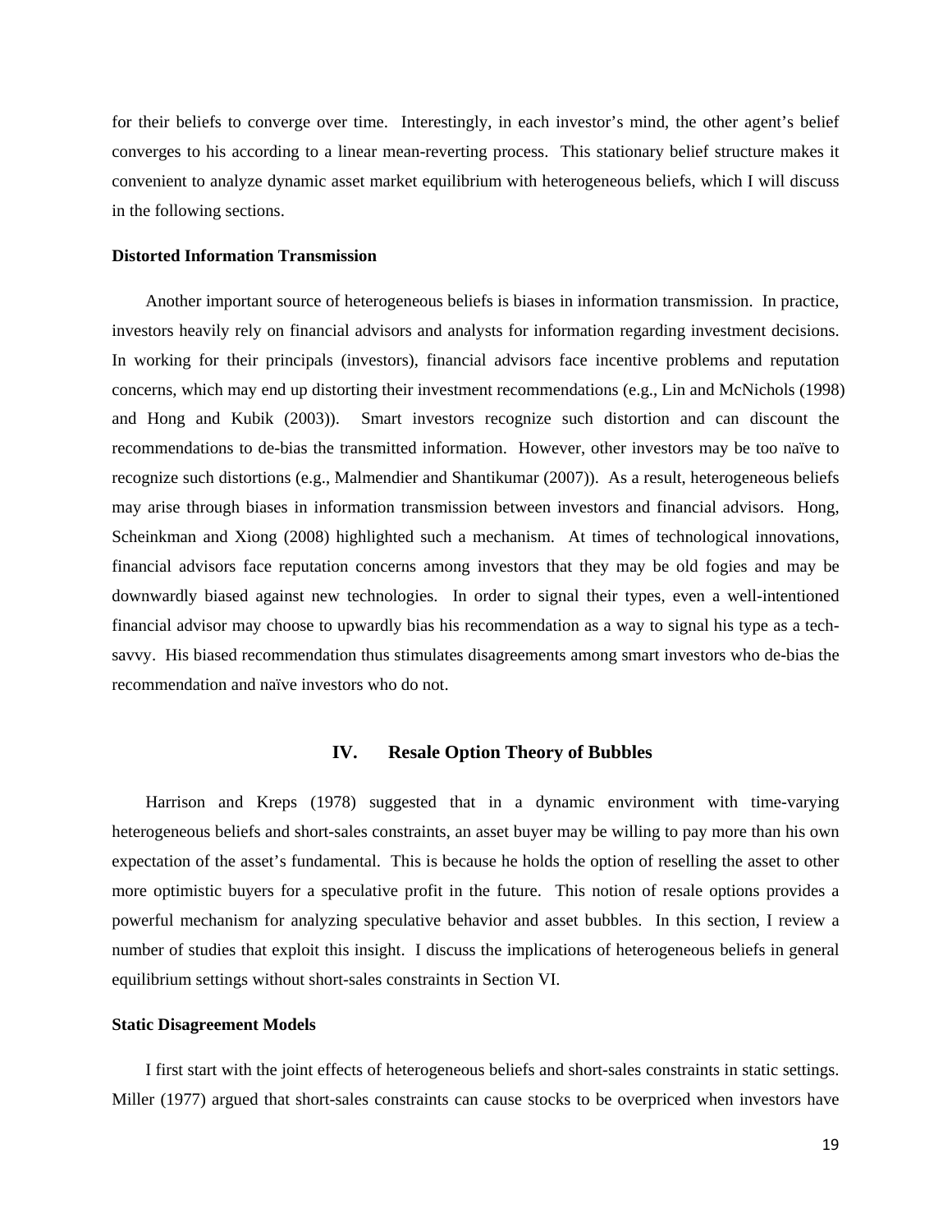for their beliefs to converge over time. Interestingly, in each investor's mind, the other agent's belief converges to his according to a linear mean-reverting process. This stationary belief structure makes it convenient to analyze dynamic asset market equilibrium with heterogeneous beliefs, which I will discuss in the following sections.

**Distorted Information Transmission**

Another important source of heterogeneous beliefs is biases in information transmission. In practice, investors heavily rely on financial advisors and analysts for information regarding investment decisions. In working for their principals (investors), financial advisors face incentive problems and reputation concerns, which may end up distorting their investment recommendations (e.g., Lin and McNichols (1998) and Hong and Kubik (2003)). Smart investors recognize such distortion and can discount the recommendations to de-bias the transmitted information. However, other investors may be too naïve to recognize such distortions (e.g., Malmendier and Shantikumar (2007)). As a result, heterogeneous beliefs may arise through biases in information transmission between investors and financial advisors. Hong, Scheinkman and Xiong (2008) highlighted such a mechanism. At times of technological innovations, financial advisors face reputation concerns among investors that they may be old fogies and may be downwardly biased against new technologies. In order to signal their types, even a well-intentioned financial advisor may choose to upwardly bias his recommendation as a way to signal his type as a tech-savvy. His biased recommendation thus stimulates disagreements among smart investors who de-bias the recommendation and naïve investors who do not.

## IV. Resale Option Theory of Bubbles

Harrison and Kreps (1978) suggested that in a dynamic environment with time-varying heterogeneous beliefs and short-sales constraints, an asset buyer may be willing to pay more than his own expectation of the asset's fundamental. This is because he holds the option of reselling the asset to other more optimistic buyers for a speculative profit in the future. This notion of resale options provides a powerful mechanism for analyzing speculative behavior and asset bubbles. In this section, I review a number of studies that exploit this insight. I discuss the implications of heterogeneous beliefs in general equilibrium settings without short-sales constraints in Section VI.

**Static Disagreement Models**

I first start with the joint effects of heterogeneous beliefs and short-sales constraints in static settings. Miller (1977) argued that short-sales constraints can cause stocks to be overpriced when investors have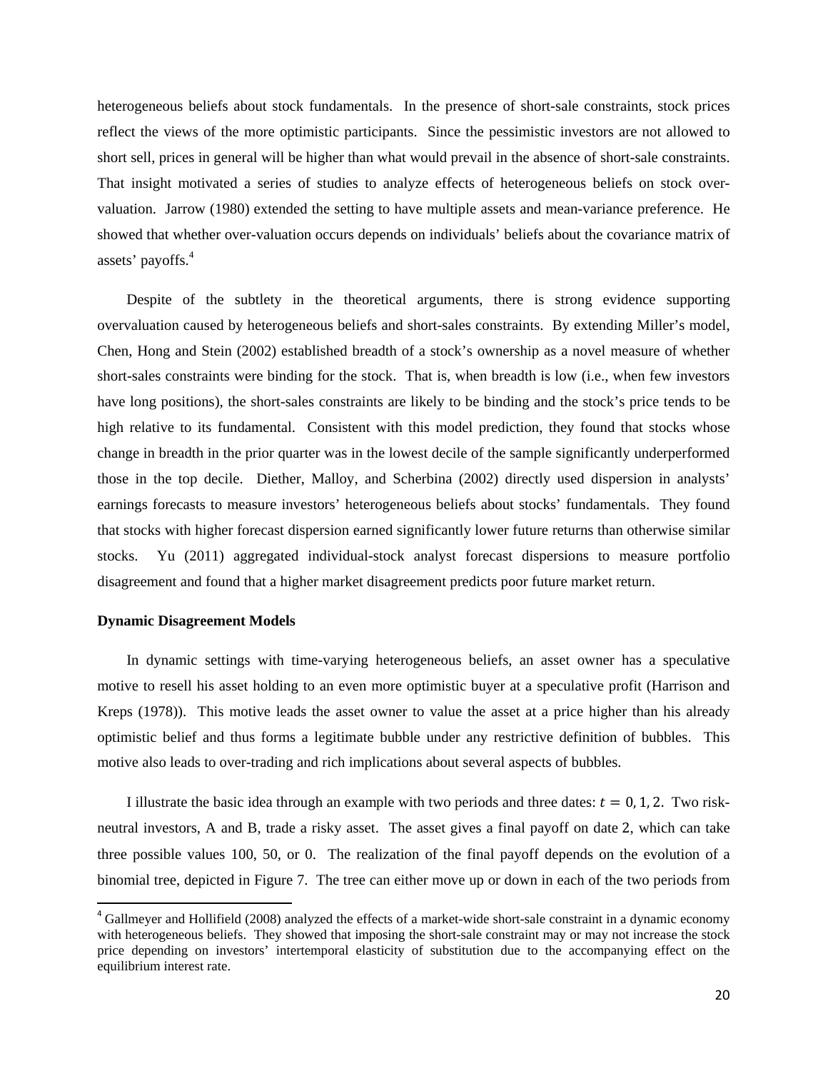heterogeneous beliefs about stock fundamentals. In the presence of short-sale constraints, stock prices reflect the views of the more optimistic participants. Since the pessimistic investors are not allowed to short sell, prices in general will be higher than what would prevail in the absence of short-sale constraints. That insight motivated a series of studies to analyze effects of heterogeneous beliefs on stock over-valuation. Jarrow (1980) extended the setting to have multiple assets and mean-variance preference. He showed that whether over-valuation occurs depends on individuals' beliefs about the covariance matrix of assets' payoffs.[4]

Despite of the subtlety in the theoretical arguments, there is strong evidence supporting overvaluation caused by heterogeneous beliefs and short-sales constraints. By extending Miller's model, Chen, Hong and Stein (2002) established breadth of a stock's ownership as a novel measure of whether short-sales constraints were binding for the stock. That is, when breadth is low (i.e., when few investors have long positions), the short-sales constraints are likely to be binding and the stock's price tends to be high relative to its fundamental. Consistent with this model prediction, they found that stocks whose change in breadth in the prior quarter was in the lowest decile of the sample significantly underperformed those in the top decile. Diether, Malloy, and Scherbina (2002) directly used dispersion in analysts' earnings forecasts to measure investors' heterogeneous beliefs about stocks' fundamentals. They found that stocks with higher forecast dispersion earned significantly lower future returns than otherwise similar stocks. Yu (2011) aggregated individual-stock analyst forecast dispersions to measure portfolio disagreement and found that a higher market disagreement predicts poor future market return.

**Dynamic Disagreement Models**

In dynamic settings with time-varying heterogeneous beliefs, an asset owner has a speculative motive to resell his asset holding to an even more optimistic buyer at a speculative profit (Harrison and Kreps (1978)). This motive leads the asset owner to value the asset at a price higher than his already optimistic belief and thus forms a legitimate bubble under any restrictive definition of bubbles. This motive also leads to over-trading and rich implications about several aspects of bubbles.

I illustrate the basic idea through an example with two periods and three dates: $t = 0, 1, 2$. Two risk-neutral investors, A and B, trade a risky asset. The asset gives a final payoff on date 2, which can take three possible values 100, 50, or 0. The realization of the final payoff depends on the evolution of a binomial tree, depicted in Figure 7. The tree can either move up or down in each of the two periods from

[4] Gallmeyer and Hollifield (2008) analyzed the effects of a market-wide short-sale constraint in a dynamic economy with heterogeneous beliefs. They showed that imposing the short-sale constraint may or may not increase the stock price depending on investors' intertemporal elasticity of substitution due to the accompanying effect on the equilibrium interest rate.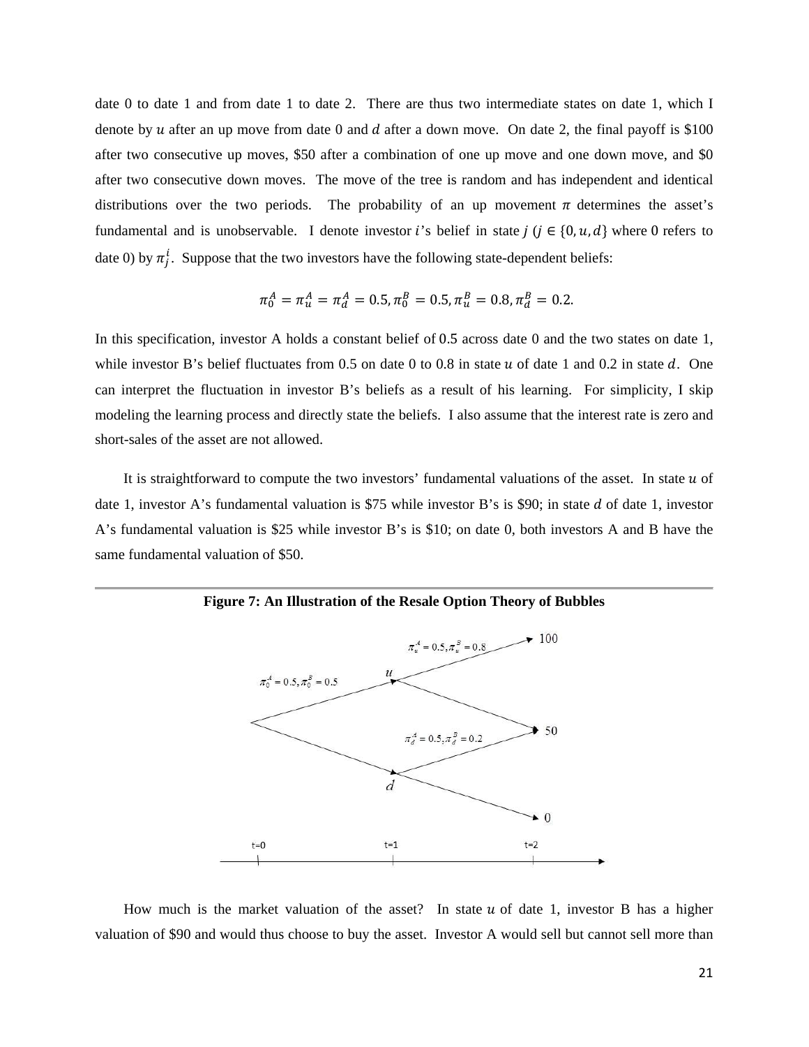date 0 to date 1 and from date 1 to date 2. There are thus two intermediate states on date 1, which I denote by $u$ after an up move from date 0 and $d$ after a down move. On date 2, the final payoff is \$100 after two consecutive up moves, \$50 after a combination of one up move and one down move, and \$0 after two consecutive down moves. The move of the tree is random and has independent and identical distributions over the two periods. The probability of an up movement $\pi$ determines the asset's fundamental and is unobservable. I denote investor $i$'s belief in state $j$ ($j \in \{0, u, d\}$ where 0 refers to date 0) by $\pi_j^i$. Suppose that the two investors have the following state-dependent beliefs:

$$\pi_0^A = \pi_u^A = \pi_d^A = 0.5, \pi_0^B = 0.5, \pi_u^B = 0.8, \pi_d^B = 0.2.$$

In this specification, investor A holds a constant belief of 0.5 across date 0 and the two states on date 1, while investor B's belief fluctuates from 0.5 on date 0 to 0.8 in state $u$ of date 1 and 0.2 in state $d$. One can interpret the fluctuation in investor B's beliefs as a result of his learning. For simplicity, I skip modeling the learning process and directly state the beliefs. I also assume that the interest rate is zero and short-sales of the asset are not allowed.

It is straightforward to compute the two investors' fundamental valuations of the asset. In state $u$ of date 1, investor A's fundamental valuation is \$75 while investor B's is \$90; in state $d$ of date 1, investor A's fundamental valuation is \$25 while investor B's is \$10; on date 0, both investors A and B have the same fundamental valuation of \$50.

**Figure 7: An Illustration of the Resale Option Theory of Bubbles**

How much is the market valuation of the asset? In state $u$ of date 1, investor B has a higher valuation of \$90 and would thus choose to buy the asset. Investor A would sell but cannot sell more than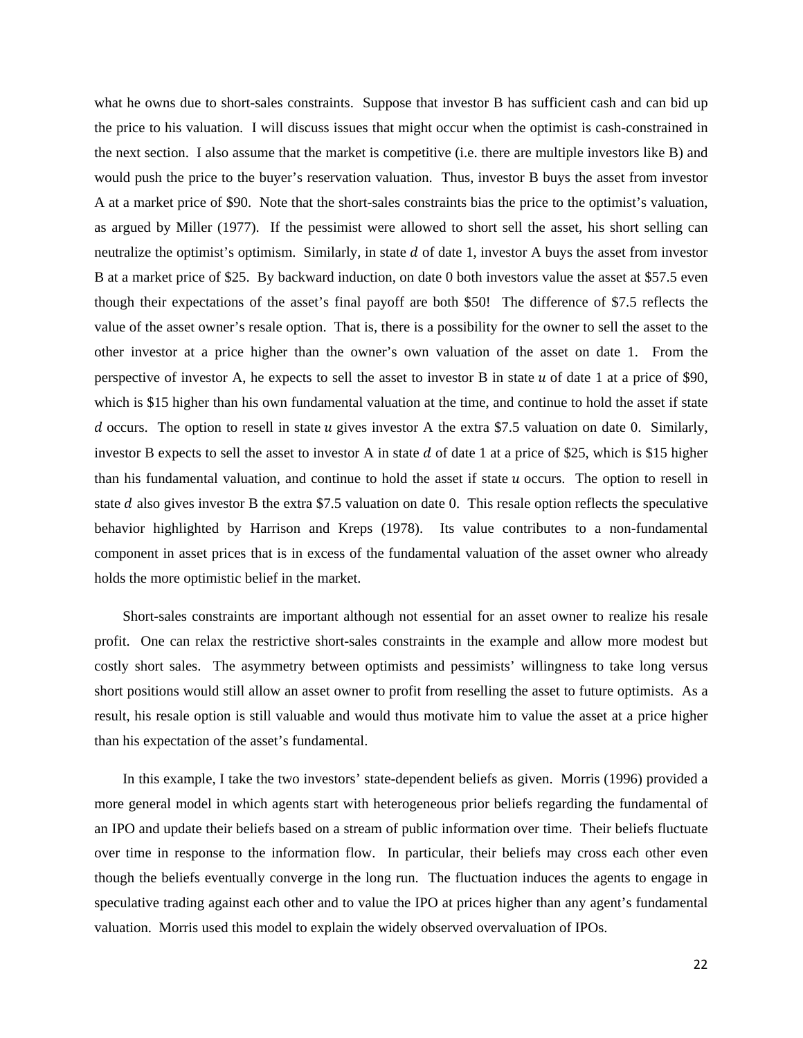what he owns due to short-sales constraints. Suppose that investor B has sufficient cash and can bid up the price to his valuation. I will discuss issues that might occur when the optimist is cash-constrained in the next section. I also assume that the market is competitive (i.e. there are multiple investors like B) and would push the price to the buyer's reservation valuation. Thus, investor B buys the asset from investor A at a market price of \$90. Note that the short-sales constraints bias the price to the optimist's valuation, as argued by Miller (1977). If the pessimist were allowed to short sell the asset, his short selling can neutralize the optimist's optimism. Similarly, in state $d$ of date 1, investor A buys the asset from investor B at a market price of \$25. By backward induction, on date 0 both investors value the asset at \$57.5 even though their expectations of the asset's final payoff are both \$50! The difference of \$7.5 reflects the value of the asset owner's resale option. That is, there is a possibility for the owner to sell the asset to the other investor at a price higher than the owner's own valuation of the asset on date 1. From the perspective of investor A, he expects to sell the asset to investor B in state $u$ of date 1 at a price of \$90, which is \$15 higher than his own fundamental valuation at the time, and continue to hold the asset if state $d$ occurs. The option to resell in state $u$ gives investor A the extra \$7.5 valuation on date 0. Similarly, investor B expects to sell the asset to investor A in state $d$ of date 1 at a price of \$25, which is \$15 higher than his fundamental valuation, and continue to hold the asset if state $u$ occurs. The option to resell in state $d$ also gives investor B the extra \$7.5 valuation on date 0. This resale option reflects the speculative behavior highlighted by Harrison and Kreps (1978). Its value contributes to a non-fundamental component in asset prices that is in excess of the fundamental valuation of the asset owner who already holds the more optimistic belief in the market.

Short-sales constraints are important although not essential for an asset owner to realize his resale profit. One can relax the restrictive short-sales constraints in the example and allow more modest but costly short sales. The asymmetry between optimists and pessimists' willingness to take long versus short positions would still allow an asset owner to profit from reselling the asset to future optimists. As a result, his resale option is still valuable and would thus motivate him to value the asset at a price higher than his expectation of the asset's fundamental.

In this example, I take the two investors' state-dependent beliefs as given. Morris (1996) provided a more general model in which agents start with heterogeneous prior beliefs regarding the fundamental of an IPO and update their beliefs based on a stream of public information over time. Their beliefs fluctuate over time in response to the information flow. In particular, their beliefs may cross each other even though the beliefs eventually converge in the long run. The fluctuation induces the agents to engage in speculative trading against each other and to value the IPO at prices higher than any agent's fundamental valuation. Morris used this model to explain the widely observed overvaluation of IPOs.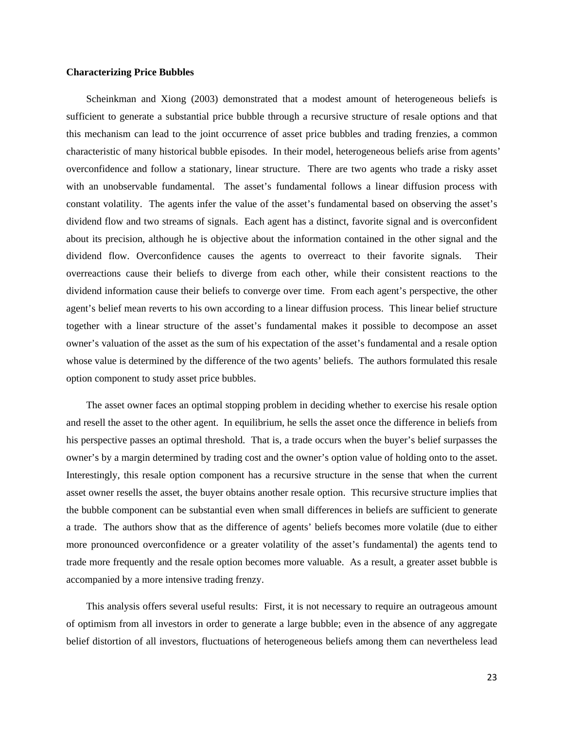### Characterizing Price Bubbles

Scheinkman and Xiong (2003) demonstrated that a modest amount of heterogeneous beliefs is sufficient to generate a substantial price bubble through a recursive structure of resale options and that this mechanism can lead to the joint occurrence of asset price bubbles and trading frenzies, a common characteristic of many historical bubble episodes. In their model, heterogeneous beliefs arise from agents' overconfidence and follow a stationary, linear structure. There are two agents who trade a risky asset with an unobservable fundamental. The asset's fundamental follows a linear diffusion process with constant volatility. The agents infer the value of the asset's fundamental based on observing the asset's dividend flow and two streams of signals. Each agent has a distinct, favorite signal and is overconfident about its precision, although he is objective about the information contained in the other signal and the dividend flow. Overconfidence causes the agents to overreact to their favorite signals. Their overreactions cause their beliefs to diverge from each other, while their consistent reactions to the dividend information cause their beliefs to converge over time. From each agent's perspective, the other agent's belief mean reverts to his own according to a linear diffusion process. This linear belief structure together with a linear structure of the asset's fundamental makes it possible to decompose an asset owner's valuation of the asset as the sum of his expectation of the asset's fundamental and a resale option whose value is determined by the difference of the two agents' beliefs. The authors formulated this resale option component to study asset price bubbles.

The asset owner faces an optimal stopping problem in deciding whether to exercise his resale option and resell the asset to the other agent. In equilibrium, he sells the asset once the difference in beliefs from his perspective passes an optimal threshold. That is, a trade occurs when the buyer's belief surpasses the owner's by a margin determined by trading cost and the owner's option value of holding onto to the asset. Interestingly, this resale option component has a recursive structure in the sense that when the current asset owner resells the asset, the buyer obtains another resale option. This recursive structure implies that the bubble component can be substantial even when small differences in beliefs are sufficient to generate a trade. The authors show that as the difference of agents' beliefs becomes more volatile (due to either more pronounced overconfidence or a greater volatility of the asset's fundamental) the agents tend to trade more frequently and the resale option becomes more valuable. As a result, a greater asset bubble is accompanied by a more intensive trading frenzy.

This analysis offers several useful results: First, it is not necessary to require an outrageous amount of optimism from all investors in order to generate a large bubble; even in the absence of any aggregate belief distortion of all investors, fluctuations of heterogeneous beliefs among them can nevertheless lead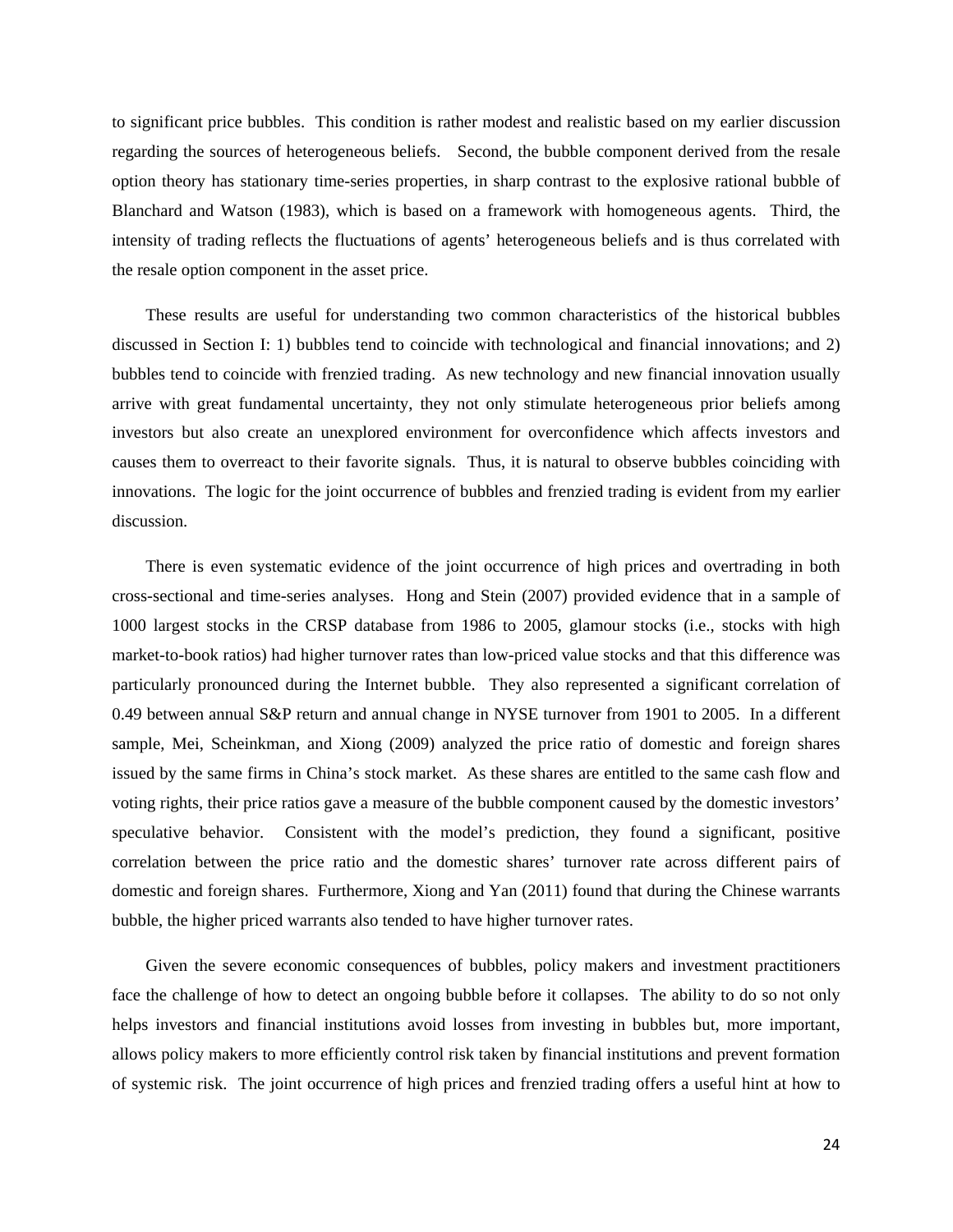to significant price bubbles. This condition is rather modest and realistic based on my earlier discussion regarding the sources of heterogeneous beliefs. Second, the bubble component derived from the resale option theory has stationary time-series properties, in sharp contrast to the explosive rational bubble of Blanchard and Watson (1983), which is based on a framework with homogeneous agents. Third, the intensity of trading reflects the fluctuations of agents' heterogeneous beliefs and is thus correlated with the resale option component in the asset price.

These results are useful for understanding two common characteristics of the historical bubbles discussed in Section I: 1) bubbles tend to coincide with technological and financial innovations; and 2) bubbles tend to coincide with frenzied trading. As new technology and new financial innovation usually arrive with great fundamental uncertainty, they not only stimulate heterogeneous prior beliefs among investors but also create an unexplored environment for overconfidence which affects investors and causes them to overreact to their favorite signals. Thus, it is natural to observe bubbles coinciding with innovations. The logic for the joint occurrence of bubbles and frenzied trading is evident from my earlier discussion.

There is even systematic evidence of the joint occurrence of high prices and overtrading in both cross-sectional and time-series analyses. Hong and Stein (2007) provided evidence that in a sample of 1000 largest stocks in the CRSP database from 1986 to 2005, glamour stocks (i.e., stocks with high market-to-book ratios) had higher turnover rates than low-priced value stocks and that this difference was particularly pronounced during the Internet bubble. They also represented a significant correlation of 0.49 between annual S&P return and annual change in NYSE turnover from 1901 to 2005. In a different sample, Mei, Scheinkman, and Xiong (2009) analyzed the price ratio of domestic and foreign shares issued by the same firms in China's stock market. As these shares are entitled to the same cash flow and voting rights, their price ratios gave a measure of the bubble component caused by the domestic investors' speculative behavior. Consistent with the model's prediction, they found a significant, positive correlation between the price ratio and the domestic shares' turnover rate across different pairs of domestic and foreign shares. Furthermore, Xiong and Yan (2011) found that during the Chinese warrants bubble, the higher priced warrants also tended to have higher turnover rates.

Given the severe economic consequences of bubbles, policy makers and investment practitioners face the challenge of how to detect an ongoing bubble before it collapses. The ability to do so not only helps investors and financial institutions avoid losses from investing in bubbles but, more important, allows policy makers to more efficiently control risk taken by financial institutions and prevent formation of systemic risk. The joint occurrence of high prices and frenzied trading offers a useful hint at how to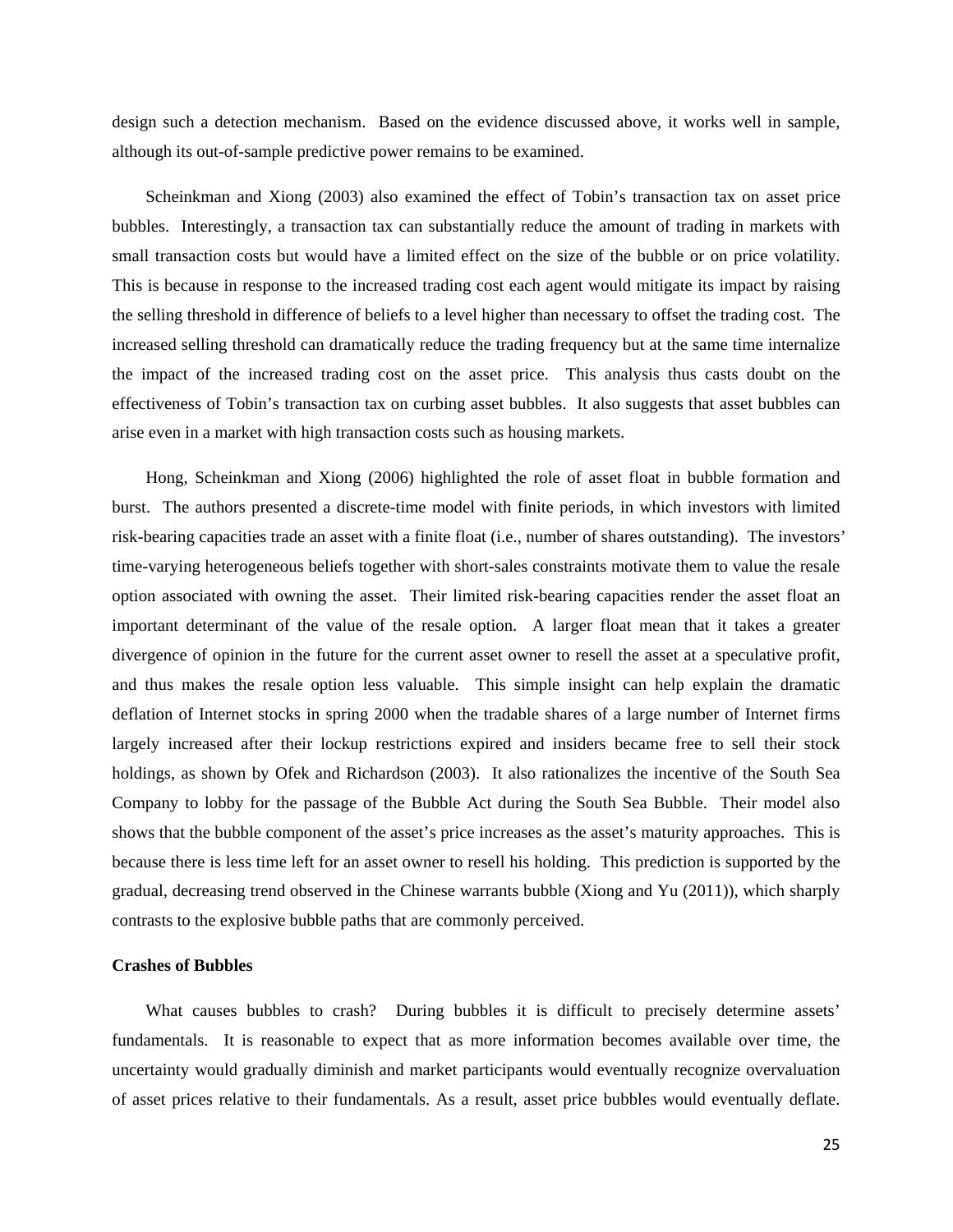design such a detection mechanism. Based on the evidence discussed above, it works well in sample, although its out-of-sample predictive power remains to be examined.

Scheinkman and Xiong (2003) also examined the effect of Tobin's transaction tax on asset price bubbles. Interestingly, a transaction tax can substantially reduce the amount of trading in markets with small transaction costs but would have a limited effect on the size of the bubble or on price volatility. This is because in response to the increased trading cost each agent would mitigate its impact by raising the selling threshold in difference of beliefs to a level higher than necessary to offset the trading cost. The increased selling threshold can dramatically reduce the trading frequency but at the same time internalize the impact of the increased trading cost on the asset price. This analysis thus casts doubt on the effectiveness of Tobin's transaction tax on curbing asset bubbles. It also suggests that asset bubbles can arise even in a market with high transaction costs such as housing markets.

Hong, Scheinkman and Xiong (2006) highlighted the role of asset float in bubble formation and burst. The authors presented a discrete-time model with finite periods, in which investors with limited risk-bearing capacities trade an asset with a finite float (i.e., number of shares outstanding). The investors' time-varying heterogeneous beliefs together with short-sales constraints motivate them to value the resale option associated with owning the asset. Their limited risk-bearing capacities render the asset float an important determinant of the value of the resale option. A larger float mean that it takes a greater divergence of opinion in the future for the current asset owner to resell the asset at a speculative profit, and thus makes the resale option less valuable. This simple insight can help explain the dramatic deflation of Internet stocks in spring 2000 when the tradable shares of a large number of Internet firms largely increased after their lockup restrictions expired and insiders became free to sell their stock holdings, as shown by Ofek and Richardson (2003). It also rationalizes the incentive of the South Sea Company to lobby for the passage of the Bubble Act during the South Sea Bubble. Their model also shows that the bubble component of the asset's price increases as the asset's maturity approaches. This is because there is less time left for an asset owner to resell his holding. This prediction is supported by the gradual, decreasing trend observed in the Chinese warrants bubble (Xiong and Yu (2011)), which sharply contrasts to the explosive bubble paths that are commonly perceived.

**Crashes of Bubbles**

What causes bubbles to crash? During bubbles it is difficult to precisely determine assets' fundamentals. It is reasonable to expect that as more information becomes available over time, the uncertainty would gradually diminish and market participants would eventually recognize overvaluation of asset prices relative to their fundamentals. As a result, asset price bubbles would eventually deflate.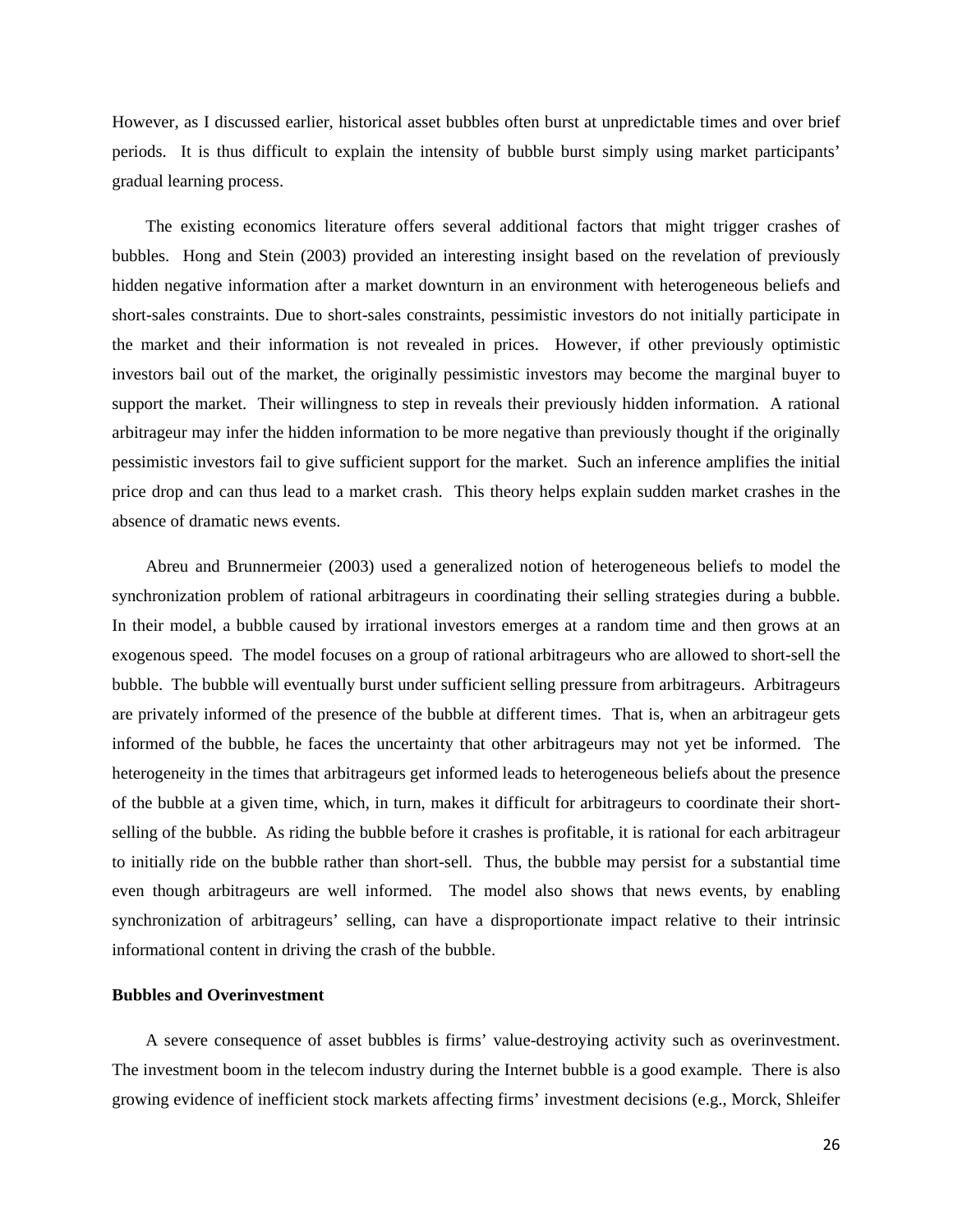However, as I discussed earlier, historical asset bubbles often burst at unpredictable times and over brief periods. It is thus difficult to explain the intensity of bubble burst simply using market participants' gradual learning process.

The existing economics literature offers several additional factors that might trigger crashes of bubbles. Hong and Stein (2003) provided an interesting insight based on the revelation of previously hidden negative information after a market downturn in an environment with heterogeneous beliefs and short-sales constraints. Due to short-sales constraints, pessimistic investors do not initially participate in the market and their information is not revealed in prices. However, if other previously optimistic investors bail out of the market, the originally pessimistic investors may become the marginal buyer to support the market. Their willingness to step in reveals their previously hidden information. A rational arbitrageur may infer the hidden information to be more negative than previously thought if the originally pessimistic investors fail to give sufficient support for the market. Such an inference amplifies the initial price drop and can thus lead to a market crash. This theory helps explain sudden market crashes in the absence of dramatic news events.

Abreu and Brunnermeier (2003) used a generalized notion of heterogeneous beliefs to model the synchronization problem of rational arbitrageurs in coordinating their selling strategies during a bubble. In their model, a bubble caused by irrational investors emerges at a random time and then grows at an exogenous speed. The model focuses on a group of rational arbitrageurs who are allowed to short-sell the bubble. The bubble will eventually burst under sufficient selling pressure from arbitrageurs. Arbitrageurs are privately informed of the presence of the bubble at different times. That is, when an arbitrageur gets informed of the bubble, he faces the uncertainty that other arbitrageurs may not yet be informed. The heterogeneity in the times that arbitrageurs get informed leads to heterogeneous beliefs about the presence of the bubble at a given time, which, in turn, makes it difficult for arbitrageurs to coordinate their short-selling of the bubble. As riding the bubble before it crashes is profitable, it is rational for each arbitrageur to initially ride on the bubble rather than short-sell. Thus, the bubble may persist for a substantial time even though arbitrageurs are well informed. The model also shows that news events, by enabling synchronization of arbitrageurs' selling, can have a disproportionate impact relative to their intrinsic informational content in driving the crash of the bubble.

**Bubbles and Overinvestment**

A severe consequence of asset bubbles is firms' value-destroying activity such as overinvestment. The investment boom in the telecom industry during the Internet bubble is a good example. There is also growing evidence of inefficient stock markets affecting firms' investment decisions (e.g., Morck, Shleifer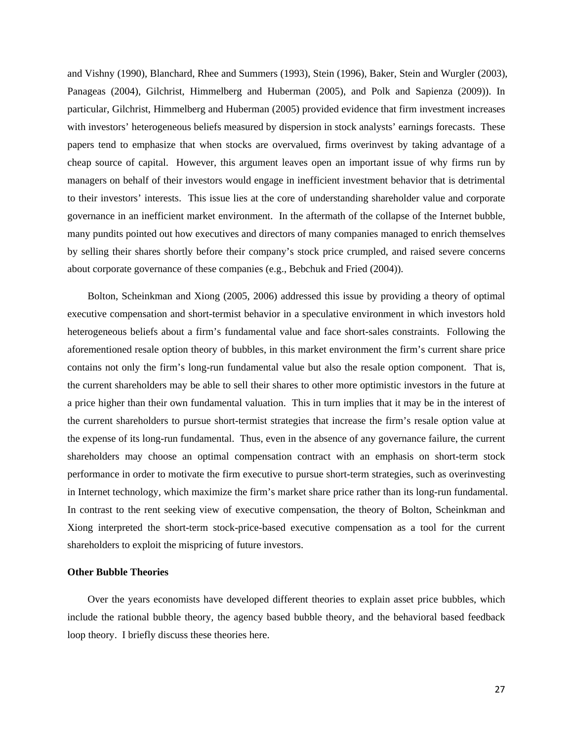and Vishny (1990), Blanchard, Rhee and Summers (1993), Stein (1996), Baker, Stein and Wurgler (2003), Panageas (2004), Gilchrist, Himmelberg and Huberman (2005), and Polk and Sapienza (2009)). In particular, Gilchrist, Himmelberg and Huberman (2005) provided evidence that firm investment increases with investors' heterogeneous beliefs measured by dispersion in stock analysts' earnings forecasts. These papers tend to emphasize that when stocks are overvalued, firms overinvest by taking advantage of a cheap source of capital. However, this argument leaves open an important issue of why firms run by managers on behalf of their investors would engage in inefficient investment behavior that is detrimental to their investors' interests. This issue lies at the core of understanding shareholder value and corporate governance in an inefficient market environment. In the aftermath of the collapse of the Internet bubble, many pundits pointed out how executives and directors of many companies managed to enrich themselves by selling their shares shortly before their company's stock price crumpled, and raised severe concerns about corporate governance of these companies (e.g., Bebchuk and Fried (2004)).

Bolton, Scheinkman and Xiong (2005, 2006) addressed this issue by providing a theory of optimal executive compensation and short-termist behavior in a speculative environment in which investors hold heterogeneous beliefs about a firm's fundamental value and face short-sales constraints. Following the aforementioned resale option theory of bubbles, in this market environment the firm's current share price contains not only the firm's long-run fundamental value but also the resale option component. That is, the current shareholders may be able to sell their shares to other more optimistic investors in the future at a price higher than their own fundamental valuation. This in turn implies that it may be in the interest of the current shareholders to pursue short-termist strategies that increase the firm's resale option value at the expense of its long-run fundamental. Thus, even in the absence of any governance failure, the current shareholders may choose an optimal compensation contract with an emphasis on short-term stock performance in order to motivate the firm executive to pursue short-term strategies, such as overinvesting in Internet technology, which maximize the firm's market share price rather than its long-run fundamental. In contrast to the rent seeking view of executive compensation, the theory of Bolton, Scheinkman and Xiong interpreted the short-term stock-price-based executive compensation as a tool for the current shareholders to exploit the mispricing of future investors.

**Other Bubble Theories**

Over the years economists have developed different theories to explain asset price bubbles, which include the rational bubble theory, the agency based bubble theory, and the behavioral based feedback loop theory. I briefly discuss these theories here.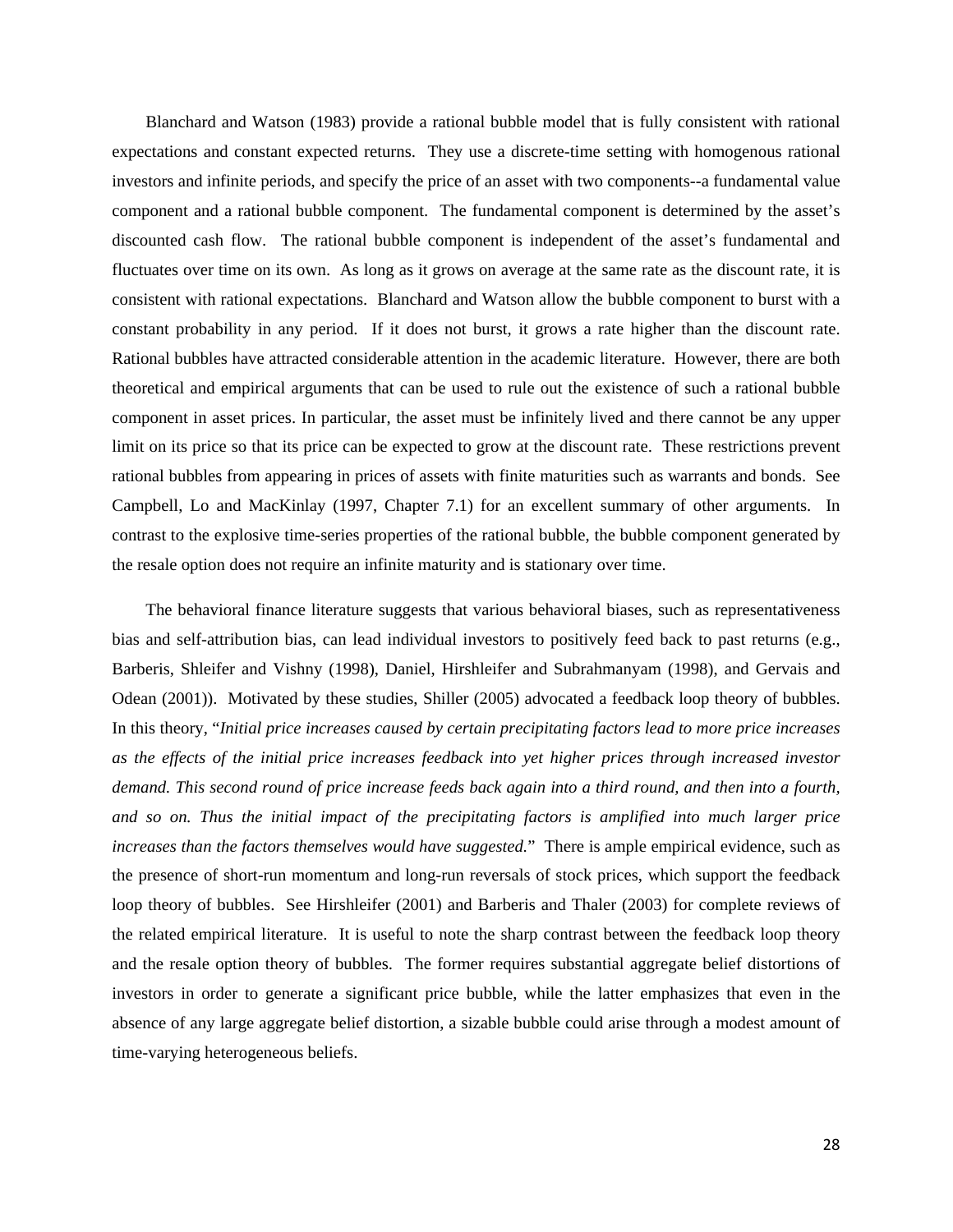Blanchard and Watson (1983) provide a rational bubble model that is fully consistent with rational expectations and constant expected returns. They use a discrete-time setting with homogenous rational investors and infinite periods, and specify the price of an asset with two components--a fundamental value component and a rational bubble component. The fundamental component is determined by the asset's discounted cash flow. The rational bubble component is independent of the asset's fundamental and fluctuates over time on its own. As long as it grows on average at the same rate as the discount rate, it is consistent with rational expectations. Blanchard and Watson allow the bubble component to burst with a constant probability in any period. If it does not burst, it grows a rate higher than the discount rate. Rational bubbles have attracted considerable attention in the academic literature. However, there are both theoretical and empirical arguments that can be used to rule out the existence of such a rational bubble component in asset prices. In particular, the asset must be infinitely lived and there cannot be any upper limit on its price so that its price can be expected to grow at the discount rate. These restrictions prevent rational bubbles from appearing in prices of assets with finite maturities such as warrants and bonds. See Campbell, Lo and MacKinlay (1997, Chapter 7.1) for an excellent summary of other arguments. In contrast to the explosive time-series properties of the rational bubble, the bubble component generated by the resale option does not require an infinite maturity and is stationary over time.

The behavioral finance literature suggests that various behavioral biases, such as representativeness bias and self-attribution bias, can lead individual investors to positively feed back to past returns (e.g., Barberis, Shleifer and Vishny (1998), Daniel, Hirshleifer and Subrahmanyam (1998), and Gervais and Odean (2001)). Motivated by these studies, Shiller (2005) advocated a feedback loop theory of bubbles. In this theory, "*Initial price increases caused by certain precipitating factors lead to more price increases as the effects of the initial price increases feedback into yet higher prices through increased investor demand. This second round of price increase feeds back again into a third round, and then into a fourth, and so on. Thus the initial impact of the precipitating factors is amplified into much larger price increases than the factors themselves would have suggested.*" There is ample empirical evidence, such as the presence of short-run momentum and long-run reversals of stock prices, which support the feedback loop theory of bubbles. See Hirshleifer (2001) and Barberis and Thaler (2003) for complete reviews of the related empirical literature. It is useful to note the sharp contrast between the feedback loop theory and the resale option theory of bubbles. The former requires substantial aggregate belief distortions of investors in order to generate a significant price bubble, while the latter emphasizes that even in the absence of any large aggregate belief distortion, a sizable bubble could arise through a modest amount of time-varying heterogeneous beliefs.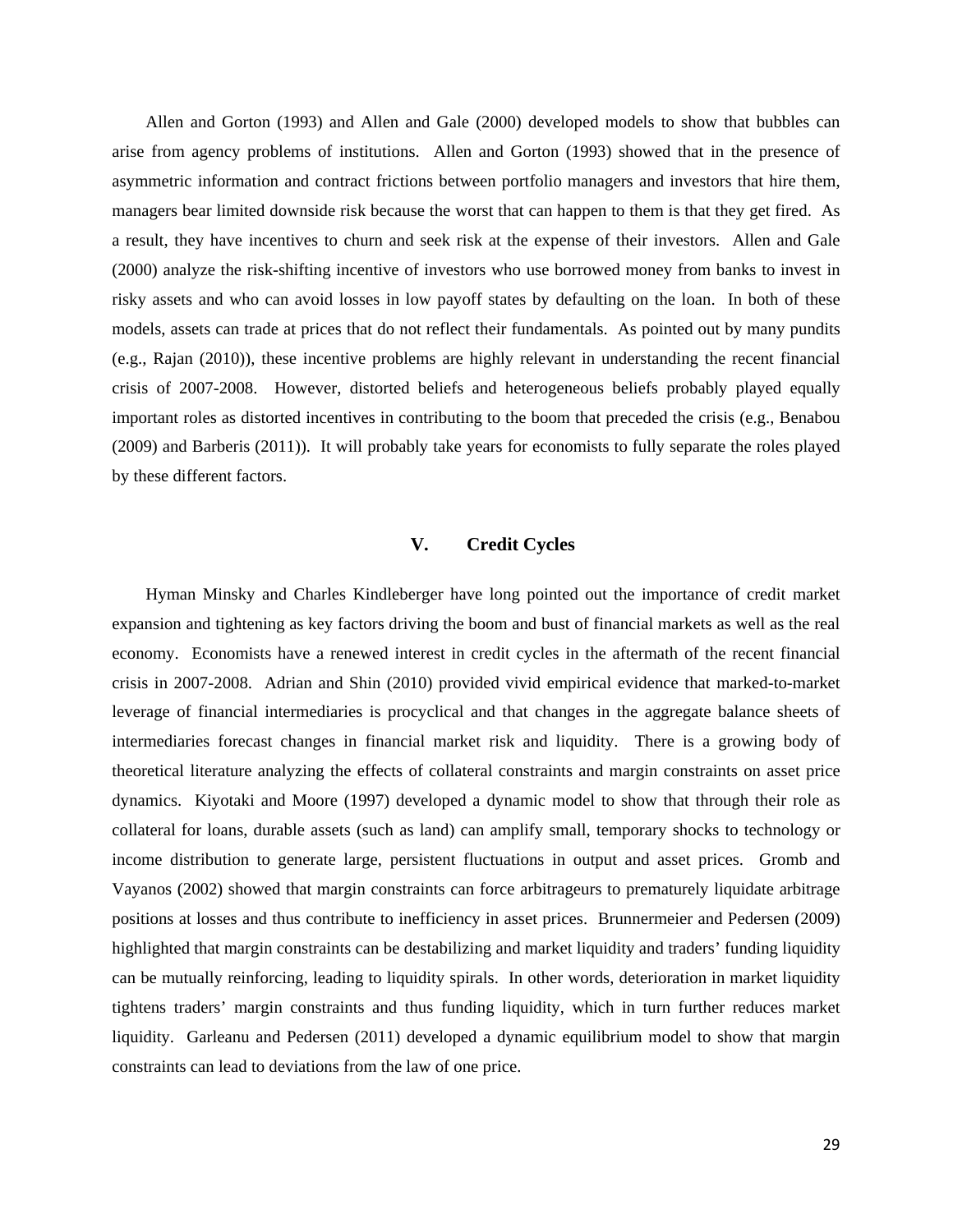Allen and Gorton (1993) and Allen and Gale (2000) developed models to show that bubbles can arise from agency problems of institutions. Allen and Gorton (1993) showed that in the presence of asymmetric information and contract frictions between portfolio managers and investors that hire them, managers bear limited downside risk because the worst that can happen to them is that they get fired. As a result, they have incentives to churn and seek risk at the expense of their investors. Allen and Gale (2000) analyze the risk-shifting incentive of investors who use borrowed money from banks to invest in risky assets and who can avoid losses in low payoff states by defaulting on the loan. In both of these models, assets can trade at prices that do not reflect their fundamentals. As pointed out by many pundits (e.g., Rajan (2010)), these incentive problems are highly relevant in understanding the recent financial crisis of 2007-2008. However, distorted beliefs and heterogeneous beliefs probably played equally important roles as distorted incentives in contributing to the boom that preceded the crisis (e.g., Benabou (2009) and Barberis (2011)). It will probably take years for economists to fully separate the roles played by these different factors.

## V. Credit Cycles

Hyman Minsky and Charles Kindleberger have long pointed out the importance of credit market expansion and tightening as key factors driving the boom and bust of financial markets as well as the real economy. Economists have a renewed interest in credit cycles in the aftermath of the recent financial crisis in 2007-2008. Adrian and Shin (2010) provided vivid empirical evidence that marked-to-market leverage of financial intermediaries is procyclical and that changes in the aggregate balance sheets of intermediaries forecast changes in financial market risk and liquidity. There is a growing body of theoretical literature analyzing the effects of collateral constraints and margin constraints on asset price dynamics. Kiyotaki and Moore (1997) developed a dynamic model to show that through their role as collateral for loans, durable assets (such as land) can amplify small, temporary shocks to technology or income distribution to generate large, persistent fluctuations in output and asset prices. Gromb and Vayanos (2002) showed that margin constraints can force arbitrageurs to prematurely liquidate arbitrage positions at losses and thus contribute to inefficiency in asset prices. Brunnermeier and Pedersen (2009) highlighted that margin constraints can be destabilizing and market liquidity and traders' funding liquidity can be mutually reinforcing, leading to liquidity spirals. In other words, deterioration in market liquidity tightens traders' margin constraints and thus funding liquidity, which in turn further reduces market liquidity. Garleanu and Pedersen (2011) developed a dynamic equilibrium model to show that margin constraints can lead to deviations from the law of one price.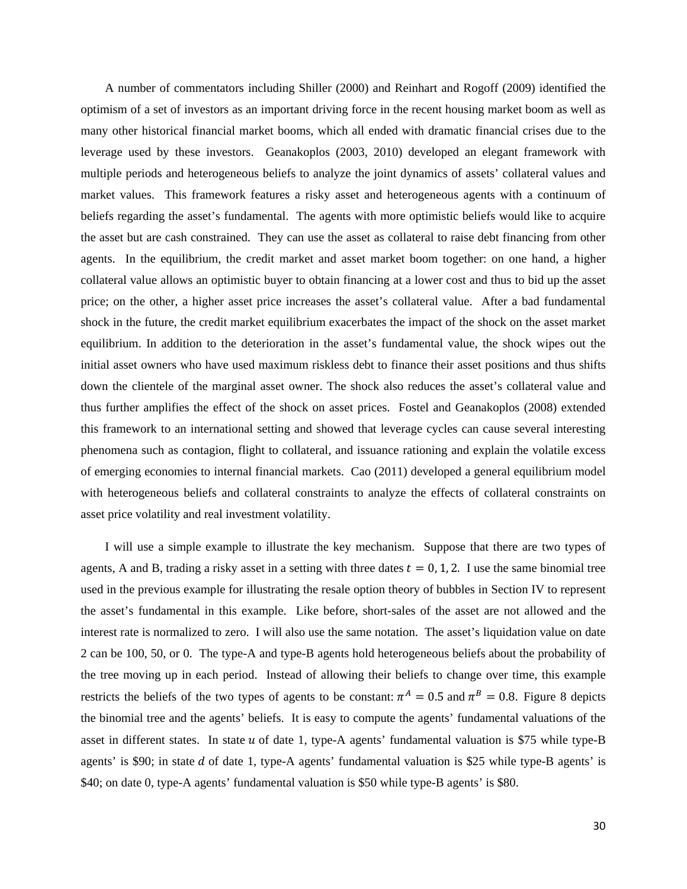A number of commentators including Shiller (2000) and Reinhart and Rogoff (2009) identified the optimism of a set of investors as an important driving force in the recent housing market boom as well as many other historical financial market booms, which all ended with dramatic financial crises due to the leverage used by these investors. Geanakoplos (2003, 2010) developed an elegant framework with multiple periods and heterogeneous beliefs to analyze the joint dynamics of assets' collateral values and market values. This framework features a risky asset and heterogeneous agents with a continuum of beliefs regarding the asset's fundamental. The agents with more optimistic beliefs would like to acquire the asset but are cash constrained. They can use the asset as collateral to raise debt financing from other agents. In the equilibrium, the credit market and asset market boom together: on one hand, a higher collateral value allows an optimistic buyer to obtain financing at a lower cost and thus to bid up the asset price; on the other, a higher asset price increases the asset's collateral value. After a bad fundamental shock in the future, the credit market equilibrium exacerbates the impact of the shock on the asset market equilibrium. In addition to the deterioration in the asset's fundamental value, the shock wipes out the initial asset owners who have used maximum riskless debt to finance their asset positions and thus shifts down the clientele of the marginal asset owner. The shock also reduces the asset's collateral value and thus further amplifies the effect of the shock on asset prices. Fostel and Geanakoplos (2008) extended this framework to an international setting and showed that leverage cycles can cause several interesting phenomena such as contagion, flight to collateral, and issuance rationing and explain the volatile excess of emerging economies to internal financial markets. Cao (2011) developed a general equilibrium model with heterogeneous beliefs and collateral constraints to analyze the effects of collateral constraints on asset price volatility and real investment volatility.

I will use a simple example to illustrate the key mechanism. Suppose that there are two types of agents, A and B, trading a risky asset in a setting with three dates $t = 0, 1, 2$. I use the same binomial tree used in the previous example for illustrating the resale option theory of bubbles in Section IV to represent the asset's fundamental in this example. Like before, short-sales of the asset are not allowed and the interest rate is normalized to zero. I will also use the same notation. The asset's liquidation value on date 2 can be 100, 50, or 0. The type-A and type-B agents hold heterogeneous beliefs about the probability of the tree moving up in each period. Instead of allowing their beliefs to change over time, this example restricts the beliefs of the two types of agents to be constant: $\pi^A = 0.5$ and $\pi^B = 0.8$. Figure 8 depicts the binomial tree and the agents' beliefs. It is easy to compute the agents' fundamental valuations of the asset in different states. In state $u$ of date 1, type-A agents' fundamental valuation is \$75 while type-B agents' is \$90; in state $d$ of date 1, type-A agents' fundamental valuation is \$25 while type-B agents' is \$40; on date 0, type-A agents' fundamental valuation is \$50 while type-B agents' is \$80.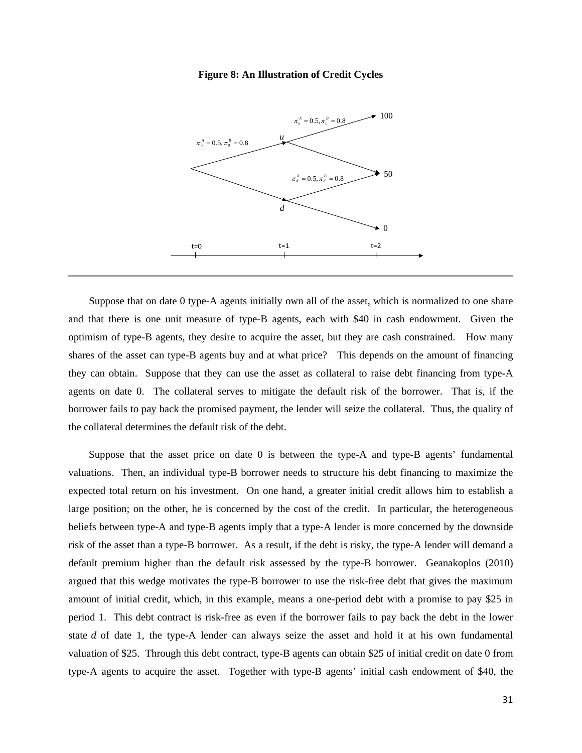**Figure 8: An Illustration of Credit Cycles**

$\pi_0^A = 0.5, \pi_0^B = 0.8$

$\pi_u^A = 0.5, \pi_u^B = 0.8$

$\pi_d^A = 0.5, \pi_d^B = 0.8$

*u*

*d*

100

50

0

t=0

t=1

t=2

---

Suppose that on date 0 type-A agents initially own all of the asset, which is normalized to one share and that there is one unit measure of type-B agents, each with \$40 in cash endowment. Given the optimism of type-B agents, they desire to acquire the asset, but they are cash constrained. How many shares of the asset can type-B agents buy and at what price? This depends on the amount of financing they can obtain. Suppose that they can use the asset as collateral to raise debt financing from type-A agents on date 0. The collateral serves to mitigate the default risk of the borrower. That is, if the borrower fails to pay back the promised payment, the lender will seize the collateral. Thus, the quality of the collateral determines the default risk of the debt.

Suppose that the asset price on date 0 is between the type-A and type-B agents' fundamental valuations. Then, an individual type-B borrower needs to structure his debt financing to maximize the expected total return on his investment. On one hand, a greater initial credit allows him to establish a large position; on the other, he is concerned by the cost of the credit. In particular, the heterogeneous beliefs between type-A and type-B agents imply that a type-A lender is more concerned by the downside risk of the asset than a type-B borrower. As a result, if the debt is risky, the type-A lender will demand a default premium higher than the default risk assessed by the type-B borrower. Geanakoplos (2010) argued that this wedge motivates the type-B borrower to use the risk-free debt that gives the maximum amount of initial credit, which, in this example, means a one-period debt with a promise to pay \$25 in period 1. This debt contract is risk-free as even if the borrower fails to pay back the debt in the lower state $d$ of date 1, the type-A lender can always seize the asset and hold it at his own fundamental valuation of \$25. Through this debt contract, type-B agents can obtain \$25 of initial credit on date 0 from type-A agents to acquire the asset. Together with type-B agents' initial cash endowment of \$40, the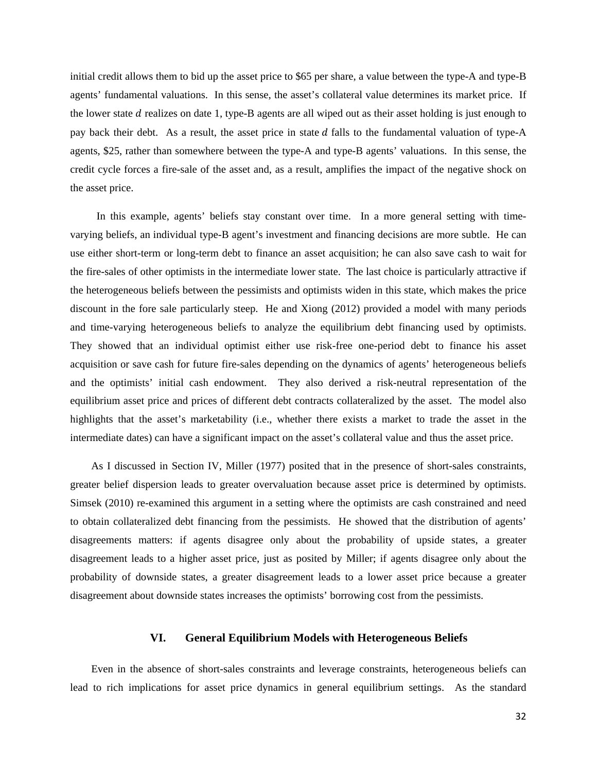initial credit allows them to bid up the asset price to $65 per share, a value between the type-A and type-B agents' fundamental valuations. In this sense, the asset's collateral value determines its market price. If the lower state $d$ realizes on date 1, type-B agents are all wiped out as their asset holding is just enough to pay back their debt. As a result, the asset price in state $d$ falls to the fundamental valuation of type-A agents, $25, rather than somewhere between the type-A and type-B agents' valuations. In this sense, the credit cycle forces a fire-sale of the asset and, as a result, amplifies the impact of the negative shock on the asset price.

In this example, agents' beliefs stay constant over time. In a more general setting with time-varying beliefs, an individual type-B agent's investment and financing decisions are more subtle. He can use either short-term or long-term debt to finance an asset acquisition; he can also save cash to wait for the fire-sales of other optimists in the intermediate lower state. The last choice is particularly attractive if the heterogeneous beliefs between the pessimists and optimists widen in this state, which makes the price discount in the fore sale particularly steep. He and Xiong (2012) provided a model with many periods and time-varying heterogeneous beliefs to analyze the equilibrium debt financing used by optimists. They showed that an individual optimist either use risk-free one-period debt to finance his asset acquisition or save cash for future fire-sales depending on the dynamics of agents' heterogeneous beliefs and the optimists' initial cash endowment. They also derived a risk-neutral representation of the equilibrium asset price and prices of different debt contracts collateralized by the asset. The model also highlights that the asset's marketability (i.e., whether there exists a market to trade the asset in the intermediate dates) can have a significant impact on the asset's collateral value and thus the asset price.

As I discussed in Section IV, Miller (1977) posited that in the presence of short-sales constraints, greater belief dispersion leads to greater overvaluation because asset price is determined by optimists. Simsek (2010) re-examined this argument in a setting where the optimists are cash constrained and need to obtain collateralized debt financing from the pessimists. He showed that the distribution of agents' disagreements matters: if agents disagree only about the probability of upside states, a greater disagreement leads to a higher asset price, just as posited by Miller; if agents disagree only about the probability of downside states, a greater disagreement leads to a lower asset price because a greater disagreement about downside states increases the optimists' borrowing cost from the pessimists.

## VI. General Equilibrium Models with Heterogeneous Beliefs

Even in the absence of short-sales constraints and leverage constraints, heterogeneous beliefs can lead to rich implications for asset price dynamics in general equilibrium settings. As the standard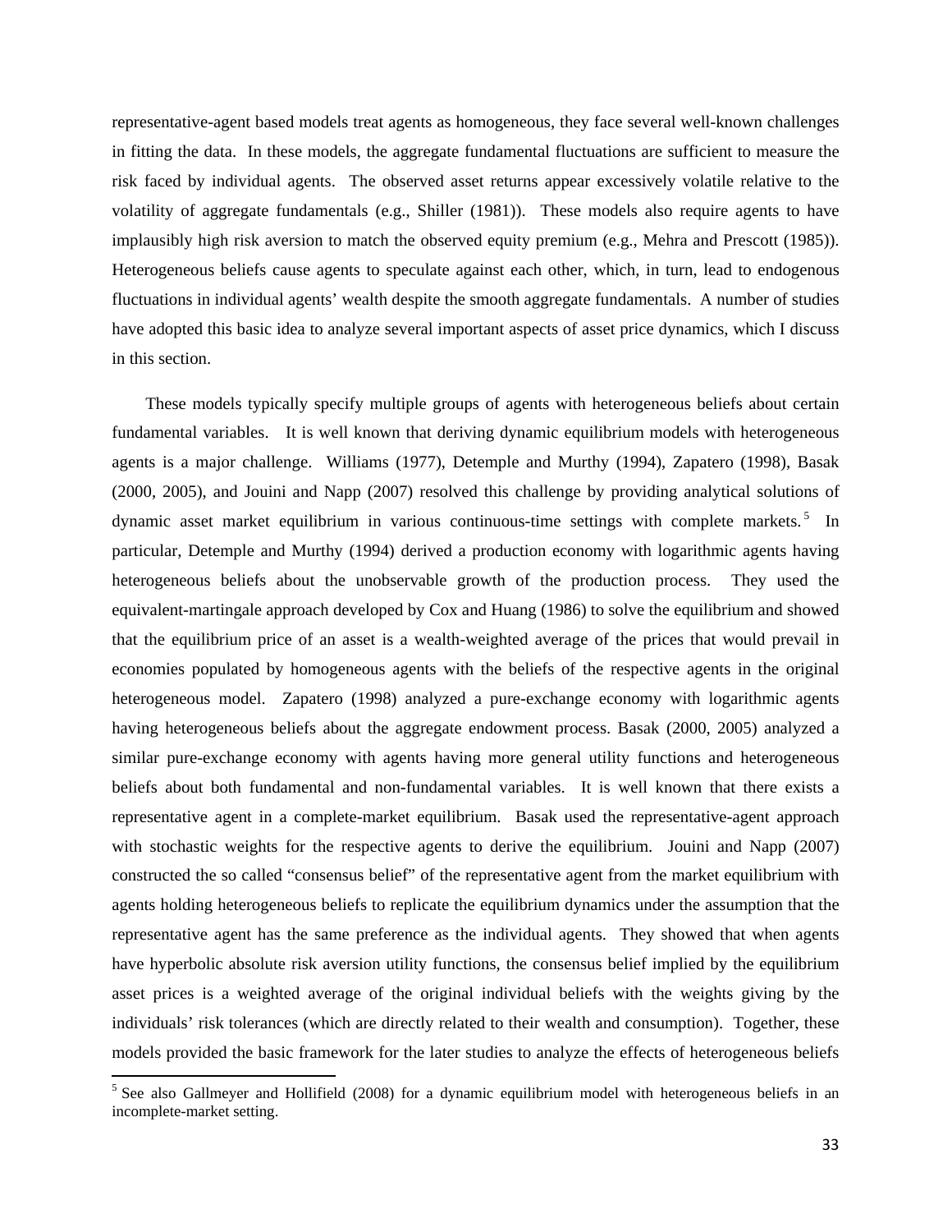representative-agent based models treat agents as homogeneous, they face several well-known challenges in fitting the data. In these models, the aggregate fundamental fluctuations are sufficient to measure the risk faced by individual agents. The observed asset returns appear excessively volatile relative to the volatility of aggregate fundamentals (e.g., Shiller (1981)). These models also require agents to have implausibly high risk aversion to match the observed equity premium (e.g., Mehra and Prescott (1985)). Heterogeneous beliefs cause agents to speculate against each other, which, in turn, lead to endogenous fluctuations in individual agents' wealth despite the smooth aggregate fundamentals. A number of studies have adopted this basic idea to analyze several important aspects of asset price dynamics, which I discuss in this section.

These models typically specify multiple groups of agents with heterogeneous beliefs about certain fundamental variables. It is well known that deriving dynamic equilibrium models with heterogeneous agents is a major challenge. Williams (1977), Detemple and Murthy (1994), Zapatero (1998), Basak (2000, 2005), and Jouini and Napp (2007) resolved this challenge by providing analytical solutions of dynamic asset market equilibrium in various continuous-time settings with complete markets.[5] In particular, Detemple and Murthy (1994) derived a production economy with logarithmic agents having heterogeneous beliefs about the unobservable growth of the production process. They used the equivalent-martingale approach developed by Cox and Huang (1986) to solve the equilibrium and showed that the equilibrium price of an asset is a wealth-weighted average of the prices that would prevail in economies populated by homogeneous agents with the beliefs of the respective agents in the original heterogeneous model. Zapatero (1998) analyzed a pure-exchange economy with logarithmic agents having heterogeneous beliefs about the aggregate endowment process. Basak (2000, 2005) analyzed a similar pure-exchange economy with agents having more general utility functions and heterogeneous beliefs about both fundamental and non-fundamental variables. It is well known that there exists a representative agent in a complete-market equilibrium. Basak used the representative-agent approach with stochastic weights for the respective agents to derive the equilibrium. Jouini and Napp (2007) constructed the so called "consensus belief" of the representative agent from the market equilibrium with agents holding heterogeneous beliefs to replicate the equilibrium dynamics under the assumption that the representative agent has the same preference as the individual agents. They showed that when agents have hyperbolic absolute risk aversion utility functions, the consensus belief implied by the equilibrium asset prices is a weighted average of the original individual beliefs with the weights giving by the individuals' risk tolerances (which are directly related to their wealth and consumption). Together, these models provided the basic framework for the later studies to analyze the effects of heterogeneous beliefs

[5] See also Gallmeyer and Hollifield (2008) for a dynamic equilibrium model with heterogeneous beliefs in an incomplete-market setting.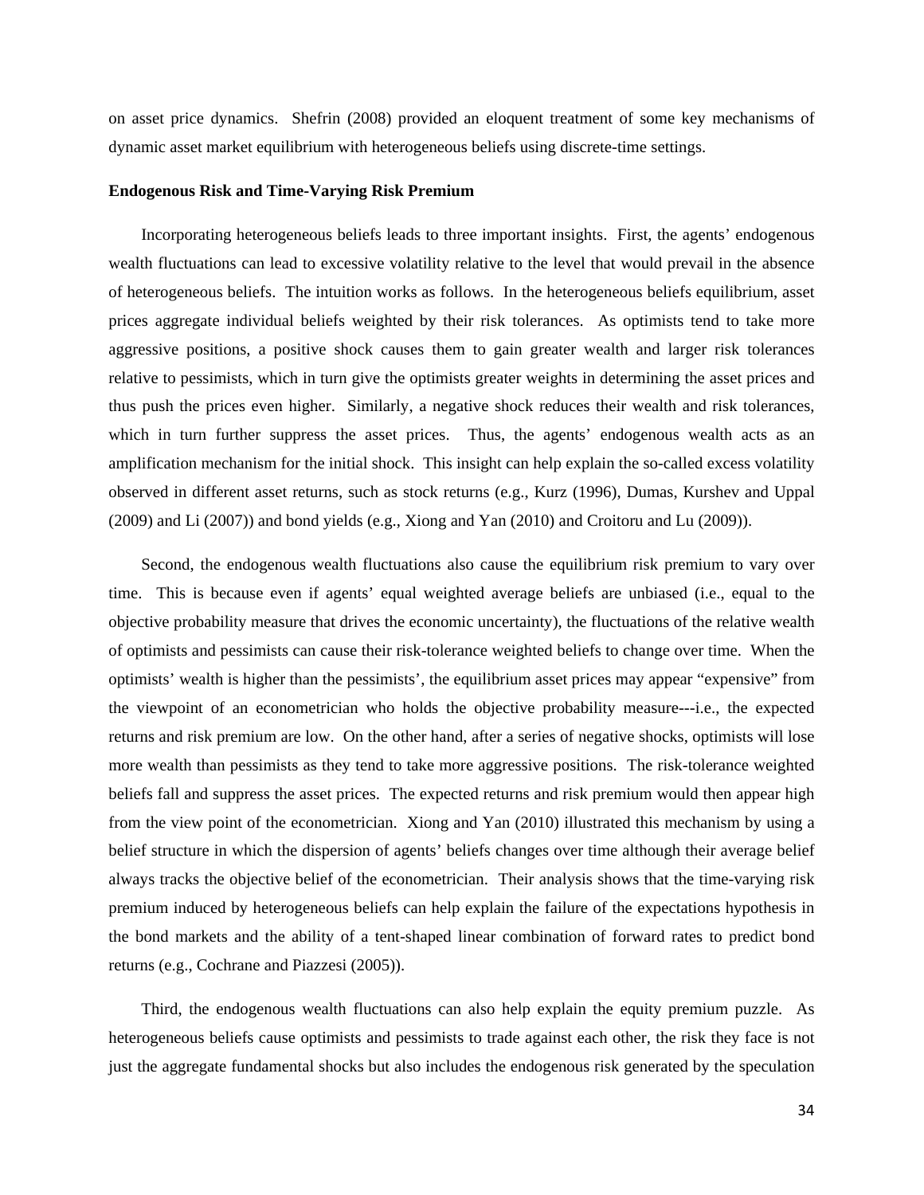on asset price dynamics. Shefrin (2008) provided an eloquent treatment of some key mechanisms of dynamic asset market equilibrium with heterogeneous beliefs using discrete-time settings.

**Endogenous Risk and Time-Varying Risk Premium**

Incorporating heterogeneous beliefs leads to three important insights. First, the agents' endogenous wealth fluctuations can lead to excessive volatility relative to the level that would prevail in the absence of heterogeneous beliefs. The intuition works as follows. In the heterogeneous beliefs equilibrium, asset prices aggregate individual beliefs weighted by their risk tolerances. As optimists tend to take more aggressive positions, a positive shock causes them to gain greater wealth and larger risk tolerances relative to pessimists, which in turn give the optimists greater weights in determining the asset prices and thus push the prices even higher. Similarly, a negative shock reduces their wealth and risk tolerances, which in turn further suppress the asset prices. Thus, the agents' endogenous wealth acts as an amplification mechanism for the initial shock. This insight can help explain the so-called excess volatility observed in different asset returns, such as stock returns (e.g., Kurz (1996), Dumas, Kurshev and Uppal (2009) and Li (2007)) and bond yields (e.g., Xiong and Yan (2010) and Croitoru and Lu (2009)).

Second, the endogenous wealth fluctuations also cause the equilibrium risk premium to vary over time. This is because even if agents' equal weighted average beliefs are unbiased (i.e., equal to the objective probability measure that drives the economic uncertainty), the fluctuations of the relative wealth of optimists and pessimists can cause their risk-tolerance weighted beliefs to change over time. When the optimists' wealth is higher than the pessimists', the equilibrium asset prices may appear "expensive" from the viewpoint of an econometrician who holds the objective probability measure---i.e., the expected returns and risk premium are low. On the other hand, after a series of negative shocks, optimists will lose more wealth than pessimists as they tend to take more aggressive positions. The risk-tolerance weighted beliefs fall and suppress the asset prices. The expected returns and risk premium would then appear high from the view point of the econometrician. Xiong and Yan (2010) illustrated this mechanism by using a belief structure in which the dispersion of agents' beliefs changes over time although their average belief always tracks the objective belief of the econometrician. Their analysis shows that the time-varying risk premium induced by heterogeneous beliefs can help explain the failure of the expectations hypothesis in the bond markets and the ability of a tent-shaped linear combination of forward rates to predict bond returns (e.g., Cochrane and Piazzesi (2005)).

Third, the endogenous wealth fluctuations can also help explain the equity premium puzzle. As heterogeneous beliefs cause optimists and pessimists to trade against each other, the risk they face is not just the aggregate fundamental shocks but also includes the endogenous risk generated by the speculation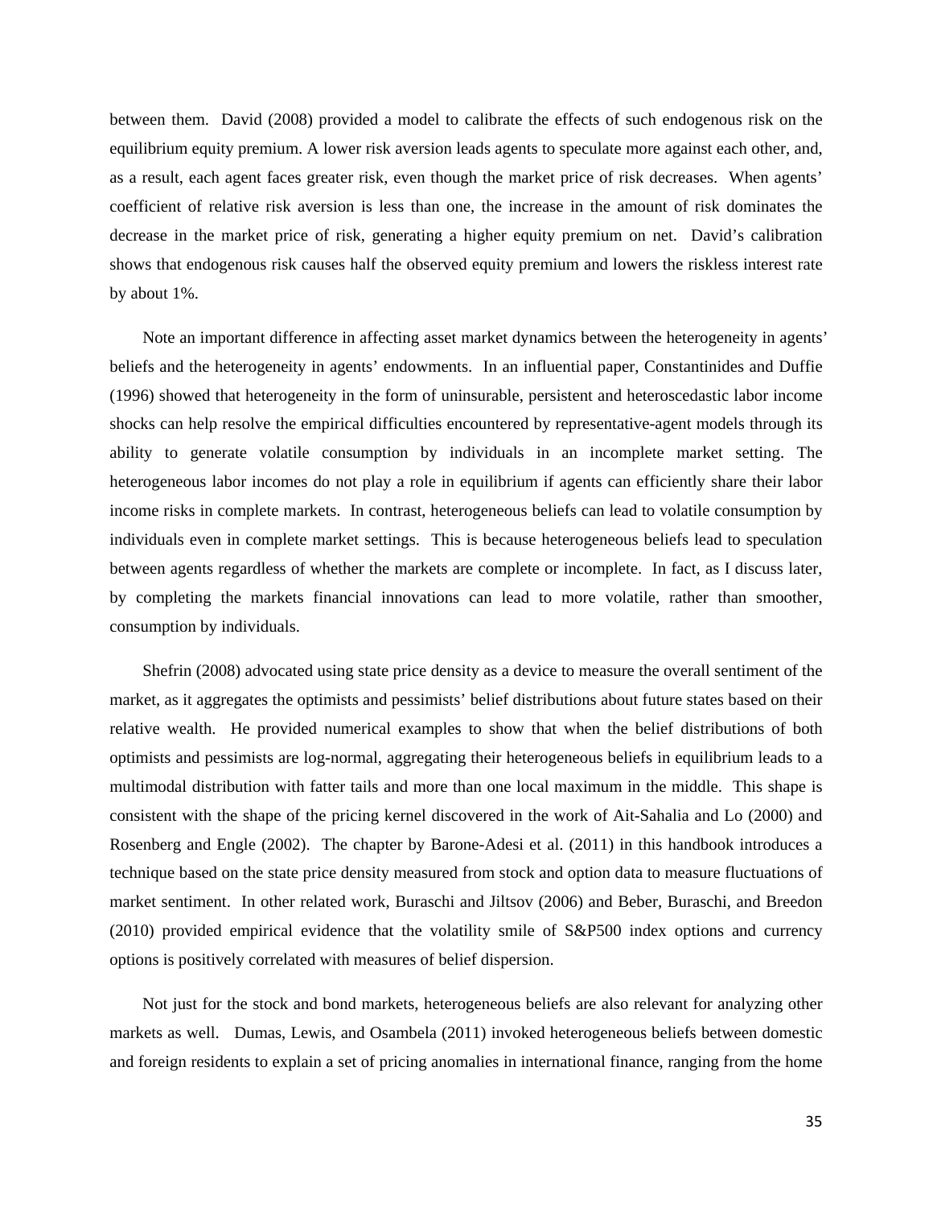between them. David (2008) provided a model to calibrate the effects of such endogenous risk on the equilibrium equity premium. A lower risk aversion leads agents to speculate more against each other, and, as a result, each agent faces greater risk, even though the market price of risk decreases. When agents' coefficient of relative risk aversion is less than one, the increase in the amount of risk dominates the decrease in the market price of risk, generating a higher equity premium on net. David's calibration shows that endogenous risk causes half the observed equity premium and lowers the riskless interest rate by about 1%.

Note an important difference in affecting asset market dynamics between the heterogeneity in agents' beliefs and the heterogeneity in agents' endowments. In an influential paper, Constantinides and Duffie (1996) showed that heterogeneity in the form of uninsurable, persistent and heteroscedastic labor income shocks can help resolve the empirical difficulties encountered by representative-agent models through its ability to generate volatile consumption by individuals in an incomplete market setting. The heterogeneous labor incomes do not play a role in equilibrium if agents can efficiently share their labor income risks in complete markets. In contrast, heterogeneous beliefs can lead to volatile consumption by individuals even in complete market settings. This is because heterogeneous beliefs lead to speculation between agents regardless of whether the markets are complete or incomplete. In fact, as I discuss later, by completing the markets financial innovations can lead to more volatile, rather than smoother, consumption by individuals.

Shefrin (2008) advocated using state price density as a device to measure the overall sentiment of the market, as it aggregates the optimists and pessimists' belief distributions about future states based on their relative wealth. He provided numerical examples to show that when the belief distributions of both optimists and pessimists are log-normal, aggregating their heterogeneous beliefs in equilibrium leads to a multimodal distribution with fatter tails and more than one local maximum in the middle. This shape is consistent with the shape of the pricing kernel discovered in the work of Ait-Sahalia and Lo (2000) and Rosenberg and Engle (2002). The chapter by Barone-Adesi et al. (2011) in this handbook introduces a technique based on the state price density measured from stock and option data to measure fluctuations of market sentiment. In other related work, Buraschi and Jiltsov (2006) and Beber, Buraschi, and Breedon (2010) provided empirical evidence that the volatility smile of S&P500 index options and currency options is positively correlated with measures of belief dispersion.

Not just for the stock and bond markets, heterogeneous beliefs are also relevant for analyzing other markets as well. Dumas, Lewis, and Osambela (2011) invoked heterogeneous beliefs between domestic and foreign residents to explain a set of pricing anomalies in international finance, ranging from the home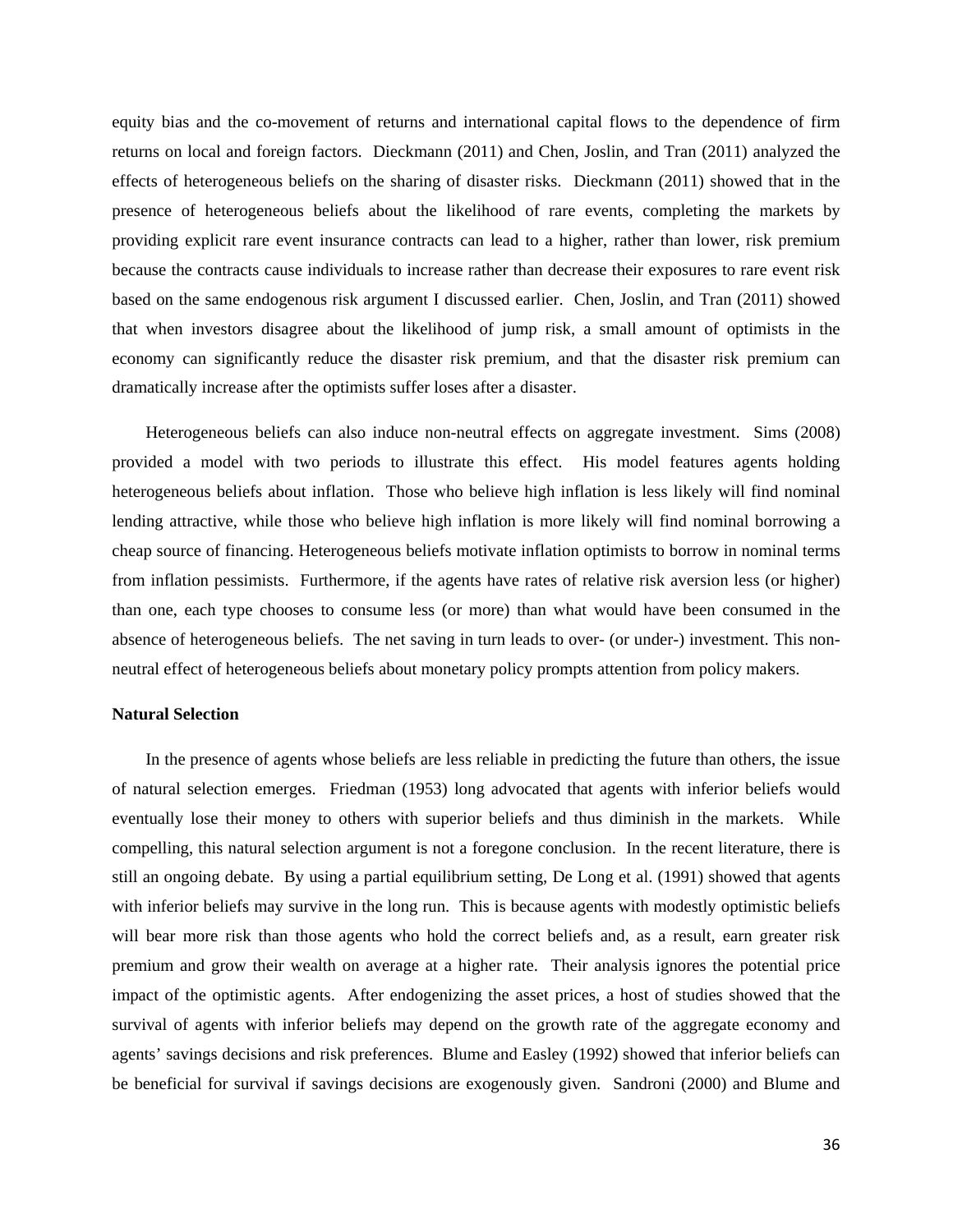equity bias and the co-movement of returns and international capital flows to the dependence of firm returns on local and foreign factors. Dieckmann (2011) and Chen, Joslin, and Tran (2011) analyzed the effects of heterogeneous beliefs on the sharing of disaster risks. Dieckmann (2011) showed that in the presence of heterogeneous beliefs about the likelihood of rare events, completing the markets by providing explicit rare event insurance contracts can lead to a higher, rather than lower, risk premium because the contracts cause individuals to increase rather than decrease their exposures to rare event risk based on the same endogenous risk argument I discussed earlier. Chen, Joslin, and Tran (2011) showed that when investors disagree about the likelihood of jump risk, a small amount of optimists in the economy can significantly reduce the disaster risk premium, and that the disaster risk premium can dramatically increase after the optimists suffer loses after a disaster.

Heterogeneous beliefs can also induce non-neutral effects on aggregate investment. Sims (2008) provided a model with two periods to illustrate this effect. His model features agents holding heterogeneous beliefs about inflation. Those who believe high inflation is less likely will find nominal lending attractive, while those who believe high inflation is more likely will find nominal borrowing a cheap source of financing. Heterogeneous beliefs motivate inflation optimists to borrow in nominal terms from inflation pessimists. Furthermore, if the agents have rates of relative risk aversion less (or higher) than one, each type chooses to consume less (or more) than what would have been consumed in the absence of heterogeneous beliefs. The net saving in turn leads to over- (or under-) investment. This non-neutral effect of heterogeneous beliefs about monetary policy prompts attention from policy makers.

**Natural Selection**

In the presence of agents whose beliefs are less reliable in predicting the future than others, the issue of natural selection emerges. Friedman (1953) long advocated that agents with inferior beliefs would eventually lose their money to others with superior beliefs and thus diminish in the markets. While compelling, this natural selection argument is not a foregone conclusion. In the recent literature, there is still an ongoing debate. By using a partial equilibrium setting, De Long et al. (1991) showed that agents with inferior beliefs may survive in the long run. This is because agents with modestly optimistic beliefs will bear more risk than those agents who hold the correct beliefs and, as a result, earn greater risk premium and grow their wealth on average at a higher rate. Their analysis ignores the potential price impact of the optimistic agents. After endogenizing the asset prices, a host of studies showed that the survival of agents with inferior beliefs may depend on the growth rate of the aggregate economy and agents' savings decisions and risk preferences. Blume and Easley (1992) showed that inferior beliefs can be beneficial for survival if savings decisions are exogenously given. Sandroni (2000) and Blume and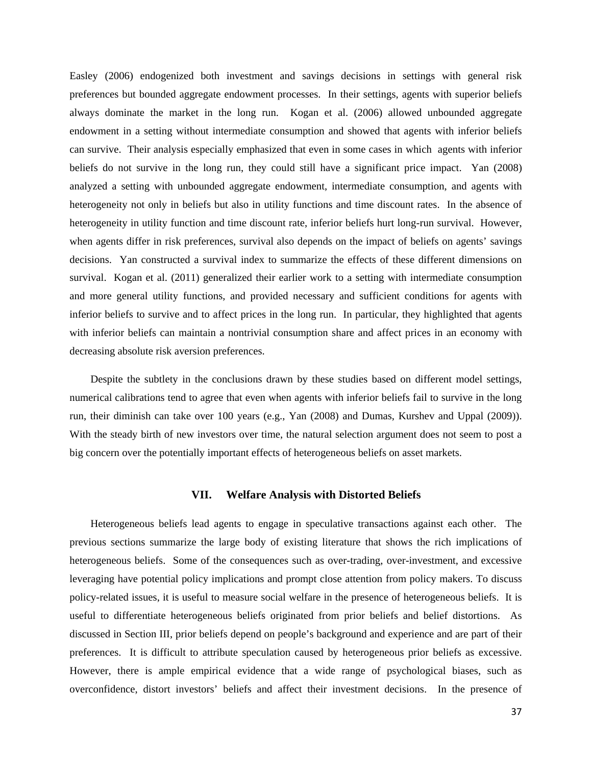Easley (2006) endogenized both investment and savings decisions in settings with general risk preferences but bounded aggregate endowment processes. In their settings, agents with superior beliefs always dominate the market in the long run. Kogan et al. (2006) allowed unbounded aggregate endowment in a setting without intermediate consumption and showed that agents with inferior beliefs can survive. Their analysis especially emphasized that even in some cases in which agents with inferior beliefs do not survive in the long run, they could still have a significant price impact. Yan (2008) analyzed a setting with unbounded aggregate endowment, intermediate consumption, and agents with heterogeneity not only in beliefs but also in utility functions and time discount rates. In the absence of heterogeneity in utility function and time discount rate, inferior beliefs hurt long-run survival. However, when agents differ in risk preferences, survival also depends on the impact of beliefs on agents' savings decisions. Yan constructed a survival index to summarize the effects of these different dimensions on survival. Kogan et al. (2011) generalized their earlier work to a setting with intermediate consumption and more general utility functions, and provided necessary and sufficient conditions for agents with inferior beliefs to survive and to affect prices in the long run. In particular, they highlighted that agents with inferior beliefs can maintain a nontrivial consumption share and affect prices in an economy with decreasing absolute risk aversion preferences.

Despite the subtlety in the conclusions drawn by these studies based on different model settings, numerical calibrations tend to agree that even when agents with inferior beliefs fail to survive in the long run, their diminish can take over 100 years (e.g., Yan (2008) and Dumas, Kurshev and Uppal (2009)). With the steady birth of new investors over time, the natural selection argument does not seem to post a big concern over the potentially important effects of heterogeneous beliefs on asset markets.

## VII. Welfare Analysis with Distorted Beliefs

Heterogeneous beliefs lead agents to engage in speculative transactions against each other. The previous sections summarize the large body of existing literature that shows the rich implications of heterogeneous beliefs. Some of the consequences such as over-trading, over-investment, and excessive leveraging have potential policy implications and prompt close attention from policy makers. To discuss policy-related issues, it is useful to measure social welfare in the presence of heterogeneous beliefs. It is useful to differentiate heterogeneous beliefs originated from prior beliefs and belief distortions. As discussed in Section III, prior beliefs depend on people's background and experience and are part of their preferences. It is difficult to attribute speculation caused by heterogeneous prior beliefs as excessive. However, there is ample empirical evidence that a wide range of psychological biases, such as overconfidence, distort investors' beliefs and affect their investment decisions. In the presence of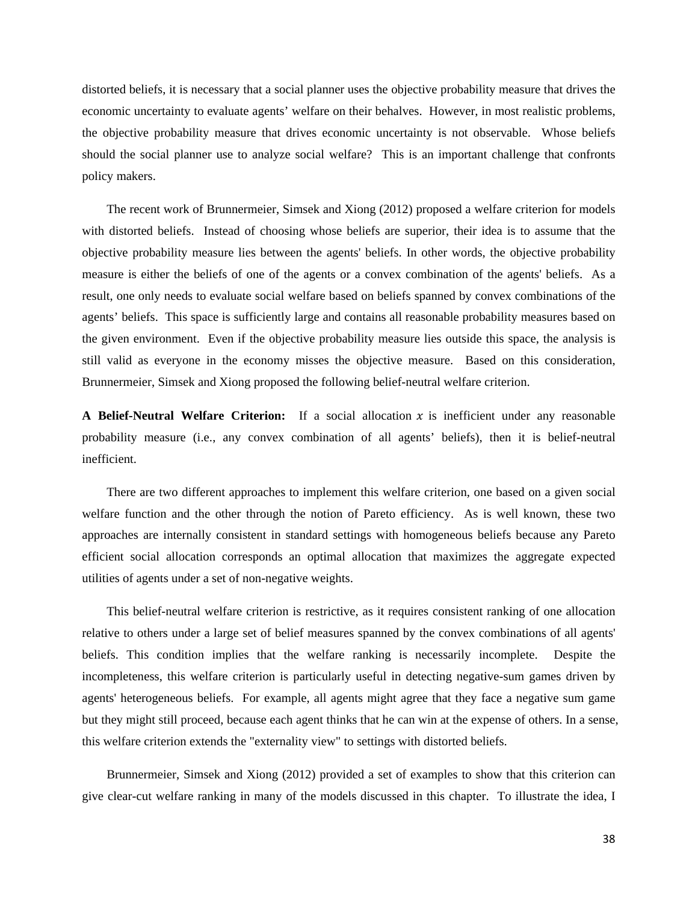distorted beliefs, it is necessary that a social planner uses the objective probability measure that drives the economic uncertainty to evaluate agents' welfare on their behalves. However, in most realistic problems, the objective probability measure that drives economic uncertainty is not observable. Whose beliefs should the social planner use to analyze social welfare? This is an important challenge that confronts policy makers.

The recent work of Brunnermeier, Simsek and Xiong (2012) proposed a welfare criterion for models with distorted beliefs. Instead of choosing whose beliefs are superior, their idea is to assume that the objective probability measure lies between the agents' beliefs. In other words, the objective probability measure is either the beliefs of one of the agents or a convex combination of the agents' beliefs. As a result, one only needs to evaluate social welfare based on beliefs spanned by convex combinations of the agents' beliefs. This space is sufficiently large and contains all reasonable probability measures based on the given environment. Even if the objective probability measure lies outside this space, the analysis is still valid as everyone in the economy misses the objective measure. Based on this consideration, Brunnermeier, Simsek and Xiong proposed the following belief-neutral welfare criterion.

**A Belief-Neutral Welfare Criterion:** If a social allocation $x$ is inefficient under any reasonable probability measure (i.e., any convex combination of all agents' beliefs), then it is belief-neutral inefficient.

There are two different approaches to implement this welfare criterion, one based on a given social welfare function and the other through the notion of Pareto efficiency. As is well known, these two approaches are internally consistent in standard settings with homogeneous beliefs because any Pareto efficient social allocation corresponds an optimal allocation that maximizes the aggregate expected utilities of agents under a set of non-negative weights.

This belief-neutral welfare criterion is restrictive, as it requires consistent ranking of one allocation relative to others under a large set of belief measures spanned by the convex combinations of all agents' beliefs. This condition implies that the welfare ranking is necessarily incomplete. Despite the incompleteness, this welfare criterion is particularly useful in detecting negative-sum games driven by agents' heterogeneous beliefs. For example, all agents might agree that they face a negative sum game but they might still proceed, because each agent thinks that he can win at the expense of others. In a sense, this welfare criterion extends the "externality view" to settings with distorted beliefs.

Brunnermeier, Simsek and Xiong (2012) provided a set of examples to show that this criterion can give clear-cut welfare ranking in many of the models discussed in this chapter. To illustrate the idea, I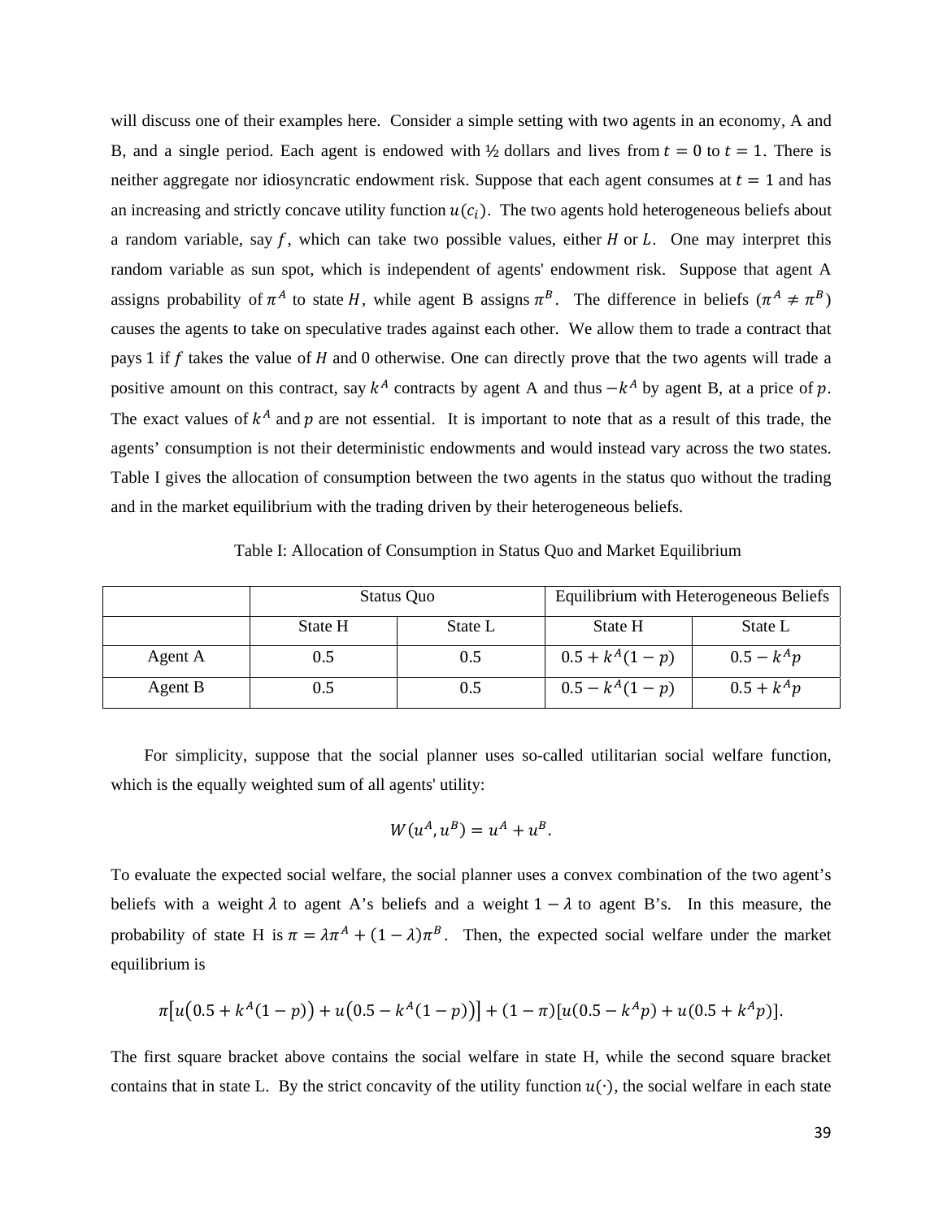will discuss one of their examples here. Consider a simple setting with two agents in an economy, A and B, and a single period. Each agent is endowed with ½ dollars and lives from $t = 0$ to $t = 1$. There is neither aggregate nor idiosyncratic endowment risk. Suppose that each agent consumes at $t = 1$ and has an increasing and strictly concave utility function $u(c_i)$. The two agents hold heterogeneous beliefs about a random variable, say $f$, which can take two possible values, either $H$ or $L$. One may interpret this random variable as sun spot, which is independent of agents' endowment risk. Suppose that agent A assigns probability of $\pi^A$ to state $H$, while agent B assigns $\pi^B$. The difference in beliefs ($\pi^A \neq \pi^B$) causes the agents to take on speculative trades against each other. We allow them to trade a contract that pays 1 if $f$ takes the value of $H$ and 0 otherwise. One can directly prove that the two agents will trade a positive amount on this contract, say $k^A$ contracts by agent A and thus $-k^A$ by agent B, at a price of $p$. The exact values of $k^A$ and $p$ are not essential. It is important to note that as a result of this trade, the agents' consumption is not their deterministic endowments and would instead vary across the two states. Table I gives the allocation of consumption between the two agents in the status quo without the trading and in the market equilibrium with the trading driven by their heterogeneous beliefs.

Table I: Allocation of Consumption in Status Quo and Market Equilibrium

| | Status Quo | | Equilibrium with Heterogeneous Beliefs | |
|---|---|---|---|---|
| | State H | State L | State H | State L |
| Agent A | 0.5 | 0.5 | $0.5 + k^A(1-p)$ | $0.5 - k^A p$ |
| Agent B | 0.5 | 0.5 | $0.5 - k^A(1-p)$ | $0.5 + k^A p$ |

For simplicity, suppose that the social planner uses so-called utilitarian social welfare function, which is the equally weighted sum of all agents' utility:

$$W(u^A, u^B) = u^A + u^B.$$

To evaluate the expected social welfare, the social planner uses a convex combination of the two agent's beliefs with a weight $\lambda$ to agent A's beliefs and a weight $1 - \lambda$ to agent B's. In this measure, the probability of state H is $\pi = \lambda\pi^A + (1 - \lambda)\pi^B$. Then, the expected social welfare under the market equilibrium is

$$\pi\left[u\left(0.5 + k^A(1-p)\right) + u\left(0.5 - k^A(1-p)\right)\right] + (1-\pi)[u(0.5 - k^A p) + u(0.5 + k^A p)].$$

The first square bracket above contains the social welfare in state H, while the second square bracket contains that in state L. By the strict concavity of the utility function $u(\cdot)$, the social welfare in each state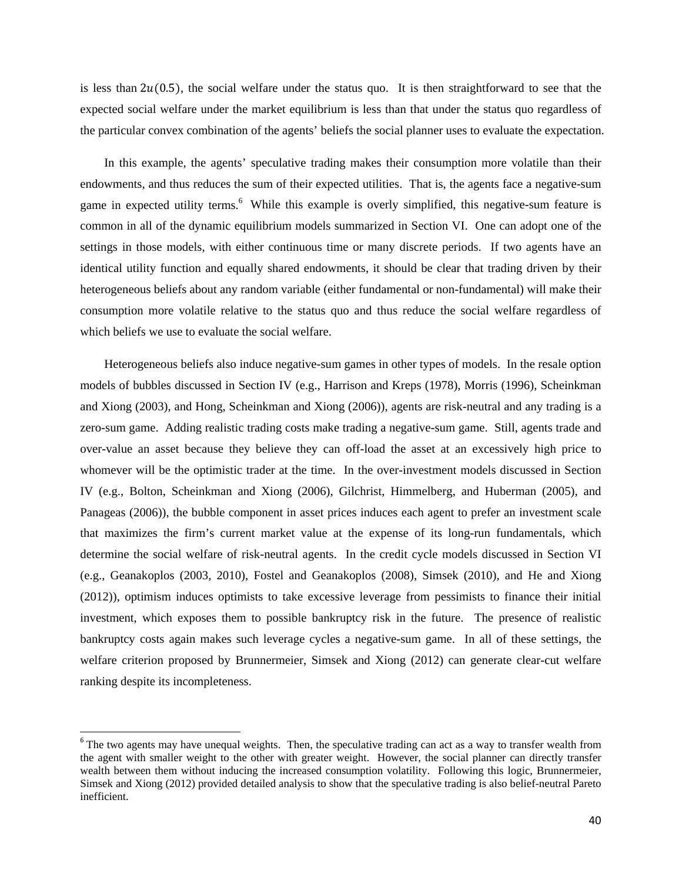is less than $2u(0.5)$, the social welfare under the status quo. It is then straightforward to see that the expected social welfare under the market equilibrium is less than that under the status quo regardless of the particular convex combination of the agents' beliefs the social planner uses to evaluate the expectation.

In this example, the agents' speculative trading makes their consumption more volatile than their endowments, and thus reduces the sum of their expected utilities. That is, the agents face a negative-sum game in expected utility terms.[6] While this example is overly simplified, this negative-sum feature is common in all of the dynamic equilibrium models summarized in Section VI. One can adopt one of the settings in those models, with either continuous time or many discrete periods. If two agents have an identical utility function and equally shared endowments, it should be clear that trading driven by their heterogeneous beliefs about any random variable (either fundamental or non-fundamental) will make their consumption more volatile relative to the status quo and thus reduce the social welfare regardless of which beliefs we use to evaluate the social welfare.

Heterogeneous beliefs also induce negative-sum games in other types of models. In the resale option models of bubbles discussed in Section IV (e.g., Harrison and Kreps (1978), Morris (1996), Scheinkman and Xiong (2003), and Hong, Scheinkman and Xiong (2006)), agents are risk-neutral and any trading is a zero-sum game. Adding realistic trading costs make trading a negative-sum game. Still, agents trade and over-value an asset because they believe they can off-load the asset at an excessively high price to whomever will be the optimistic trader at the time. In the over-investment models discussed in Section IV (e.g., Bolton, Scheinkman and Xiong (2006), Gilchrist, Himmelberg, and Huberman (2005), and Panageas (2006)), the bubble component in asset prices induces each agent to prefer an investment scale that maximizes the firm's current market value at the expense of its long-run fundamentals, which determine the social welfare of risk-neutral agents. In the credit cycle models discussed in Section VI (e.g., Geanakoplos (2003, 2010), Fostel and Geanakoplos (2008), Simsek (2010), and He and Xiong (2012)), optimism induces optimists to take excessive leverage from pessimists to finance their initial investment, which exposes them to possible bankruptcy risk in the future. The presence of realistic bankruptcy costs again makes such leverage cycles a negative-sum game. In all of these settings, the welfare criterion proposed by Brunnermeier, Simsek and Xiong (2012) can generate clear-cut welfare ranking despite its incompleteness.

---

[6] The two agents may have unequal weights. Then, the speculative trading can act as a way to transfer wealth from the agent with smaller weight to the other with greater weight. However, the social planner can directly transfer wealth between them without inducing the increased consumption volatility. Following this logic, Brunnermeier, Simsek and Xiong (2012) provided detailed analysis to show that the speculative trading is also belief-neutral Pareto inefficient.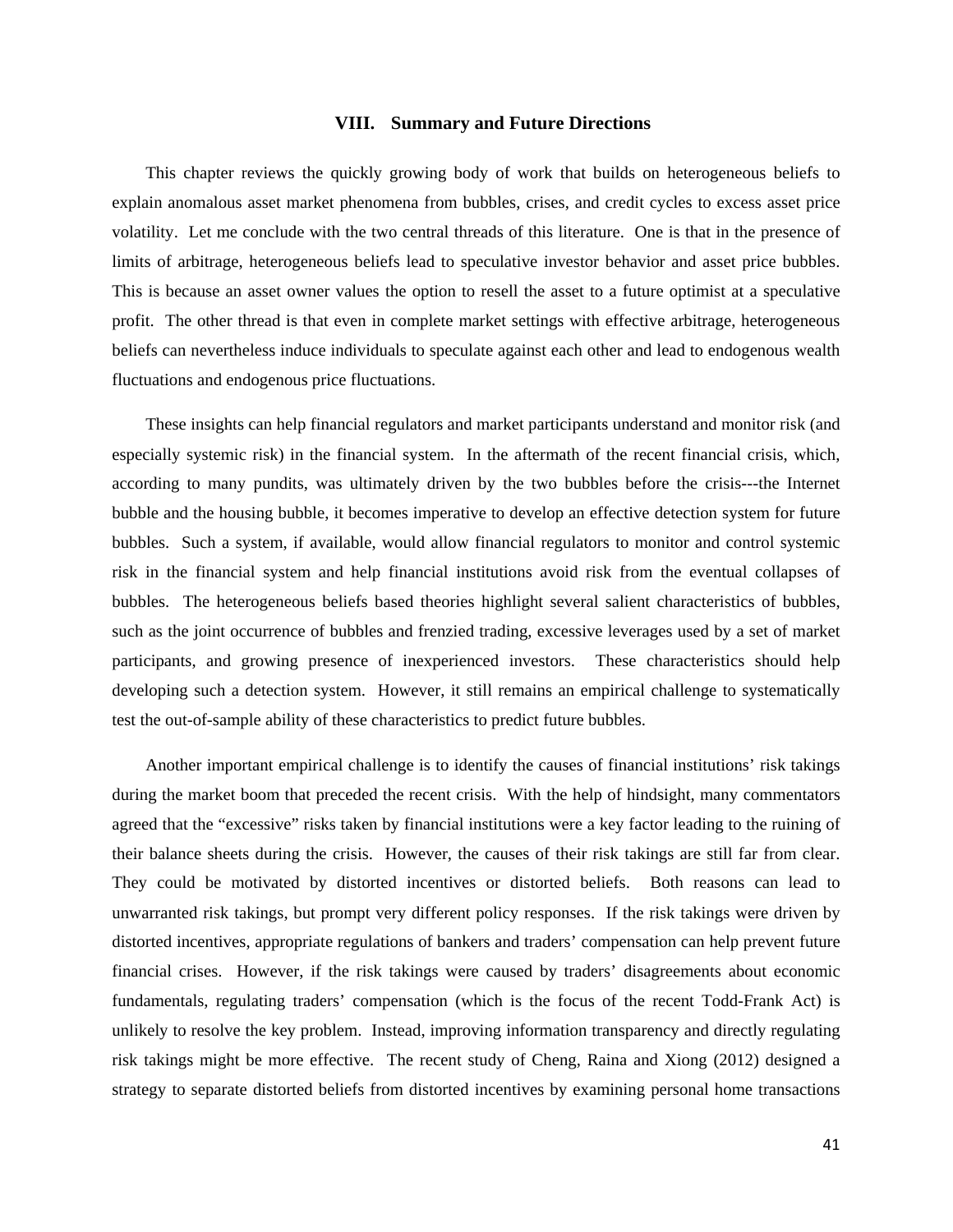## VIII. Summary and Future Directions

This chapter reviews the quickly growing body of work that builds on heterogeneous beliefs to explain anomalous asset market phenomena from bubbles, crises, and credit cycles to excess asset price volatility. Let me conclude with the two central threads of this literature. One is that in the presence of limits of arbitrage, heterogeneous beliefs lead to speculative investor behavior and asset price bubbles. This is because an asset owner values the option to resell the asset to a future optimist at a speculative profit. The other thread is that even in complete market settings with effective arbitrage, heterogeneous beliefs can nevertheless induce individuals to speculate against each other and lead to endogenous wealth fluctuations and endogenous price fluctuations.

These insights can help financial regulators and market participants understand and monitor risk (and especially systemic risk) in the financial system. In the aftermath of the recent financial crisis, which, according to many pundits, was ultimately driven by the two bubbles before the crisis---the Internet bubble and the housing bubble, it becomes imperative to develop an effective detection system for future bubbles. Such a system, if available, would allow financial regulators to monitor and control systemic risk in the financial system and help financial institutions avoid risk from the eventual collapses of bubbles. The heterogeneous beliefs based theories highlight several salient characteristics of bubbles, such as the joint occurrence of bubbles and frenzied trading, excessive leverages used by a set of market participants, and growing presence of inexperienced investors. These characteristics should help developing such a detection system. However, it still remains an empirical challenge to systematically test the out-of-sample ability of these characteristics to predict future bubbles.

Another important empirical challenge is to identify the causes of financial institutions' risk takings during the market boom that preceded the recent crisis. With the help of hindsight, many commentators agreed that the "excessive" risks taken by financial institutions were a key factor leading to the ruining of their balance sheets during the crisis. However, the causes of their risk takings are still far from clear. They could be motivated by distorted incentives or distorted beliefs. Both reasons can lead to unwarranted risk takings, but prompt very different policy responses. If the risk takings were driven by distorted incentives, appropriate regulations of bankers and traders' compensation can help prevent future financial crises. However, if the risk takings were caused by traders' disagreements about economic fundamentals, regulating traders' compensation (which is the focus of the recent Todd-Frank Act) is unlikely to resolve the key problem. Instead, improving information transparency and directly regulating risk takings might be more effective. The recent study of Cheng, Raina and Xiong (2012) designed a strategy to separate distorted beliefs from distorted incentives by examining personal home transactions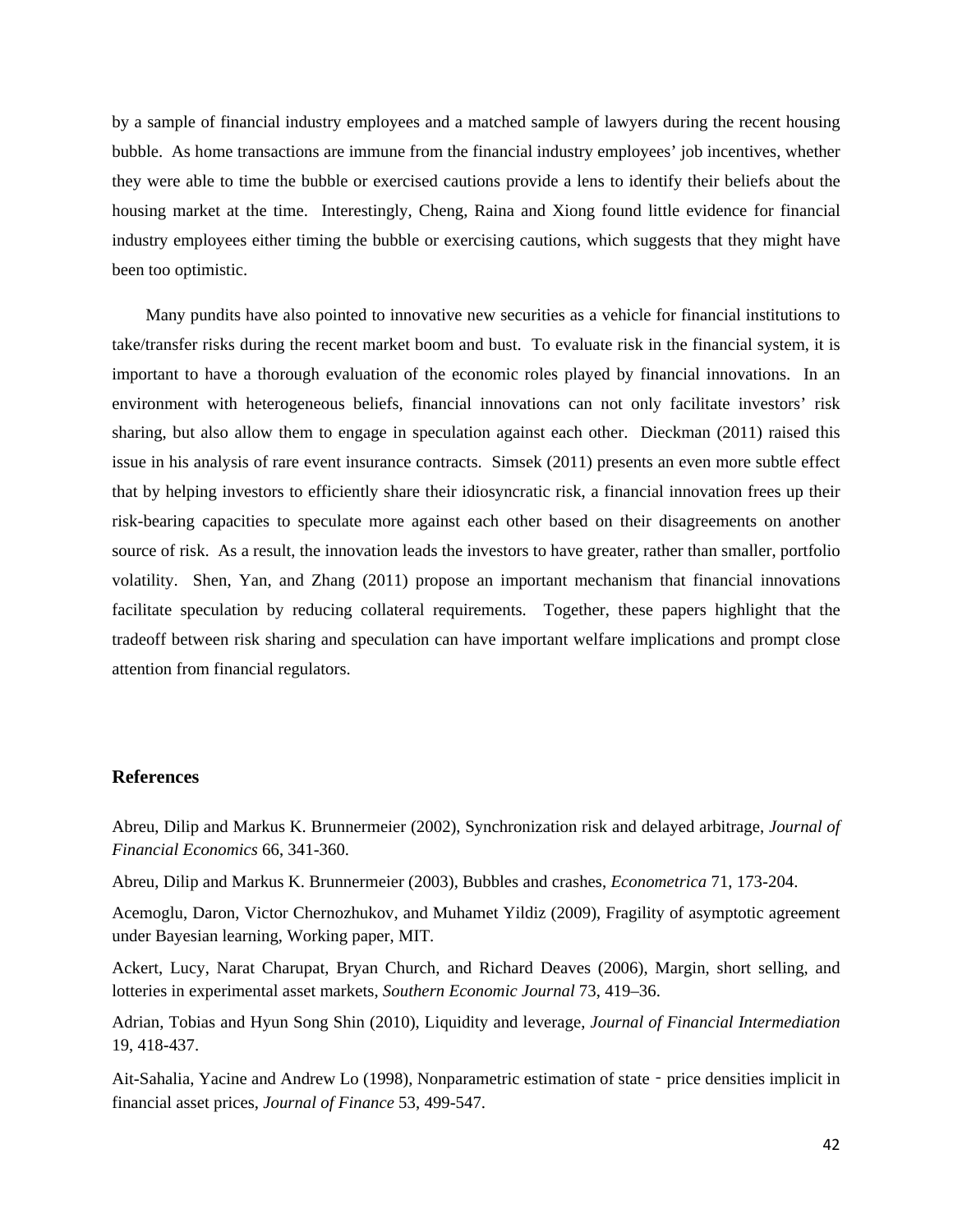by a sample of financial industry employees and a matched sample of lawyers during the recent housing bubble. As home transactions are immune from the financial industry employees' job incentives, whether they were able to time the bubble or exercised cautions provide a lens to identify their beliefs about the housing market at the time. Interestingly, Cheng, Raina and Xiong found little evidence for financial industry employees either timing the bubble or exercising cautions, which suggests that they might have been too optimistic.

Many pundits have also pointed to innovative new securities as a vehicle for financial institutions to take/transfer risks during the recent market boom and bust. To evaluate risk in the financial system, it is important to have a thorough evaluation of the economic roles played by financial innovations. In an environment with heterogeneous beliefs, financial innovations can not only facilitate investors' risk sharing, but also allow them to engage in speculation against each other. Dieckman (2011) raised this issue in his analysis of rare event insurance contracts. Simsek (2011) presents an even more subtle effect that by helping investors to efficiently share their idiosyncratic risk, a financial innovation frees up their risk-bearing capacities to speculate more against each other based on their disagreements on another source of risk. As a result, the innovation leads the investors to have greater, rather than smaller, portfolio volatility. Shen, Yan, and Zhang (2011) propose an important mechanism that financial innovations facilitate speculation by reducing collateral requirements. Together, these papers highlight that the tradeoff between risk sharing and speculation can have important welfare implications and prompt close attention from financial regulators.

## References

Abreu, Dilip and Markus K. Brunnermeier (2002), Synchronization risk and delayed arbitrage, *Journal of Financial Economics* 66, 341-360.

Abreu, Dilip and Markus K. Brunnermeier (2003), Bubbles and crashes, *Econometrica* 71, 173-204.

Acemoglu, Daron, Victor Chernozhukov, and Muhamet Yildiz (2009), Fragility of asymptotic agreement under Bayesian learning, Working paper, MIT.

Ackert, Lucy, Narat Charupat, Bryan Church, and Richard Deaves (2006), Margin, short selling, and lotteries in experimental asset markets, *Southern Economic Journal* 73, 419–36.

Adrian, Tobias and Hyun Song Shin (2010), Liquidity and leverage, *Journal of Financial Intermediation* 19, 418-437.

Ait-Sahalia, Yacine and Andrew Lo (1998), Nonparametric estimation of state‐price densities implicit in financial asset prices, *Journal of Finance* 53, 499-547.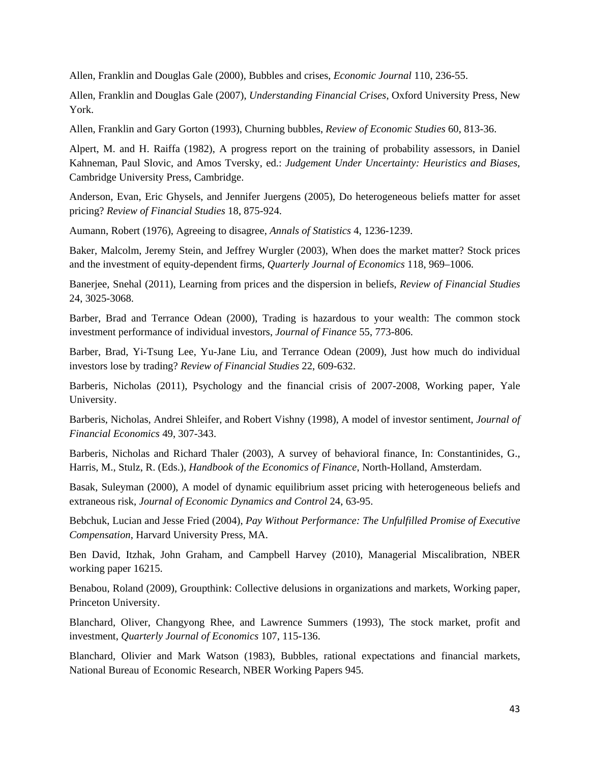Allen, Franklin and Douglas Gale (2000), Bubbles and crises, *Economic Journal* 110, 236-55.

Allen, Franklin and Douglas Gale (2007), *Understanding Financial Crises*, Oxford University Press, New York.

Allen, Franklin and Gary Gorton (1993), Churning bubbles, *Review of Economic Studies* 60, 813-36.

Alpert, M. and H. Raiffa (1982), A progress report on the training of probability assessors, in Daniel Kahneman, Paul Slovic, and Amos Tversky, ed.: *Judgement Under Uncertainty: Heuristics and Biases*, Cambridge University Press, Cambridge.

Anderson, Evan, Eric Ghysels, and Jennifer Juergens (2005), Do heterogeneous beliefs matter for asset pricing? *Review of Financial Studies* 18, 875-924.

Aumann, Robert (1976), Agreeing to disagree, *Annals of Statistics* 4, 1236-1239.

Baker, Malcolm, Jeremy Stein, and Jeffrey Wurgler (2003), When does the market matter? Stock prices and the investment of equity-dependent firms, *Quarterly Journal of Economics* 118, 969–1006.

Banerjee, Snehal (2011), Learning from prices and the dispersion in beliefs, *Review of Financial Studies* 24, 3025-3068.

Barber, Brad and Terrance Odean (2000), Trading is hazardous to your wealth: The common stock investment performance of individual investors, *Journal of Finance* 55, 773-806.

Barber, Brad, Yi-Tsung Lee, Yu-Jane Liu, and Terrance Odean (2009), Just how much do individual investors lose by trading? *Review of Financial Studies* 22, 609-632.

Barberis, Nicholas (2011), Psychology and the financial crisis of 2007-2008, Working paper, Yale University.

Barberis, Nicholas, Andrei Shleifer, and Robert Vishny (1998), A model of investor sentiment, *Journal of Financial Economics* 49, 307-343.

Barberis, Nicholas and Richard Thaler (2003), A survey of behavioral finance, In: Constantinides, G., Harris, M., Stulz, R. (Eds.), *Handbook of the Economics of Finance*, North-Holland, Amsterdam.

Basak, Suleyman (2000), A model of dynamic equilibrium asset pricing with heterogeneous beliefs and extraneous risk, *Journal of Economic Dynamics and Control* 24, 63-95.

Bebchuk, Lucian and Jesse Fried (2004), *Pay Without Performance: The Unfulfilled Promise of Executive Compensation*, Harvard University Press, MA.

Ben David, Itzhak, John Graham, and Campbell Harvey (2010), Managerial Miscalibration, NBER working paper 16215.

Benabou, Roland (2009), Groupthink: Collective delusions in organizations and markets, Working paper, Princeton University.

Blanchard, Oliver, Changyong Rhee, and Lawrence Summers (1993), The stock market, profit and investment, *Quarterly Journal of Economics* 107, 115-136.

Blanchard, Olivier and Mark Watson (1983), Bubbles, rational expectations and financial markets, National Bureau of Economic Research, NBER Working Papers 945.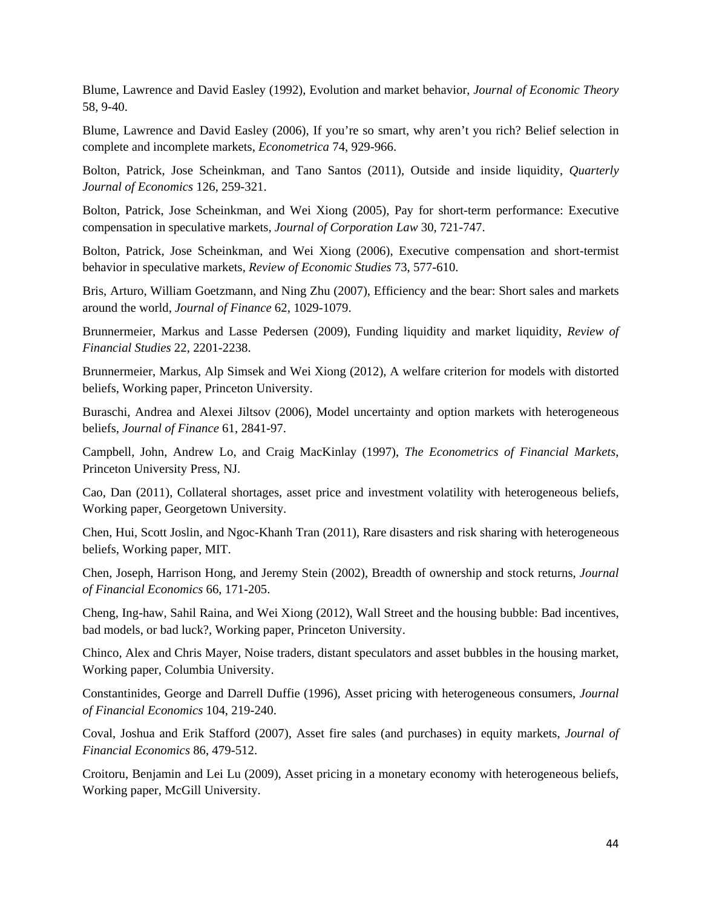Blume, Lawrence and David Easley (1992), Evolution and market behavior, *Journal of Economic Theory* 58, 9-40.

Blume, Lawrence and David Easley (2006), If you're so smart, why aren't you rich? Belief selection in complete and incomplete markets, *Econometrica* 74, 929-966.

Bolton, Patrick, Jose Scheinkman, and Tano Santos (2011), Outside and inside liquidity, *Quarterly Journal of Economics* 126, 259-321.

Bolton, Patrick, Jose Scheinkman, and Wei Xiong (2005), Pay for short-term performance: Executive compensation in speculative markets, *Journal of Corporation Law* 30, 721-747.

Bolton, Patrick, Jose Scheinkman, and Wei Xiong (2006), Executive compensation and short-termist behavior in speculative markets, *Review of Economic Studies* 73, 577-610.

Bris, Arturo, William Goetzmann, and Ning Zhu (2007), Efficiency and the bear: Short sales and markets around the world, *Journal of Finance* 62, 1029-1079.

Brunnermeier, Markus and Lasse Pedersen (2009), Funding liquidity and market liquidity, *Review of Financial Studies* 22, 2201-2238.

Brunnermeier, Markus, Alp Simsek and Wei Xiong (2012), A welfare criterion for models with distorted beliefs, Working paper, Princeton University.

Buraschi, Andrea and Alexei Jiltsov (2006), Model uncertainty and option markets with heterogeneous beliefs, *Journal of Finance* 61, 2841-97.

Campbell, John, Andrew Lo, and Craig MacKinlay (1997), *The Econometrics of Financial Markets*, Princeton University Press, NJ.

Cao, Dan (2011), Collateral shortages, asset price and investment volatility with heterogeneous beliefs, Working paper, Georgetown University.

Chen, Hui, Scott Joslin, and Ngoc-Khanh Tran (2011), Rare disasters and risk sharing with heterogeneous beliefs, Working paper, MIT.

Chen, Joseph, Harrison Hong, and Jeremy Stein (2002), Breadth of ownership and stock returns, *Journal of Financial Economics* 66, 171-205.

Cheng, Ing-haw, Sahil Raina, and Wei Xiong (2012), Wall Street and the housing bubble: Bad incentives, bad models, or bad luck?, Working paper, Princeton University.

Chinco, Alex and Chris Mayer, Noise traders, distant speculators and asset bubbles in the housing market, Working paper, Columbia University.

Constantinides, George and Darrell Duffie (1996), Asset pricing with heterogeneous consumers, *Journal of Financial Economics* 104, 219-240.

Coval, Joshua and Erik Stafford (2007), Asset fire sales (and purchases) in equity markets, *Journal of Financial Economics* 86, 479-512.

Croitoru, Benjamin and Lei Lu (2009), Asset pricing in a monetary economy with heterogeneous beliefs, Working paper, McGill University.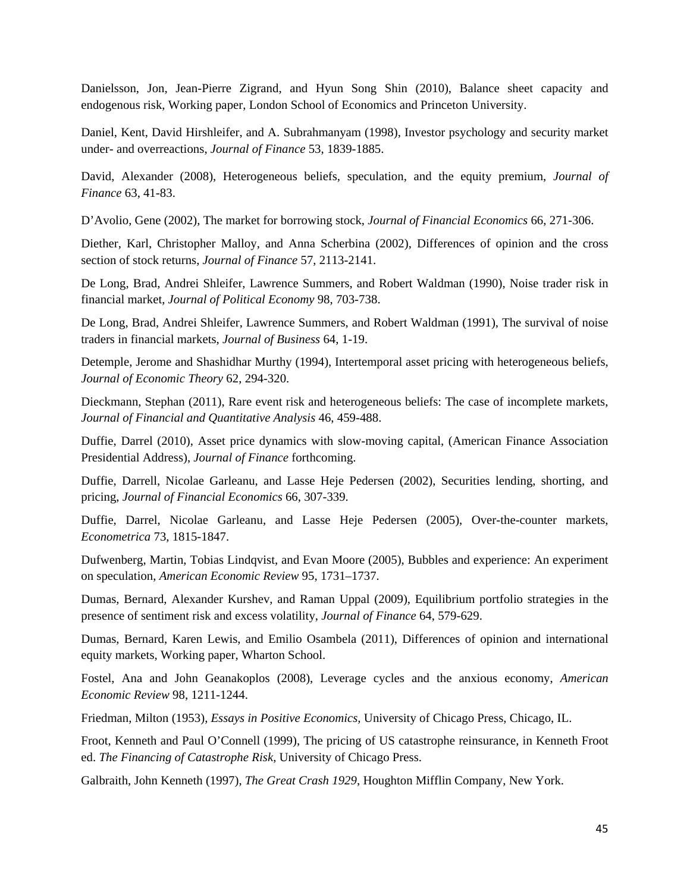Danielsson, Jon, Jean-Pierre Zigrand, and Hyun Song Shin (2010), Balance sheet capacity and endogenous risk, Working paper, London School of Economics and Princeton University.

Daniel, Kent, David Hirshleifer, and A. Subrahmanyam (1998), Investor psychology and security market under- and overreactions, *Journal of Finance* 53, 1839-1885.

David, Alexander (2008), Heterogeneous beliefs, speculation, and the equity premium, *Journal of Finance* 63, 41-83.

D'Avolio, Gene (2002), The market for borrowing stock, *Journal of Financial Economics* 66, 271-306.

Diether, Karl, Christopher Malloy, and Anna Scherbina (2002), Differences of opinion and the cross section of stock returns, *Journal of Finance* 57, 2113-2141.

De Long, Brad, Andrei Shleifer, Lawrence Summers, and Robert Waldman (1990), Noise trader risk in financial market, *Journal of Political Economy* 98, 703-738.

De Long, Brad, Andrei Shleifer, Lawrence Summers, and Robert Waldman (1991), The survival of noise traders in financial markets, *Journal of Business* 64, 1-19.

Detemple, Jerome and Shashidhar Murthy (1994), Intertemporal asset pricing with heterogeneous beliefs, *Journal of Economic Theory* 62, 294-320.

Dieckmann, Stephan (2011), Rare event risk and heterogeneous beliefs: The case of incomplete markets, *Journal of Financial and Quantitative Analysis* 46, 459-488.

Duffie, Darrel (2010), Asset price dynamics with slow-moving capital, (American Finance Association Presidential Address), *Journal of Finance* forthcoming.

Duffie, Darrell, Nicolae Garleanu, and Lasse Heje Pedersen (2002), Securities lending, shorting, and pricing, *Journal of Financial Economics* 66, 307-339.

Duffie, Darrel, Nicolae Garleanu, and Lasse Heje Pedersen (2005), Over-the-counter markets, *Econometrica* 73, 1815-1847.

Dufwenberg, Martin, Tobias Lindqvist, and Evan Moore (2005), Bubbles and experience: An experiment on speculation, *American Economic Review* 95, 1731–1737.

Dumas, Bernard, Alexander Kurshev, and Raman Uppal (2009), Equilibrium portfolio strategies in the presence of sentiment risk and excess volatility, *Journal of Finance* 64, 579-629.

Dumas, Bernard, Karen Lewis, and Emilio Osambela (2011), Differences of opinion and international equity markets, Working paper, Wharton School.

Fostel, Ana and John Geanakoplos (2008), Leverage cycles and the anxious economy, *American Economic Review* 98, 1211-1244.

Friedman, Milton (1953), *Essays in Positive Economics*, University of Chicago Press, Chicago, IL.

Froot, Kenneth and Paul O'Connell (1999), The pricing of US catastrophe reinsurance, in Kenneth Froot ed. *The Financing of Catastrophe Risk*, University of Chicago Press.

Galbraith, John Kenneth (1997), *The Great Crash 1929*, Houghton Mifflin Company, New York.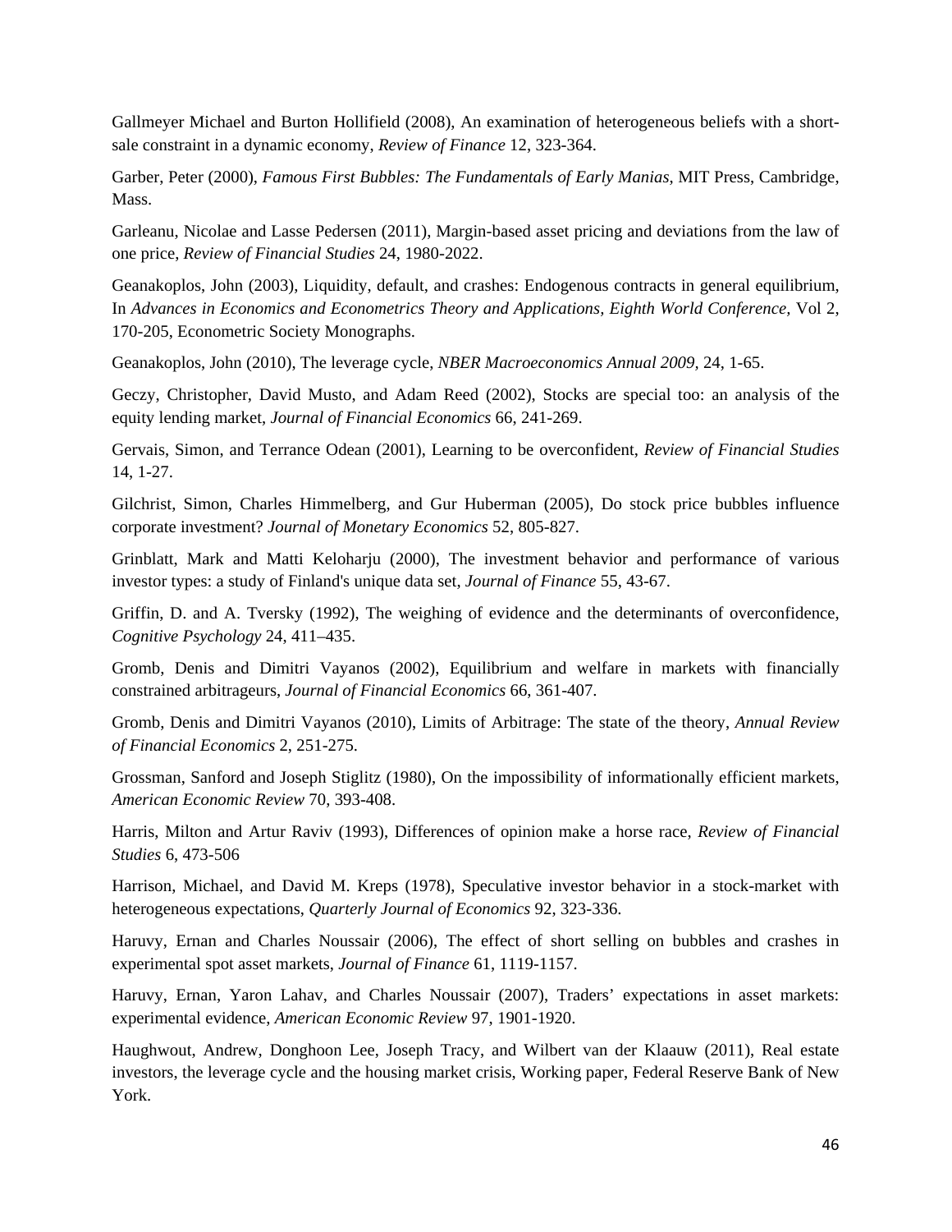Gallmeyer Michael and Burton Hollifield (2008), An examination of heterogeneous beliefs with a short-sale constraint in a dynamic economy, *Review of Finance* 12, 323-364.

Garber, Peter (2000), *Famous First Bubbles: The Fundamentals of Early Manias*, MIT Press, Cambridge, Mass.

Garleanu, Nicolae and Lasse Pedersen (2011), Margin-based asset pricing and deviations from the law of one price, *Review of Financial Studies* 24, 1980-2022.

Geanakoplos, John (2003), Liquidity, default, and crashes: Endogenous contracts in general equilibrium, In *Advances in Economics and Econometrics Theory and Applications, Eighth World Conference,* Vol 2, 170-205, Econometric Society Monographs.

Geanakoplos, John (2010), The leverage cycle, *NBER Macroeconomics Annual 2009,* 24, 1-65.

Geczy, Christopher, David Musto, and Adam Reed (2002), Stocks are special too: an analysis of the equity lending market, *Journal of Financial Economics* 66, 241-269.

Gervais, Simon, and Terrance Odean (2001), Learning to be overconfident, *Review of Financial Studies* 14, 1-27.

Gilchrist, Simon, Charles Himmelberg, and Gur Huberman (2005), Do stock price bubbles influence corporate investment? *Journal of Monetary Economics* 52, 805-827.

Grinblatt, Mark and Matti Keloharju (2000), The investment behavior and performance of various investor types: a study of Finland's unique data set, *Journal of Finance* 55, 43-67.

Griffin, D. and A. Tversky (1992), The weighing of evidence and the determinants of overconfidence, *Cognitive Psychology* 24, 411–435.

Gromb, Denis and Dimitri Vayanos (2002), Equilibrium and welfare in markets with financially constrained arbitrageurs, *Journal of Financial Economics* 66, 361-407.

Gromb, Denis and Dimitri Vayanos (2010), Limits of Arbitrage: The state of the theory, *Annual Review of Financial Economics* 2, 251-275.

Grossman, Sanford and Joseph Stiglitz (1980), On the impossibility of informationally efficient markets, *American Economic Review* 70, 393-408.

Harris, Milton and Artur Raviv (1993), Differences of opinion make a horse race, *Review of Financial Studies* 6, 473-506

Harrison, Michael, and David M. Kreps (1978), Speculative investor behavior in a stock-market with heterogeneous expectations, *Quarterly Journal of Economics* 92, 323-336.

Haruvy, Ernan and Charles Noussair (2006), The effect of short selling on bubbles and crashes in experimental spot asset markets, *Journal of Finance* 61, 1119-1157.

Haruvy, Ernan, Yaron Lahav, and Charles Noussair (2007), Traders' expectations in asset markets: experimental evidence, *American Economic Review* 97, 1901-1920.

Haughwout, Andrew, Donghoon Lee, Joseph Tracy, and Wilbert van der Klaauw (2011), Real estate investors, the leverage cycle and the housing market crisis, Working paper, Federal Reserve Bank of New York.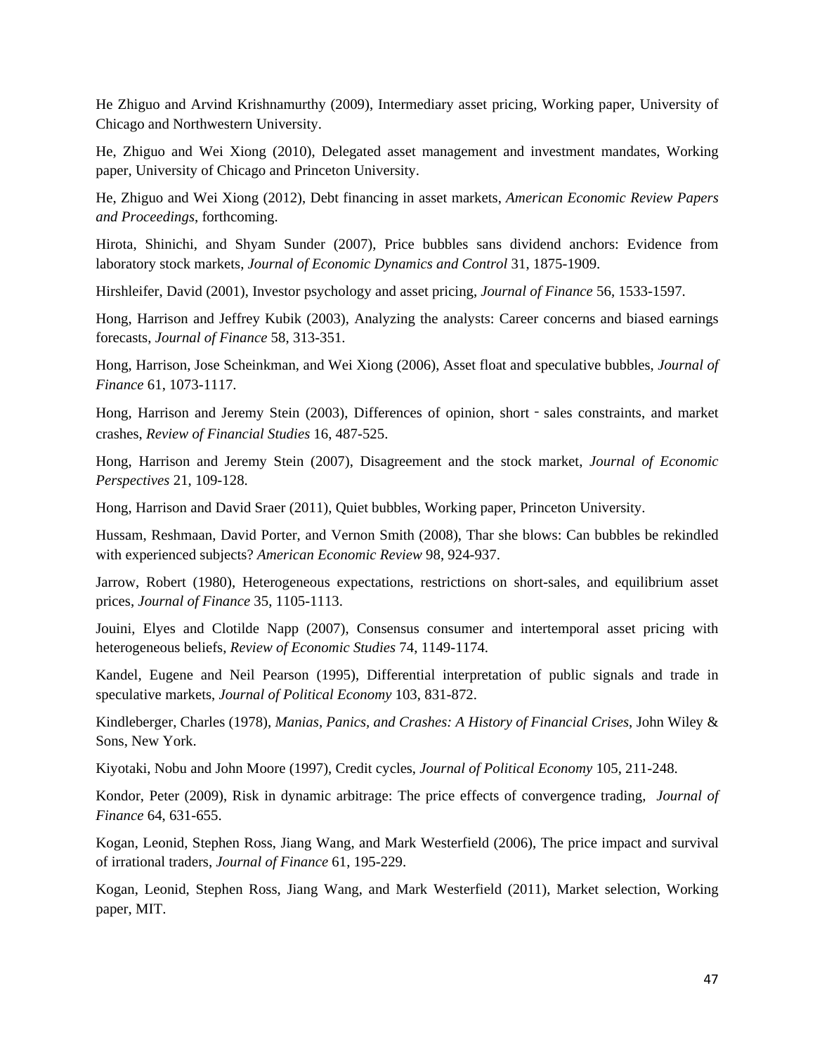He Zhiguo and Arvind Krishnamurthy (2009), Intermediary asset pricing, Working paper, University of Chicago and Northwestern University.

He, Zhiguo and Wei Xiong (2010), Delegated asset management and investment mandates, Working paper, University of Chicago and Princeton University.

He, Zhiguo and Wei Xiong (2012), Debt financing in asset markets, *American Economic Review Papers and Proceedings*, forthcoming.

Hirota, Shinichi, and Shyam Sunder (2007), Price bubbles sans dividend anchors: Evidence from laboratory stock markets, *Journal of Economic Dynamics and Control* 31, 1875-1909.

Hirshleifer, David (2001), Investor psychology and asset pricing, *Journal of Finance* 56, 1533-1597.

Hong, Harrison and Jeffrey Kubik (2003), Analyzing the analysts: Career concerns and biased earnings forecasts, *Journal of Finance* 58, 313-351.

Hong, Harrison, Jose Scheinkman, and Wei Xiong (2006), Asset float and speculative bubbles, *Journal of Finance* 61, 1073-1117.

Hong, Harrison and Jeremy Stein (2003), Differences of opinion, short‐sales constraints, and market crashes, *Review of Financial Studies* 16, 487-525.

Hong, Harrison and Jeremy Stein (2007), Disagreement and the stock market, *Journal of Economic Perspectives* 21, 109-128.

Hong, Harrison and David Sraer (2011), Quiet bubbles, Working paper, Princeton University.

Hussam, Reshmaan, David Porter, and Vernon Smith (2008), Thar she blows: Can bubbles be rekindled with experienced subjects? *American Economic Review* 98, 924-937.

Jarrow, Robert (1980), Heterogeneous expectations, restrictions on short-sales, and equilibrium asset prices, *Journal of Finance* 35, 1105-1113.

Jouini, Elyes and Clotilde Napp (2007), Consensus consumer and intertemporal asset pricing with heterogeneous beliefs, *Review of Economic Studies* 74, 1149-1174.

Kandel, Eugene and Neil Pearson (1995), Differential interpretation of public signals and trade in speculative markets, *Journal of Political Economy* 103, 831-872.

Kindleberger, Charles (1978), *Manias, Panics, and Crashes: A History of Financial Crises*, John Wiley & Sons, New York.

Kiyotaki, Nobu and John Moore (1997), Credit cycles, *Journal of Political Economy* 105, 211-248.

Kondor, Peter (2009), Risk in dynamic arbitrage: The price effects of convergence trading, *Journal of Finance* 64, 631-655.

Kogan, Leonid, Stephen Ross, Jiang Wang, and Mark Westerfield (2006), The price impact and survival of irrational traders, *Journal of Finance* 61, 195-229.

Kogan, Leonid, Stephen Ross, Jiang Wang, and Mark Westerfield (2011), Market selection, Working paper, MIT.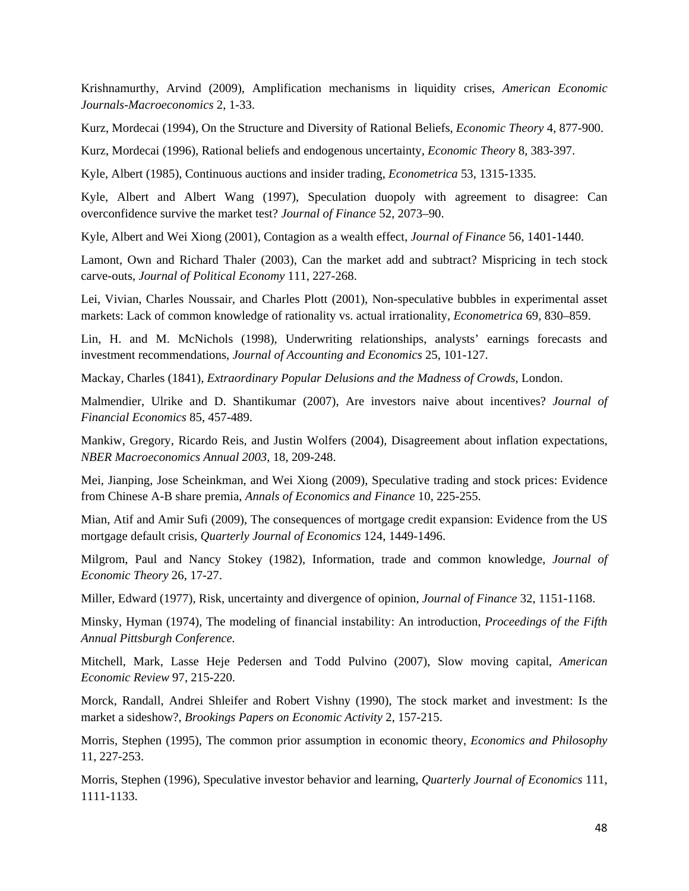Krishnamurthy, Arvind (2009), Amplification mechanisms in liquidity crises, *American Economic Journals-Macroeconomics* 2, 1-33.

Kurz, Mordecai (1994), On the Structure and Diversity of Rational Beliefs, *Economic Theory* 4, 877-900.

Kurz, Mordecai (1996), Rational beliefs and endogenous uncertainty, *Economic Theory* 8, 383-397.

Kyle, Albert (1985), Continuous auctions and insider trading, *Econometrica* 53, 1315-1335.

Kyle, Albert and Albert Wang (1997), Speculation duopoly with agreement to disagree: Can overconfidence survive the market test? *Journal of Finance* 52, 2073–90.

Kyle, Albert and Wei Xiong (2001), Contagion as a wealth effect, *Journal of Finance* 56, 1401-1440.

Lamont, Own and Richard Thaler (2003), Can the market add and subtract? Mispricing in tech stock carve-outs, *Journal of Political Economy* 111, 227-268.

Lei, Vivian, Charles Noussair, and Charles Plott (2001), Non-speculative bubbles in experimental asset markets: Lack of common knowledge of rationality vs. actual irrationality, *Econometrica* 69, 830–859.

Lin, H. and M. McNichols (1998), Underwriting relationships, analysts' earnings forecasts and investment recommendations, *Journal of Accounting and Economics* 25, 101-127.

Mackay, Charles (1841), *Extraordinary Popular Delusions and the Madness of Crowds*, London.

Malmendier, Ulrike and D. Shantikumar (2007), Are investors naive about incentives? *Journal of Financial Economics* 85, 457-489.

Mankiw, Gregory, Ricardo Reis, and Justin Wolfers (2004), Disagreement about inflation expectations, *NBER Macroeconomics Annual 2003*, 18, 209-248.

Mei, Jianping, Jose Scheinkman, and Wei Xiong (2009), Speculative trading and stock prices: Evidence from Chinese A-B share premia, *Annals of Economics and Finance* 10, 225-255.

Mian, Atif and Amir Sufi (2009), The consequences of mortgage credit expansion: Evidence from the US mortgage default crisis, *Quarterly Journal of Economics* 124, 1449-1496.

Milgrom, Paul and Nancy Stokey (1982), Information, trade and common knowledge, *Journal of Economic Theory* 26, 17-27.

Miller, Edward (1977), Risk, uncertainty and divergence of opinion, *Journal of Finance* 32, 1151-1168.

Minsky, Hyman (1974), The modeling of financial instability: An introduction, *Proceedings of the Fifth Annual Pittsburgh Conference.*

Mitchell, Mark, Lasse Heje Pedersen and Todd Pulvino (2007), Slow moving capital, *American Economic Review* 97, 215-220.

Morck, Randall, Andrei Shleifer and Robert Vishny (1990), The stock market and investment: Is the market a sideshow?, *Brookings Papers on Economic Activity* 2, 157-215.

Morris, Stephen (1995), The common prior assumption in economic theory, *Economics and Philosophy* 11, 227-253.

Morris, Stephen (1996), Speculative investor behavior and learning, *Quarterly Journal of Economics* 111, 1111-1133.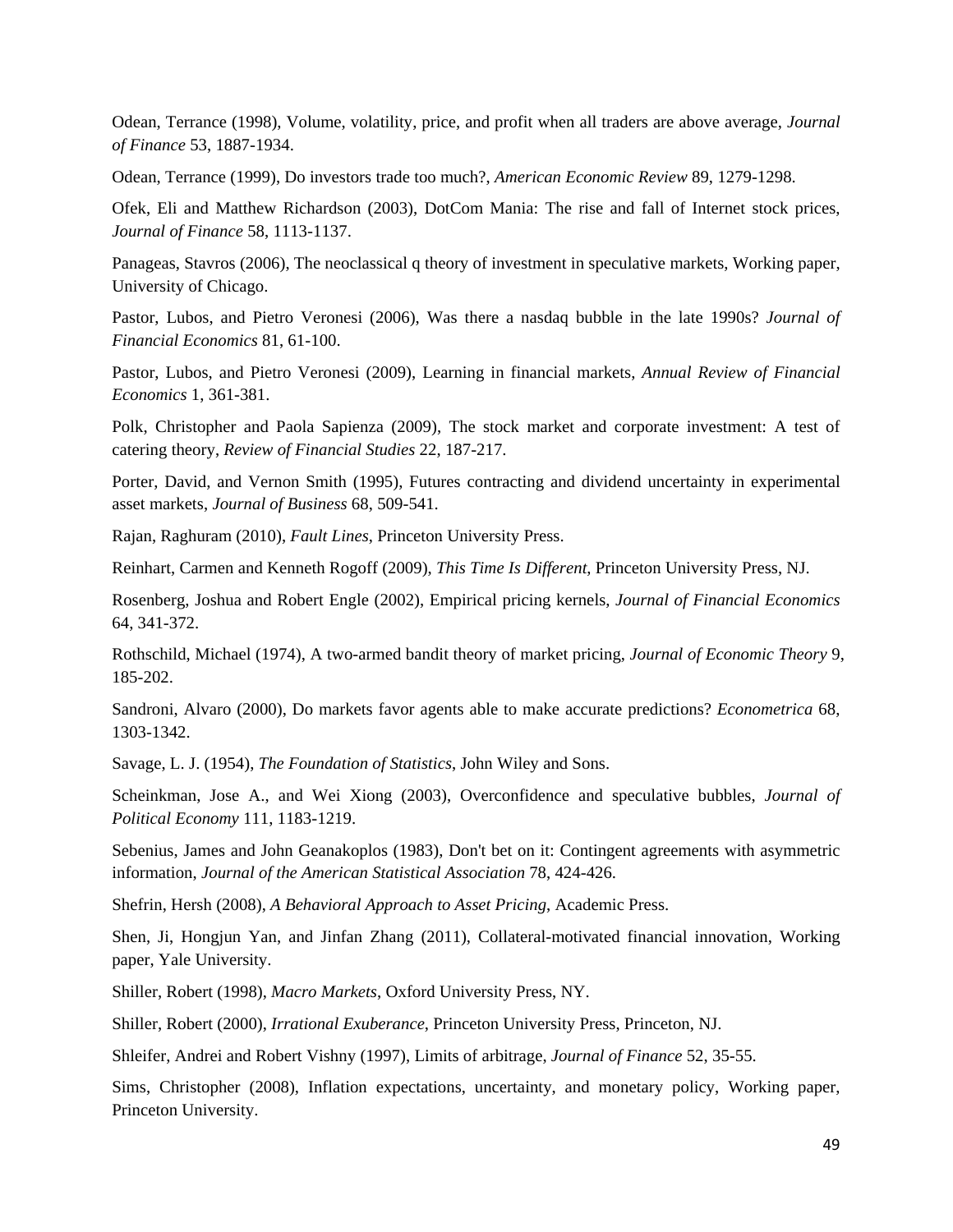Odean, Terrance (1998), Volume, volatility, price, and profit when all traders are above average, *Journal of Finance* 53, 1887-1934.

Odean, Terrance (1999), Do investors trade too much?, *American Economic Review* 89, 1279-1298.

Ofek, Eli and Matthew Richardson (2003), DotCom Mania: The rise and fall of Internet stock prices, *Journal of Finance* 58, 1113-1137.

Panageas, Stavros (2006), The neoclassical q theory of investment in speculative markets, Working paper, University of Chicago.

Pastor, Lubos, and Pietro Veronesi (2006), Was there a nasdaq bubble in the late 1990s? *Journal of Financial Economics* 81, 61-100.

Pastor, Lubos, and Pietro Veronesi (2009), Learning in financial markets, *Annual Review of Financial Economics* 1, 361-381.

Polk, Christopher and Paola Sapienza (2009), The stock market and corporate investment: A test of catering theory, *Review of Financial Studies* 22, 187-217.

Porter, David, and Vernon Smith (1995), Futures contracting and dividend uncertainty in experimental asset markets, *Journal of Business* 68, 509-541.

Rajan, Raghuram (2010), *Fault Lines*, Princeton University Press.

Reinhart, Carmen and Kenneth Rogoff (2009), *This Time Is Different*, Princeton University Press, NJ.

Rosenberg, Joshua and Robert Engle (2002), Empirical pricing kernels, *Journal of Financial Economics* 64, 341-372.

Rothschild, Michael (1974), A two-armed bandit theory of market pricing, *Journal of Economic Theory* 9, 185-202.

Sandroni, Alvaro (2000), Do markets favor agents able to make accurate predictions? *Econometrica* 68, 1303-1342.

Savage, L. J. (1954), *The Foundation of Statistics*, John Wiley and Sons.

Scheinkman, Jose A., and Wei Xiong (2003), Overconfidence and speculative bubbles, *Journal of Political Economy* 111, 1183-1219.

Sebenius, James and John Geanakoplos (1983), Don't bet on it: Contingent agreements with asymmetric information, *Journal of the American Statistical Association* 78, 424-426.

Shefrin, Hersh (2008), *A Behavioral Approach to Asset Pricing*, Academic Press.

Shen, Ji, Hongjun Yan, and Jinfan Zhang (2011), Collateral-motivated financial innovation, Working paper, Yale University.

Shiller, Robert (1998), *Macro Markets*, Oxford University Press, NY.

Shiller, Robert (2000), *Irrational Exuberance*, Princeton University Press, Princeton, NJ.

Shleifer, Andrei and Robert Vishny (1997), Limits of arbitrage, *Journal of Finance* 52, 35-55.

Sims, Christopher (2008), Inflation expectations, uncertainty, and monetary policy, Working paper, Princeton University.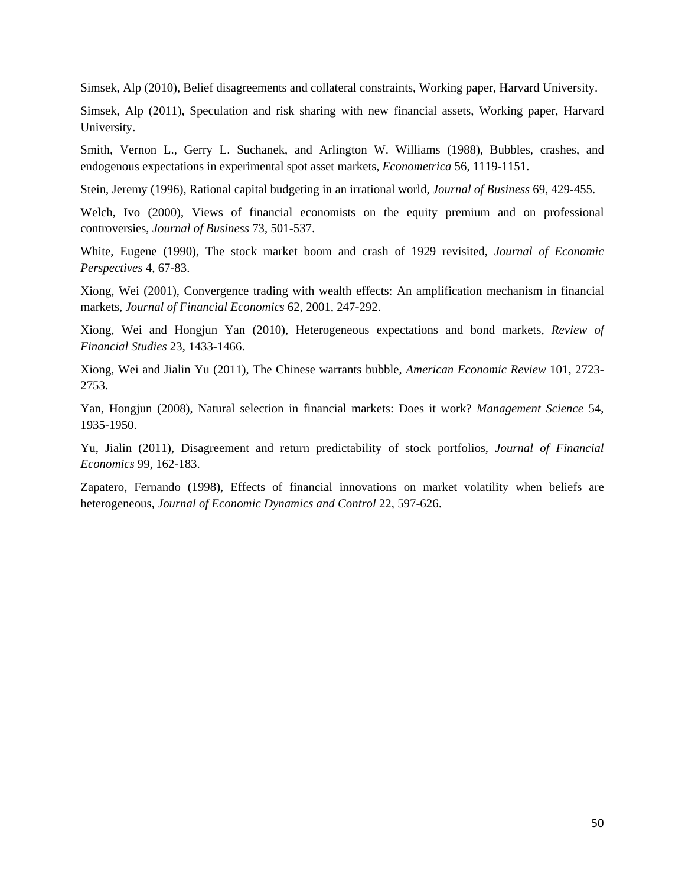Simsek, Alp (2010), Belief disagreements and collateral constraints, Working paper, Harvard University.

Simsek, Alp (2011), Speculation and risk sharing with new financial assets, Working paper, Harvard University.

Smith, Vernon L., Gerry L. Suchanek, and Arlington W. Williams (1988), Bubbles, crashes, and endogenous expectations in experimental spot asset markets, *Econometrica* 56, 1119-1151.

Stein, Jeremy (1996), Rational capital budgeting in an irrational world, *Journal of Business* 69, 429-455.

Welch, Ivo (2000), Views of financial economists on the equity premium and on professional controversies, *Journal of Business* 73, 501-537.

White, Eugene (1990), The stock market boom and crash of 1929 revisited, *Journal of Economic Perspectives* 4, 67-83.

Xiong, Wei (2001), Convergence trading with wealth effects: An amplification mechanism in financial markets, *Journal of Financial Economics* 62, 2001, 247-292.

Xiong, Wei and Hongjun Yan (2010), Heterogeneous expectations and bond markets, *Review of Financial Studies* 23, 1433-1466.

Xiong, Wei and Jialin Yu (2011), The Chinese warrants bubble, *American Economic Review* 101, 2723-2753.

Yan, Hongjun (2008), Natural selection in financial markets: Does it work? *Management Science* 54, 1935-1950.

Yu, Jialin (2011), Disagreement and return predictability of stock portfolios, *Journal of Financial Economics* 99, 162-183.

Zapatero, Fernando (1998), Effects of financial innovations on market volatility when beliefs are heterogeneous, *Journal of Economic Dynamics and Control* 22, 597-626.